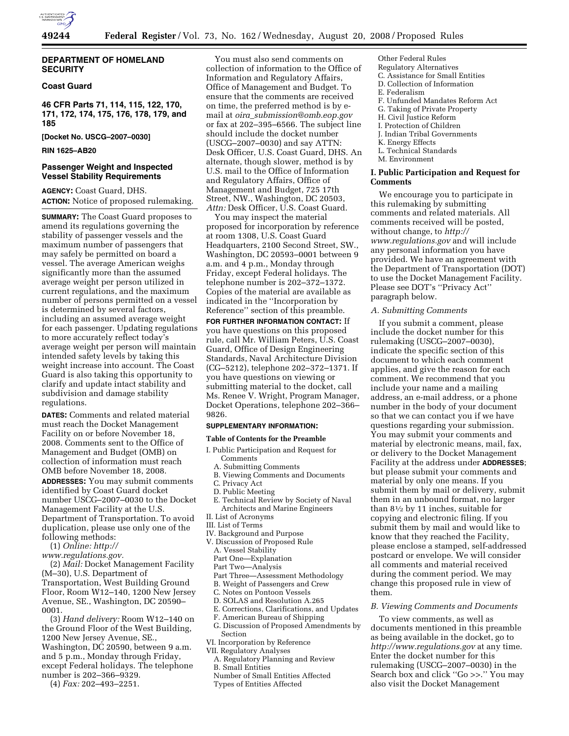**DEPARTMENT OF HOMELAND SECURITY**

**Coast Guard**

**46 CFR Parts 71, 114, 115, 122, 170, 171, 172, 174, 175, 176, 178, 179, and 185**

**[Docket No. USCG–2007–0030]**

**RIN 1625–AB20**

## Passenger Weight and Inspected Vessel Stability Requirements

**AGENCY:** Coast Guard, DHS.

**ACTION:** Notice of proposed rulemaking.

**SUMMARY:** The Coast Guard proposes to amend its regulations governing the stability of passenger vessels and the maximum number of passengers that may safely be permitted on board a vessel. The average American weighs significantly more than the assumed average weight per person utilized in current regulations, and the maximum number of persons permitted on a vessel is determined by several factors, including an assumed average weight for each passenger. Updating regulations to more accurately reflect today's average weight per person will maintain intended safety levels by taking this weight increase into account. The Coast Guard is also taking this opportunity to clarify and update intact stability and subdivision and damage stability regulations.

**DATES:** Comments and related material must reach the Docket Management Facility on or before November 18, 2008. Comments sent to the Office of Management and Budget (OMB) on collection of information must reach OMB before November 18, 2008.

**ADDRESSES:** You may submit comments identified by Coast Guard docket number USCG–2007–0030 to the Docket Management Facility at the U.S. Department of Transportation. To avoid duplication, please use only one of the following methods:

(1) *Online: http://www.regulations.gov.*

(2) *Mail:* Docket Management Facility (M–30), U.S. Department of Transportation, West Building Ground Floor, Room W12–140, 1200 New Jersey Avenue, SE., Washington, DC 20590–0001.

(3) *Hand delivery:* Room W12–140 on the Ground Floor of the West Building, 1200 New Jersey Avenue, SE., Washington, DC 20590, between 9 a.m. and 5 p.m., Monday through Friday, except Federal holidays. The telephone number is 202–366–9329.

(4) *Fax:* 202–493–2251.

You must also send comments on collection of information to the Office of Information and Regulatory Affairs, Office of Management and Budget. To ensure that the comments are received on time, the preferred method is by e-mail at *oira_submission@omb.eop.gov* or fax at 202–395–6566. The subject line should include the docket number (USCG–2007–0030) and say ATTN: Desk Officer, U.S. Coast Guard, DHS. An alternate, though slower, method is by U.S. mail to the Office of Information and Regulatory Affairs, Office of Management and Budget, 725 17th Street, NW., Washington, DC 20503, *Attn:* Desk Officer, U.S. Coast Guard.

You may inspect the material proposed for incorporation by reference at room 1308, U.S. Coast Guard Headquarters, 2100 Second Street, SW., Washington, DC 20593–0001 between 9 a.m. and 4 p.m., Monday through Friday, except Federal holidays. The telephone number is 202–372–1372. Copies of the material are available as indicated in the ''Incorporation by Reference'' section of this preamble.

**FOR FURTHER INFORMATION CONTACT:** If you have questions on this proposed rule, call Mr. William Peters, U.S. Coast Guard, Office of Design Engineering Standards, Naval Architecture Division (CG–5212), telephone 202–372–1371. If you have questions on viewing or submitting material to the docket, call Ms. Renee V. Wright, Program Manager, Docket Operations, telephone 202–366–9826.

**SUPPLEMENTARY INFORMATION:**

**Table of Contents for the Preamble**

- I. Public Participation and Request for Comments
  - A. Submitting Comments
  - B. Viewing Comments and Documents
  - C. Privacy Act
  - D. Public Meeting
  - E. Technical Review by Society of Naval Architects and Marine Engineers
- II. List of Acronyms
- III. List of Terms
- IV. Background and Purpose
- V. Discussion of Proposed Rule
  - A. Vessel Stability
  - Part One—Explanation
  - Part Two—Analysis
  - Part Three—Assessment Methodology
  - B. Weight of Passengers and Crew
  - C. Notes on Pontoon Vessels
  - D. SOLAS and Resolution A.265
  - E. Corrections, Clarifications, and Updates
  - F. American Bureau of Shipping
  - G. Discussion of Proposed Amendments by Section
- VI. Incorporation by Reference
- VII. Regulatory Analyses
  - A. Regulatory Planning and Review
  - B. Small Entities
  - Number of Small Entities Affected
  - Types of Entities Affected
  - Other Federal Rules
  - Regulatory Alternatives
  - C. Assistance for Small Entities
  - D. Collection of Information
  - E. Federalism
  - F. Unfunded Mandates Reform Act
  - G. Taking of Private Property
  - H. Civil Justice Reform
  - I. Protection of Children
  - J. Indian Tribal Governments
  - K. Energy Effects
  - L. Technical Standards
  - M. Environment

## I. Public Participation and Request for Comments

We encourage you to participate in this rulemaking by submitting comments and related materials. All comments received will be posted, without change, to *http://www.regulations.gov* and will include any personal information you have provided. We have an agreement with the Department of Transportation (DOT) to use the Docket Management Facility. Please see DOT's ''Privacy Act'' paragraph below.

### *A. Submitting Comments*

If you submit a comment, please include the docket number for this rulemaking (USCG–2007–0030), indicate the specific section of this document to which each comment applies, and give the reason for each comment. We recommend that you include your name and a mailing address, an e-mail address, or a phone number in the body of your document so that we can contact you if we have questions regarding your submission. You may submit your comments and material by electronic means, mail, fax, or delivery to the Docket Management Facility at the address under **ADDRESSES**; but please submit your comments and material by only one means. If you submit them by mail or delivery, submit them in an unbound format, no larger than 8½ by 11 inches, suitable for copying and electronic filing. If you submit them by mail and would like to know that they reached the Facility, please enclose a stamped, self-addressed postcard or envelope. We will consider all comments and material received during the comment period. We may change this proposed rule in view of them.

### *B. Viewing Comments and Documents*

To view comments, as well as documents mentioned in this preamble as being available in the docket, go to *http://www.regulations.gov* at any time. Enter the docket number for this rulemaking (USCG–2007–0030) in the Search box and click ''Go >>.'' You may also visit the Docket Management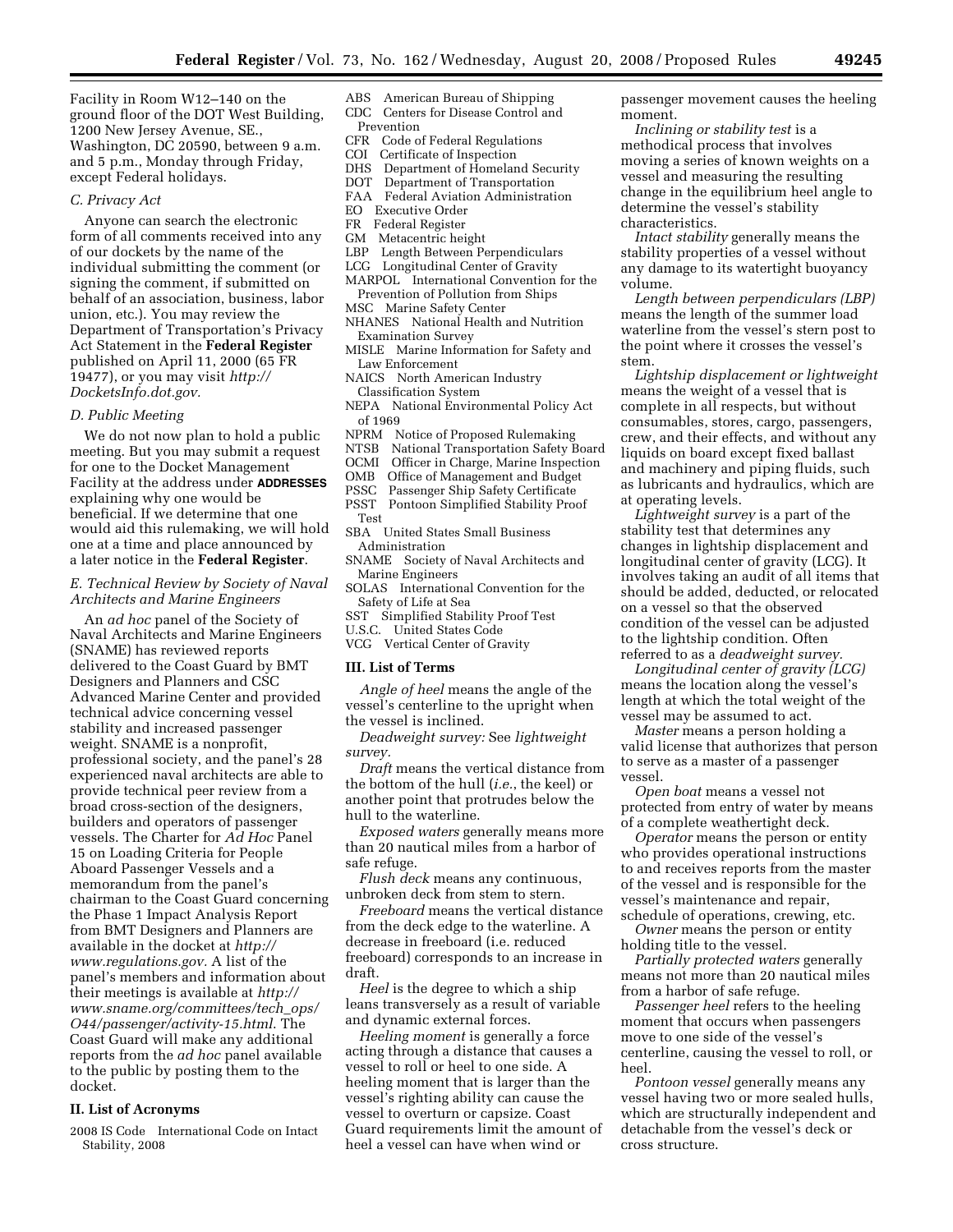Facility in Room W12–140 on the ground floor of the DOT West Building, 1200 New Jersey Avenue, SE., Washington, DC 20590, between 9 a.m. and 5 p.m., Monday through Friday, except Federal holidays.

### *C. Privacy Act*

Anyone can search the electronic form of all comments received into any of our dockets by the name of the individual submitting the comment (or signing the comment, if submitted on behalf of an association, business, labor union, etc.). You may review the Department of Transportation's Privacy Act Statement in the **Federal Register** published on April 11, 2000 (65 FR 19477), or you may visit *http://DocketsInfo.dot.gov.*

### *D. Public Meeting*

We do not now plan to hold a public meeting. But you may submit a request for one to the Docket Management Facility at the address under **ADDRESSES** explaining why one would be beneficial. If we determine that one would aid this rulemaking, we will hold one at a time and place announced by a later notice in the **Federal Register**.

### *E. Technical Review by Society of Naval Architects and Marine Engineers*

An *ad hoc* panel of the Society of Naval Architects and Marine Engineers (SNAME) has reviewed reports delivered to the Coast Guard by BMT Designers and Planners and CSC Advanced Marine Center and provided technical advice concerning vessel stability and increased passenger weight. SNAME is a nonprofit, professional society, and the panel's 28 experienced naval architects are able to provide technical peer review from a broad cross-section of the designers, builders and operators of passenger vessels. The Charter for *Ad Hoc* Panel 15 on Loading Criteria for People Aboard Passenger Vessels and a memorandum from the panel's chairman to the Coast Guard concerning the Phase 1 Impact Analysis Report from BMT Designers and Planners are available in the docket at *http://www.regulations.gov.* A list of the panel's members and information about their meetings is available at *http://www.sname.org/committees/tech_ops/O44/passenger/activity-15.html.* The Coast Guard will make any additional reports from the *ad hoc* panel available to the public by posting them to the docket.

## II. List of Acronyms

2008 IS Code International Code on Intact Stability, 2008
ABS American Bureau of Shipping
CDC Centers for Disease Control and Prevention
CFR Code of Federal Regulations
COI Certificate of Inspection
DHS Department of Homeland Security
DOT Department of Transportation
FAA Federal Aviation Administration
EO Executive Order
FR Federal Register
GM Metacentric height
LBP Length Between Perpendiculars
LCG Longitudinal Center of Gravity
MARPOL International Convention for the Prevention of Pollution from Ships
MSC Marine Safety Center
NHANES National Health and Nutrition Examination Survey
MISLE Marine Information for Safety and Law Enforcement
NAICS North American Industry Classification System
NEPA National Environmental Policy Act of 1969
NPRM Notice of Proposed Rulemaking
NTSB National Transportation Safety Board
OCMI Officer in Charge, Marine Inspection
OMB Office of Management and Budget
PSSC Passenger Ship Safety Certificate
PSST Pontoon Simplified Stability Proof Test
SBA United States Small Business Administration
SNAME Society of Naval Architects and Marine Engineers
SOLAS International Convention for the Safety of Life at Sea
SST Simplified Stability Proof Test
U.S.C. United States Code
VCG Vertical Center of Gravity

## III. List of Terms

*Angle of heel* means the angle of the vessel's centerline to the upright when the vessel is inclined.

*Deadweight survey:* See *lightweight survey.*

*Draft* means the vertical distance from the bottom of the hull (*i.e.*, the keel) or another point that protrudes below the hull to the waterline.

*Exposed waters* generally means more than 20 nautical miles from a harbor of safe refuge.

*Flush deck* means any continuous, unbroken deck from stem to stern.

*Freeboard* means the vertical distance from the deck edge to the waterline. A decrease in freeboard (i.e. reduced freeboard) corresponds to an increase in draft.

*Heel* is the degree to which a ship leans transversely as a result of variable and dynamic external forces.

*Heeling moment* is generally a force acting through a distance that causes a vessel to roll or heel to one side. A heeling moment that is larger than the vessel's righting ability can cause the vessel to overturn or capsize. Coast Guard requirements limit the amount of heel a vessel can have when wind or passenger movement causes the heeling moment.

*Inclining or stability test* is a methodical process that involves moving a series of known weights on a vessel and measuring the resulting change in the equilibrium heel angle to determine the vessel's stability characteristics.

*Intact stability* generally means the stability properties of a vessel without any damage to its watertight buoyancy volume.

*Length between perpendiculars (LBP)* means the length of the summer load waterline from the vessel's stern post to the point where it crosses the vessel's stem.

*Lightship displacement or lightweight* means the weight of a vessel that is complete in all respects, but without consumables, stores, cargo, passengers, crew, and their effects, and without any liquids on board except fixed ballast and machinery and piping fluids, such as lubricants and hydraulics, which are at operating levels.

*Lightweight survey* is a part of the stability test that determines any changes in lightship displacement and longitudinal center of gravity (LCG). It involves taking an audit of all items that should be added, deducted, or relocated on a vessel so that the observed condition of the vessel can be adjusted to the lightship condition. Often referred to as a *deadweight survey.*

*Longitudinal center of gravity (LCG)* means the location along the vessel's length at which the total weight of the vessel may be assumed to act.

*Master* means a person holding a valid license that authorizes that person to serve as a master of a passenger vessel.

*Open boat* means a vessel not protected from entry of water by means of a complete weathertight deck.

*Operator* means the person or entity who provides operational instructions to and receives reports from the master of the vessel and is responsible for the vessel's maintenance and repair, schedule of operations, crewing, etc.

*Owner* means the person or entity holding title to the vessel.

*Partially protected waters* generally means not more than 20 nautical miles from a harbor of safe refuge.

*Passenger heel* refers to the heeling moment that occurs when passengers move to one side of the vessel's centerline, causing the vessel to roll, or heel.

*Pontoon vessel* generally means any vessel having two or more sealed hulls, which are structurally independent and detachable from the vessel's deck or cross structure.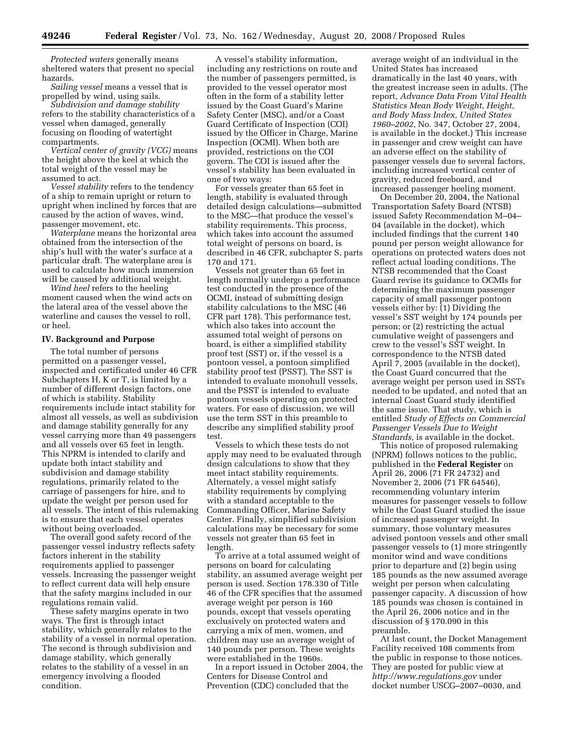*Protected waters* generally means sheltered waters that present no special hazards.

*Sailing vessel* means a vessel that is propelled by wind, using sails.

*Subdivision and damage stability* refers to the stability characteristics of a vessel when damaged, generally focusing on flooding of watertight compartments.

*Vertical center of gravity (VCG)* means the height above the keel at which the total weight of the vessel may be assumed to act.

*Vessel stability* refers to the tendency of a ship to remain upright or return to upright when inclined by forces that are caused by the action of waves, wind, passenger movement, etc.

*Waterplane* means the horizontal area obtained from the intersection of the ship's hull with the water's surface at a particular draft. The waterplane area is used to calculate how much immersion will be caused by additional weight.

*Wind heel* refers to the heeling moment caused when the wind acts on the lateral area of the vessel above the waterline and causes the vessel to roll, or heel.

## IV. Background and Purpose

The total number of persons permitted on a passenger vessel, inspected and certificated under 46 CFR Subchapters H, K or T, is limited by a number of different design factors, one of which is stability. Stability requirements include intact stability for almost all vessels, as well as subdivision and damage stability generally for any vessel carrying more than 49 passengers and all vessels over 65 feet in length. This NPRM is intended to clarify and update both intact stability and subdivision and damage stability regulations, primarily related to the carriage of passengers for hire, and to update the weight per person used for all vessels. The intent of this rulemaking is to ensure that each vessel operates without being overloaded.

The overall good safety record of the passenger vessel industry reflects safety factors inherent in the stability requirements applied to passenger vessels. Increasing the passenger weight to reflect current data will help ensure that the safety margins included in our regulations remain valid.

These safety margins operate in two ways. The first is through intact stability, which generally relates to the stability of a vessel in normal operation. The second is through subdivision and damage stability, which generally relates to the stability of a vessel in an emergency involving a flooded condition.

A vessel's stability information, including any restrictions on route and the number of passengers permitted, is provided to the vessel operator most often in the form of a stability letter issued by the Coast Guard's Marine Safety Center (MSC), and/or a Coast Guard Certificate of Inspection (COI) issued by the Officer in Charge, Marine Inspection (OCMI). When both are provided, restrictions on the COI govern. The COI is issued after the vessel's stability has been evaluated in one of two ways:

For vessels greater than 65 feet in length, stability is evaluated through detailed design calculations—submitted to the MSC—that produce the vessel's stability requirements. This process, which takes into account the assumed total weight of persons on board, is described in 46 CFR, subchapter S, parts 170 and 171.

Vessels not greater than 65 feet in length normally undergo a performance test conducted in the presence of the OCMI, instead of submitting design stability calculations to the MSC (46 CFR part 178). This performance test, which also takes into account the assumed total weight of persons on board, is either a simplified stability proof test (SST) or, if the vessel is a pontoon vessel, a pontoon simplified stability proof test (PSST). The SST is intended to evaluate monohull vessels, and the PSST is intended to evaluate pontoon vessels operating on protected waters. For ease of discussion, we will use the term SST in this preamble to describe any simplified stability proof test.

Vessels to which these tests do not apply may need to be evaluated through design calculations to show that they meet intact stability requirements. Alternately, a vessel might satisfy stability requirements by complying with a standard acceptable to the Commanding Officer, Marine Safety Center. Finally, simplified subdivision calculations may be necessary for some vessels not greater than 65 feet in length.

To arrive at a total assumed weight of persons on board for calculating stability, an assumed average weight per person is used. Section 178.330 of Title 46 of the CFR specifies that the assumed average weight per person is 160 pounds, except that vessels operating exclusively on protected waters and carrying a mix of men, women, and children may use an average weight of 140 pounds per person. These weights were established in the 1960s.

In a report issued in October 2004, the Centers for Disease Control and Prevention (CDC) concluded that the average weight of an individual in the United States has increased dramatically in the last 40 years, with the greatest increase seen in adults. (The report, *Advance Data From Vital Health Statistics Mean Body Weight, Height, and Body Mass Index, United States 1960–2002,* No. 347, October 27, 2004, is available in the docket.) This increase in passenger and crew weight can have an adverse effect on the stability of passenger vessels due to several factors, including increased vertical center of gravity, reduced freeboard, and increased passenger heeling moment.

On December 20, 2004, the National Transportation Safety Board (NTSB) issued Safety Recommendation M–04–04 (available in the docket), which included findings that the current 140 pound per person weight allowance for operations on protected waters does not reflect actual loading conditions. The NTSB recommended that the Coast Guard revise its guidance to OCMIs for determining the maximum passenger capacity of small passenger pontoon vessels either by: (1) Dividing the vessel's SST weight by 174 pounds per person; or (2) restricting the actual cumulative weight of passengers and crew to the vessel's SST weight. In correspondence to the NTSB dated April 7, 2005 (available in the docket), the Coast Guard concurred that the average weight per person used in SSTs needed to be updated, and noted that an internal Coast Guard study identified the same issue. That study, which is entitled *Study of Effects on Commercial Passenger Vessels Due to Weight Standards,* is available in the docket.

This notice of proposed rulemaking (NPRM) follows notices to the public, published in the **Federal Register** on April 26, 2006 (71 FR 24732) and November 2, 2006 (71 FR 64546), recommending voluntary interim measures for passenger vessels to follow while the Coast Guard studied the issue of increased passenger weight. In summary, those voluntary measures advised pontoon vessels and other small passenger vessels to (1) more stringently monitor wind and wave conditions prior to departure and (2) begin using 185 pounds as the new assumed average weight per person when calculating passenger capacity. A discussion of how 185 pounds was chosen is contained in the April 26, 2006 notice and in the discussion of § 170.090 in this preamble.

At last count, the Docket Management Facility received 108 comments from the public in response to those notices. They are posted for public view at *http://www.regulations.gov* under docket number USCG–2007–0030, and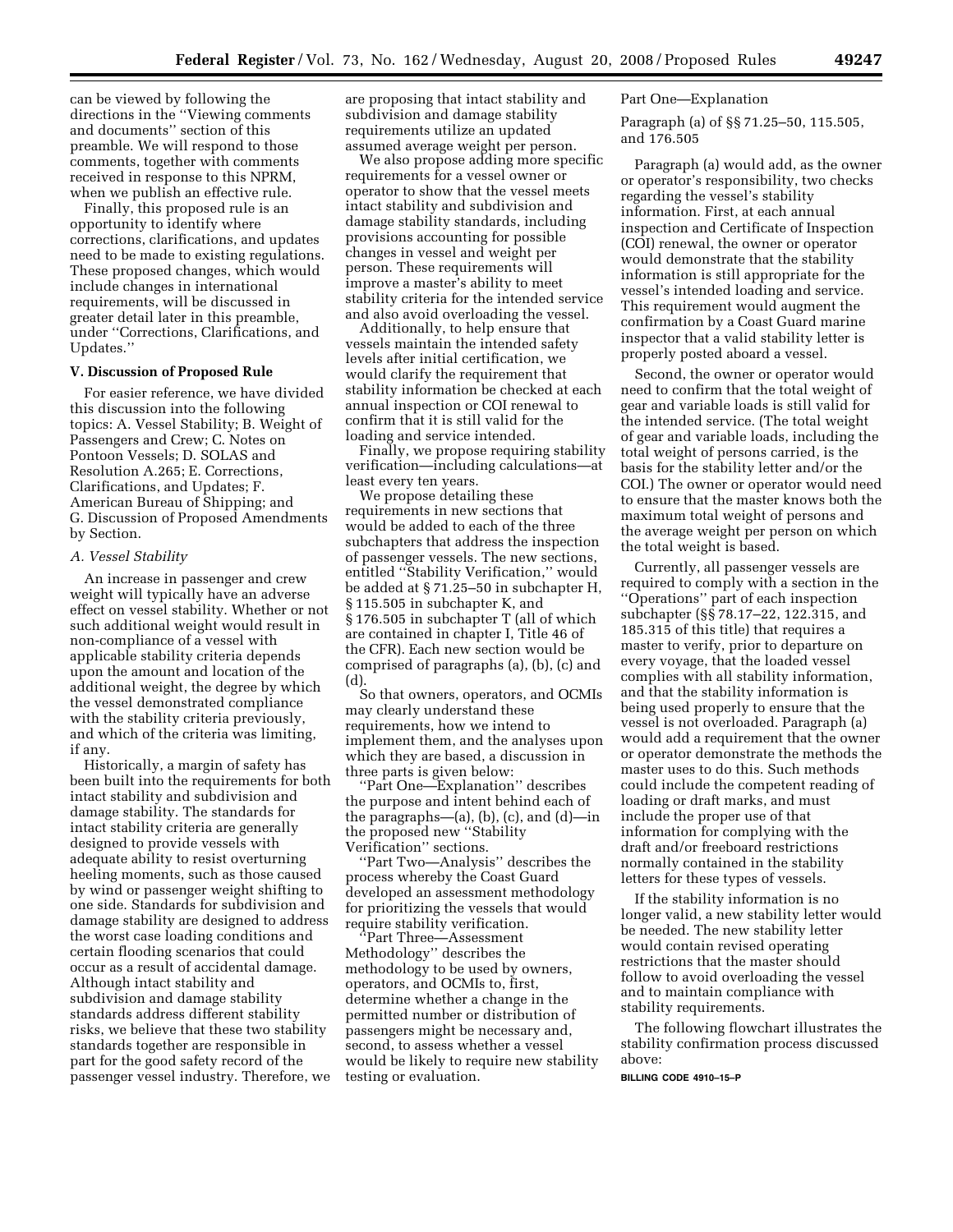can be viewed by following the directions in the ''Viewing comments and documents'' section of this preamble. We will respond to those comments, together with comments received in response to this NPRM, when we publish an effective rule.

Finally, this proposed rule is an opportunity to identify where corrections, clarifications, and updates need to be made to existing regulations. These proposed changes, which would include changes in international requirements, will be discussed in greater detail later in this preamble, under ''Corrections, Clarifications, and Updates.''

## V. Discussion of Proposed Rule

For easier reference, we have divided this discussion into the following topics: A. Vessel Stability; B. Weight of Passengers and Crew; C. Notes on Pontoon Vessels; D. SOLAS and Resolution A.265; E. Corrections, Clarifications, and Updates; F. American Bureau of Shipping; and G. Discussion of Proposed Amendments by Section.

### *A. Vessel Stability*

An increase in passenger and crew weight will typically have an adverse effect on vessel stability. Whether or not such additional weight would result in non-compliance of a vessel with applicable stability criteria depends upon the amount and location of the additional weight, the degree by which the vessel demonstrated compliance with the stability criteria previously, and which of the criteria was limiting, if any.

Historically, a margin of safety has been built into the requirements for both intact stability and subdivision and damage stability. The standards for intact stability criteria are generally designed to provide vessels with adequate ability to resist overturning heeling moments, such as those caused by wind or passenger weight shifting to one side. Standards for subdivision and damage stability are designed to address the worst case loading conditions and certain flooding scenarios that could occur as a result of accidental damage. Although intact stability and subdivision and damage stability standards address different stability risks, we believe that these two stability standards together are responsible in part for the good safety record of the passenger vessel industry. Therefore, we are proposing that intact stability and subdivision and damage stability requirements utilize an updated assumed average weight per person.

We also propose adding more specific requirements for a vessel owner or operator to show that the vessel meets intact stability and subdivision and damage stability standards, including provisions accounting for possible changes in vessel and weight per person. These requirements will improve a master's ability to meet stability criteria for the intended service and also avoid overloading the vessel.

Additionally, to help ensure that vessels maintain the intended safety levels after initial certification, we would clarify the requirement that stability information be checked at each annual inspection or COI renewal to confirm that it is still valid for the loading and service intended.

Finally, we propose requiring stability verification—including calculations—at least every ten years.

We propose detailing these requirements in new sections that would be added to each of the three subchapters that address the inspection of passenger vessels. The new sections, entitled ''Stability Verification,'' would be added at § 71.25–50 in subchapter H, § 115.505 in subchapter K, and § 176.505 in subchapter T (all of which are contained in chapter I, Title 46 of the CFR). Each new section would be comprised of paragraphs (a), (b), (c) and (d).

So that owners, operators, and OCMIs may clearly understand these requirements, how we intend to implement them, and the analyses upon which they are based, a discussion in three parts is given below:

''Part One—Explanation'' describes the purpose and intent behind each of the paragraphs—(a), (b), (c), and (d)—in the proposed new ''Stability Verification'' sections.

''Part Two—Analysis'' describes the process whereby the Coast Guard developed an assessment methodology for prioritizing the vessels that would require stability verification.

''Part Three—Assessment Methodology'' describes the methodology to be used by owners, operators, and OCMIs to, first, determine whether a change in the permitted number or distribution of passengers might be necessary and, second, to assess whether a vessel would be likely to require new stability testing or evaluation.

Part One—Explanation

Paragraph (a) of §§ 71.25–50, 115.505, and 176.505

Paragraph (a) would add, as the owner or operator's responsibility, two checks regarding the vessel's stability information. First, at each annual inspection and Certificate of Inspection (COI) renewal, the owner or operator would demonstrate that the stability information is still appropriate for the vessel's intended loading and service. This requirement would augment the confirmation by a Coast Guard marine inspector that a valid stability letter is properly posted aboard a vessel.

Second, the owner or operator would need to confirm that the total weight of gear and variable loads is still valid for the intended service. (The total weight of gear and variable loads, including the total weight of persons carried, is the basis for the stability letter and/or the COI.) The owner or operator would need to ensure that the master knows both the maximum total weight of persons and the average weight per person on which the total weight is based.

Currently, all passenger vessels are required to comply with a section in the ''Operations'' part of each inspection subchapter (§§ 78.17–22, 122.315, and 185.315 of this title) that requires a master to verify, prior to departure on every voyage, that the loaded vessel complies with all stability information, and that the stability information is being used properly to ensure that the vessel is not overloaded. Paragraph (a) would add a requirement that the owner or operator demonstrate the methods the master uses to do this. Such methods could include the competent reading of loading or draft marks, and must include the proper use of that information for complying with the draft and/or freeboard restrictions normally contained in the stability letters for these types of vessels.

If the stability information is no longer valid, a new stability letter would be needed. The new stability letter would contain revised operating restrictions that the master should follow to avoid overloading the vessel and to maintain compliance with stability requirements.

The following flowchart illustrates the stability confirmation process discussed above:

BILLING CODE 4910–15–P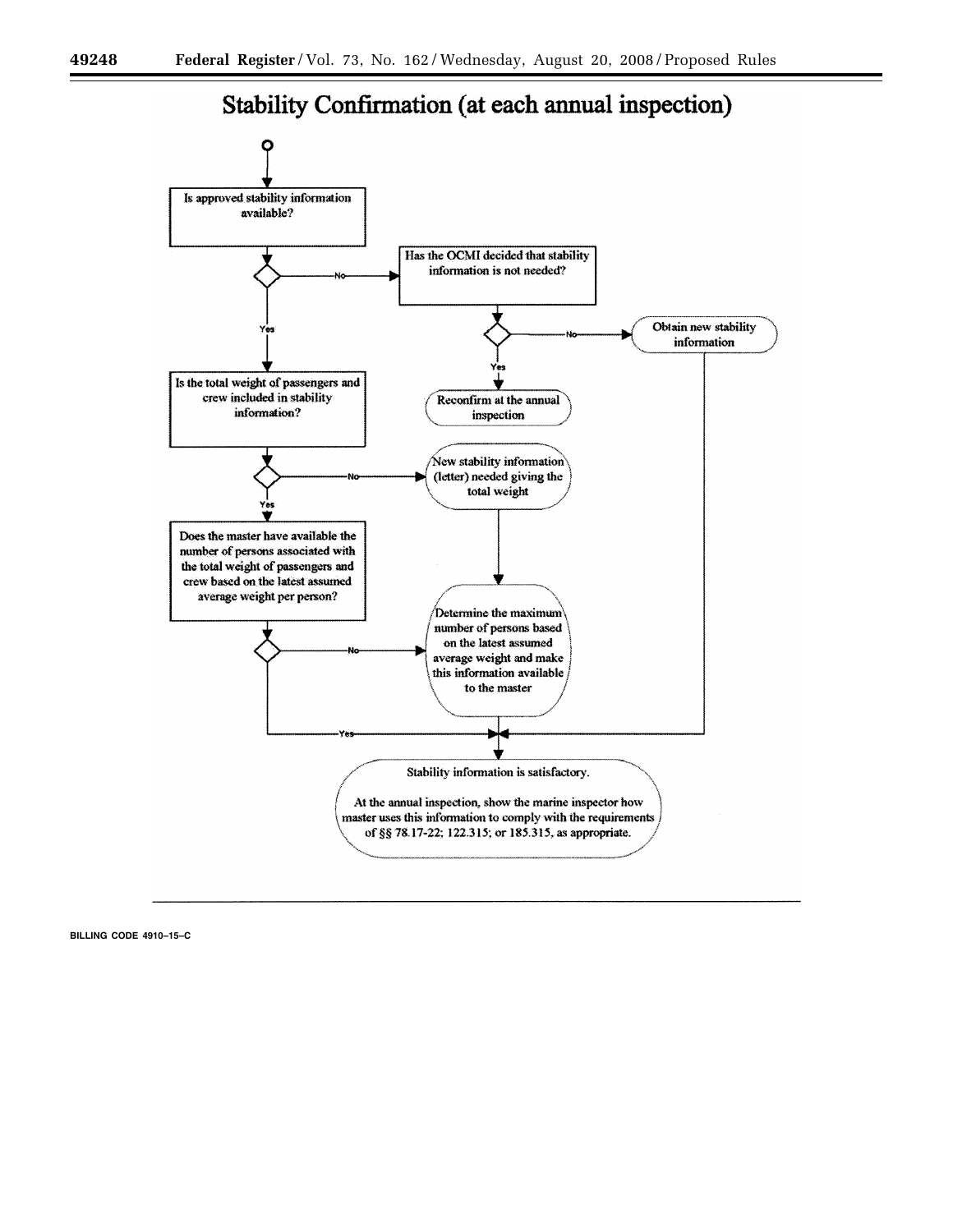# Stability Confirmation (at each annual inspection)

Is approved stability information available?

- **No** → Has the OCMI decided that stability information is not needed?
  - **No** → Obtain new stability information → Stability information is satisfactory.
  - **Yes** → Reconfirm at the annual inspection
- **Yes** → Is the total weight of passengers and crew included in stability information?
  - **No** → New stability information (letter) needed giving the total weight → Determine the maximum number of persons based on the latest assumed average weight and make this information available to the master → Stability information is satisfactory.
  - **Yes** → Does the master have available the number of persons associated with the total weight of passengers and crew based on the latest assumed average weight per person?
    - **No** → Determine the maximum number of persons based on the latest assumed average weight and make this information available to the master → Stability information is satisfactory.
    - **Yes** → Stability information is satisfactory.

Stability information is satisfactory.

At the annual inspection, show the marine inspector how master uses this information to comply with the requirements of §§ 78.17-22; 122.315; or 185.315, as appropriate.

BILLING CODE 4910–15–C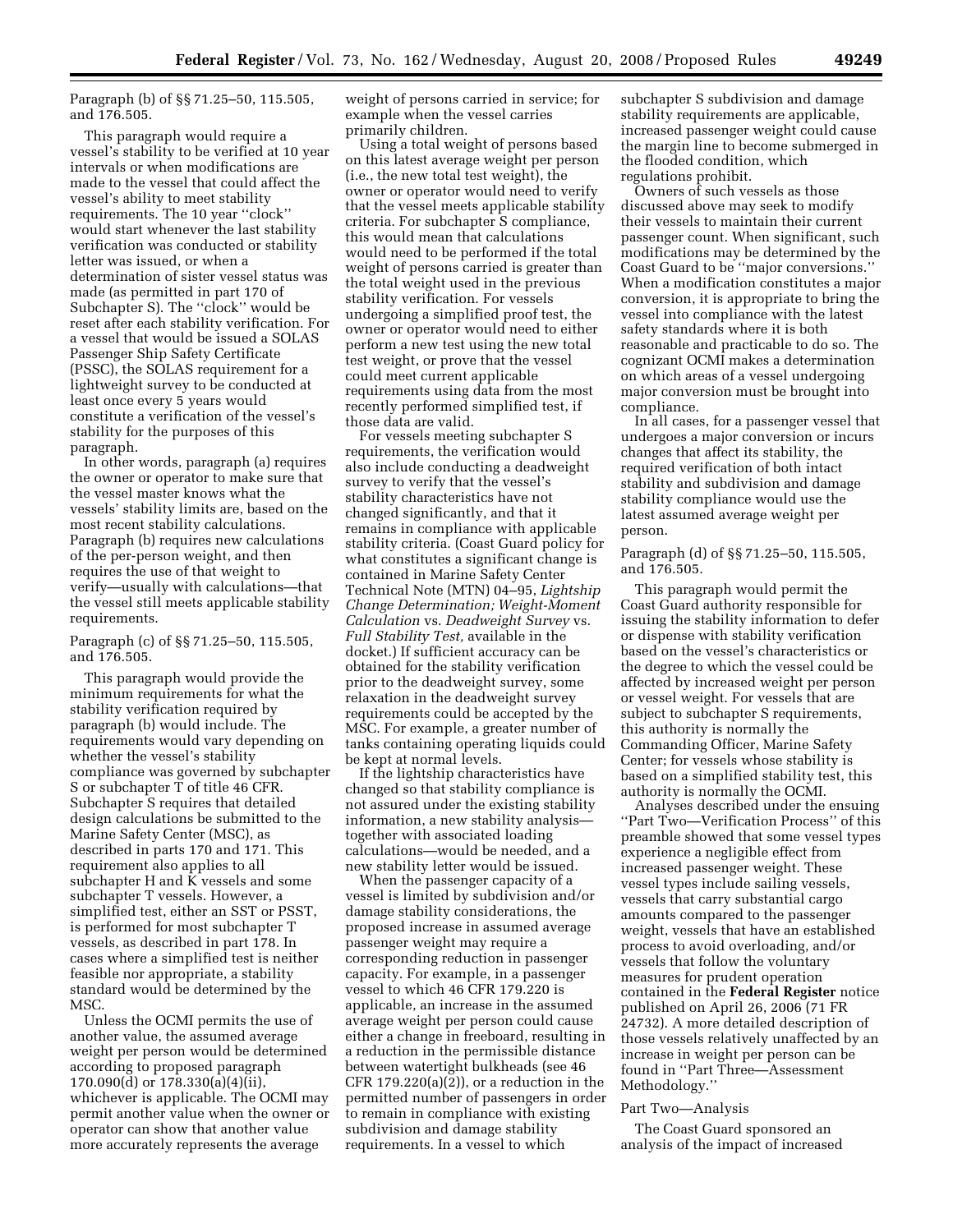Paragraph (b) of §§ 71.25–50, 115.505, and 176.505.

This paragraph would require a vessel's stability to be verified at 10 year intervals or when modifications are made to the vessel that could affect the vessel's ability to meet stability requirements. The 10 year "clock" would start whenever the last stability verification was conducted or stability letter was issued, or when a determination of sister vessel status was made (as permitted in part 170 of Subchapter S). The "clock" would be reset after each stability verification. For a vessel that would be issued a SOLAS Passenger Ship Safety Certificate (PSSC), the SOLAS requirement for a lightweight survey to be conducted at least once every 5 years would constitute a verification of the vessel's stability for the purposes of this paragraph.

In other words, paragraph (a) requires the owner or operator to make sure that the vessel master knows what the vessels' stability limits are, based on the most recent stability calculations. Paragraph (b) requires new calculations of the per-person weight, and then requires the use of that weight to verify—usually with calculations—that the vessel still meets applicable stability requirements.

Paragraph (c) of §§ 71.25–50, 115.505, and 176.505.

This paragraph would provide the minimum requirements for what the stability verification required by paragraph (b) would include. The requirements would vary depending on whether the vessel's stability compliance was governed by subchapter S or subchapter T of title 46 CFR. Subchapter S requires that detailed design calculations be submitted to the Marine Safety Center (MSC), as described in parts 170 and 171. This requirement also applies to all subchapter H and K vessels and some subchapter T vessels. However, a simplified test, either an SST or PSST, is performed for most subchapter T vessels, as described in part 178. In cases where a simplified test is neither feasible nor appropriate, a stability standard would be determined by the MSC.

Unless the OCMI permits the use of another value, the assumed average weight per person would be determined according to proposed paragraph 170.090(d) or 178.330(a)(4)(ii), whichever is applicable. The OCMI may permit another value when the owner or operator can show that another value more accurately represents the average weight of persons carried in service; for example when the vessel carries primarily children.

Using a total weight of persons based on this latest average weight per person (i.e., the new total test weight), the owner or operator would need to verify that the vessel meets applicable stability criteria. For subchapter S compliance, this would mean that calculations would need to be performed if the total weight of persons carried is greater than the total weight used in the previous stability verification. For vessels undergoing a simplified proof test, the owner or operator would need to either perform a new test using the new total test weight, or prove that the vessel could meet current applicable requirements using data from the most recently performed simplified test, if those data are valid.

For vessels meeting subchapter S requirements, the verification would also include conducting a deadweight survey to verify that the vessel's stability characteristics have not changed significantly, and that it remains in compliance with applicable stability criteria. (Coast Guard policy for what constitutes a significant change is contained in Marine Safety Center Technical Note (MTN) 04–95, *Lightship Change Determination; Weight-Moment Calculation* vs. *Deadweight Survey* vs. *Full Stability Test,* available in the docket.) If sufficient accuracy can be obtained for the stability verification prior to the deadweight survey, some relaxation in the deadweight survey requirements could be accepted by the MSC. For example, a greater number of tanks containing operating liquids could be kept at normal levels.

If the lightship characteristics have changed so that stability compliance is not assured under the existing stability information, a new stability analysis—together with associated loading calculations—would be needed, and a new stability letter would be issued.

When the passenger capacity of a vessel is limited by subdivision and/or damage stability considerations, the proposed increase in assumed average passenger weight may require a corresponding reduction in passenger capacity. For example, in a passenger vessel to which 46 CFR 179.220 is applicable, an increase in the assumed average weight per person could cause either a change in freeboard, resulting in a reduction in the permissible distance between watertight bulkheads (see 46 CFR 179.220(a)(2)), or a reduction in the permitted number of passengers in order to remain in compliance with existing subdivision and damage stability requirements. In a vessel to which subchapter S subdivision and damage stability requirements are applicable, increased passenger weight could cause the margin line to become submerged in the flooded condition, which regulations prohibit.

Owners of such vessels as those discussed above may seek to modify their vessels to maintain their current passenger count. When significant, such modifications may be determined by the Coast Guard to be "major conversions." When a modification constitutes a major conversion, it is appropriate to bring the vessel into compliance with the latest safety standards where it is both reasonable and practicable to do so. The cognizant OCMI makes a determination on which areas of a vessel undergoing major conversion must be brought into compliance.

In all cases, for a passenger vessel that undergoes a major conversion or incurs changes that affect its stability, the required verification of both intact stability and subdivision and damage stability compliance would use the latest assumed average weight per person.

Paragraph (d) of §§ 71.25–50, 115.505, and 176.505.

This paragraph would permit the Coast Guard authority responsible for issuing the stability information to defer or dispense with stability verification based on the vessel's characteristics or the degree to which the vessel could be affected by increased weight per person or vessel weight. For vessels that are subject to subchapter S requirements, this authority is normally the Commanding Officer, Marine Safety Center; for vessels whose stability is based on a simplified stability test, this authority is normally the OCMI.

Analyses described under the ensuing "Part Two—Verification Process" of this preamble showed that some vessel types experience a negligible effect from increased passenger weight. These vessel types include sailing vessels, vessels that carry substantial cargo amounts compared to the passenger weight, vessels that have an established process to avoid overloading, and/or vessels that follow the voluntary measures for prudent operation contained in the **Federal Register** notice published on April 26, 2006 (71 FR 24732). A more detailed description of those vessels relatively unaffected by an increase in weight per person can be found in "Part Three—Assessment Methodology."

Part Two—Analysis

The Coast Guard sponsored an analysis of the impact of increased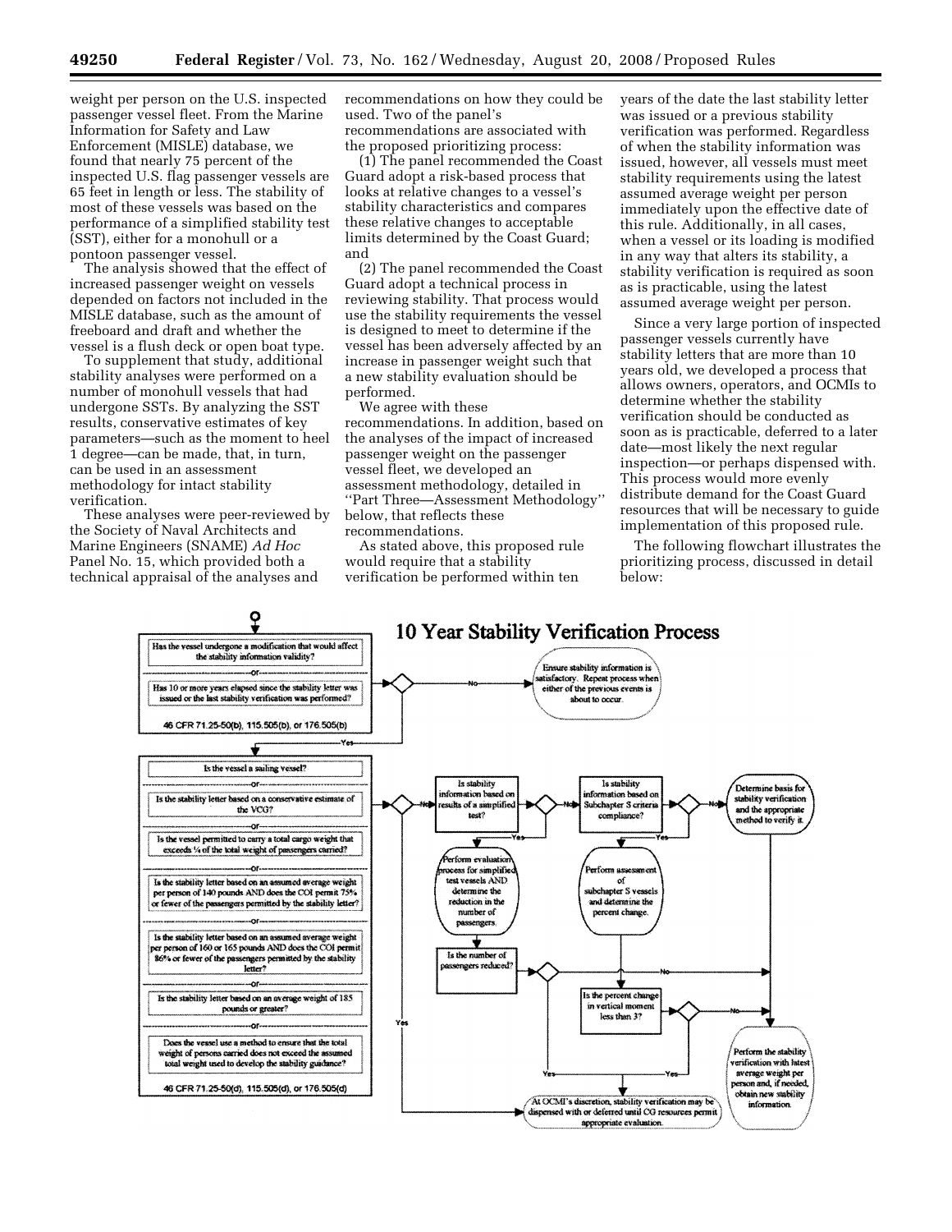weight per person on the U.S. inspected passenger vessel fleet. From the Marine Information for Safety and Law Enforcement (MISLE) database, we found that nearly 75 percent of the inspected U.S. flag passenger vessels are 65 feet in length or less. The stability of most of these vessels was based on the performance of a simplified stability test (SST), either for a monohull or a pontoon passenger vessel.

The analysis showed that the effect of increased passenger weight on vessels depended on factors not included in the MISLE database, such as the amount of freeboard and draft and whether the vessel is a flush deck or open boat type.

To supplement that study, additional stability analyses were performed on a number of monohull vessels that had undergone SSTs. By analyzing the SST results, conservative estimates of key parameters—such as the moment to heel 1 degree—can be made, that, in turn, can be used in an assessment methodology for intact stability verification.

These analyses were peer-reviewed by the Society of Naval Architects and Marine Engineers (SNAME) *Ad Hoc* Panel No. 15, which provided both a technical appraisal of the analyses and recommendations on how they could be used. Two of the panel's recommendations are associated with the proposed prioritizing process:

(1) The panel recommended the Coast Guard adopt a risk-based process that looks at relative changes to a vessel's stability characteristics and compares these relative changes to acceptable limits determined by the Coast Guard; and

(2) The panel recommended the Coast Guard adopt a technical process in reviewing stability. That process would use the stability requirements the vessel is designed to meet to determine if the vessel has been adversely affected by an increase in passenger weight such that a new stability evaluation should be performed.

We agree with these recommendations. In addition, based on the analyses of the impact of increased passenger weight on the passenger vessel fleet, we developed an assessment methodology, detailed in "Part Three—Assessment Methodology" below, that reflects these recommendations.

As stated above, this proposed rule would require that a stability verification be performed within ten years of the date the last stability letter was issued or a previous stability verification was performed. Regardless of when the stability information was issued, however, all vessels must meet stability requirements using the latest assumed average weight per person immediately upon the effective date of this rule. Additionally, in all cases, when a vessel or its loading is modified in any way that alters its stability, a stability verification is required as soon as is practicable, using the latest assumed average weight per person.

Since a very large portion of inspected passenger vessels currently have stability letters that are more than 10 years old, we developed a process that allows owners, operators, and OCMIs to determine whether the stability verification should be conducted as soon as is practicable, deferred to a later date—most likely the next regular inspection—or perhaps dispensed with. This process would more evenly distribute demand for the Coast Guard resources that will be necessary to guide implementation of this proposed rule.

The following flowchart illustrates the prioritizing process, discussed in detail below:

**10 Year Stability Verification Process**

Has the vessel undergone a modification that would affect the stability information validity?
—or—
Has 10 or more years elapsed since the stability letter was issued or the last stability verification was performed?
46 CFR 71.25-50(b), 115.505(b), or 176.505(b)

- No → Ensure stability information is satisfactory. Repeat process when either of the previous events is about to occur.
- Yes ↓

Is the vessel a sailing vessel?
—or—
Is the stability letter based on a conservative estimate of the VCG?
—or—
Is the vessel permitted to carry a total cargo weight that exceeds ¼ of the total weight of passengers carried?
—or—
Is the stability letter based on an assumed average weight per person of 140 pounds AND does the COI permit 75% or fewer of the passengers permitted by the stability letter?
—or—
Is the stability letter based on an assumed average weight per person of 160 or 165 pounds AND does the COI permit 86% or fewer of the passengers permitted by the stability letter?
—or—
Is the stability letter based on an average weight of 185 pounds or greater?
—or—
Does the vessel use a method to ensure that the total weight of persons carried does not exceed the assumed total weight used to develop the stability guidance?
46 CFR 71.25-50(d), 115.505(d), or 176.505(d)

- Yes → At OCMI's discretion, stability verification may be dispensed with or deferred until CG resources permit appropriate evaluation.
- No → Is stability information based on results of a simplified test?
  - Yes → Perform evaluation process for simplified test vessels AND determine the reduction in the number of passengers. → Is the number of passengers reduced?
    - Yes → At OCMI's discretion, stability verification may be dispensed with or deferred until CG resources permit appropriate evaluation.
    - No → Perform the stability verification with latest average weight per person and, if needed, obtain new stability information.
  - No → Is stability information based on Subchapter S criteria compliance?
    - Yes → Perform assessment of subchapter S vessels and determine the percent change. → Is the percent change in vertical moment less than 3?
      - Yes → At OCMI's discretion, stability verification may be dispensed with or deferred until CG resources permit appropriate evaluation.
      - No → Perform the stability verification with latest average weight per person and, if needed, obtain new stability information.
    - No → Determine basis for stability verification and the appropriate method to verify it. → Perform the stability verification with latest average weight per person and, if needed, obtain new stability information.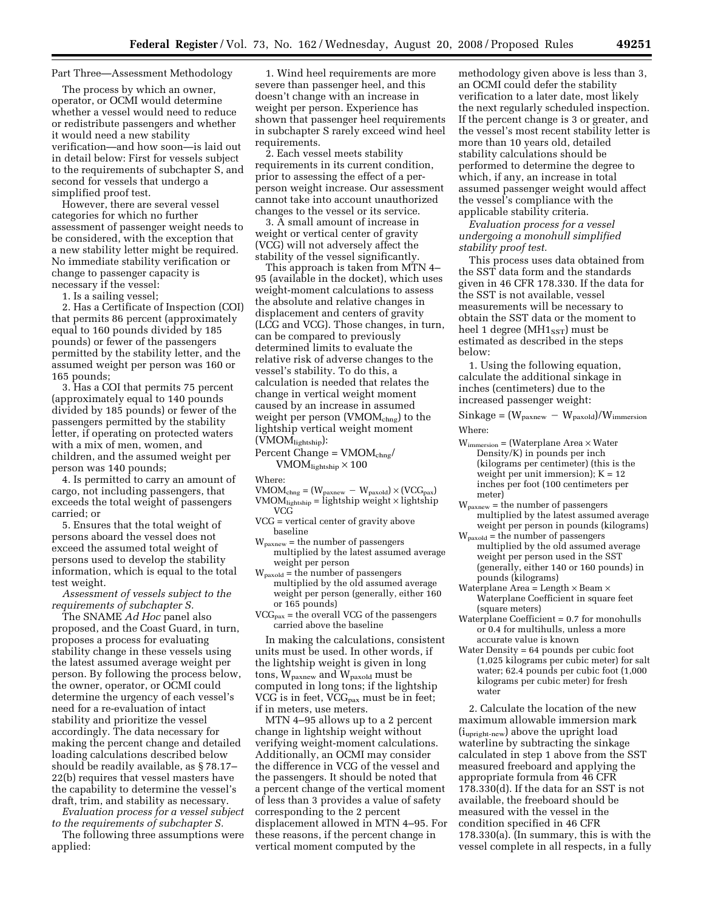Part Three—Assessment Methodology

The process by which an owner, operator, or OCMI would determine whether a vessel would need to reduce or redistribute passengers and whether it would need a new stability verification—and how soon—is laid out in detail below: First for vessels subject to the requirements of subchapter S, and second for vessels that undergo a simplified proof test.

However, there are several vessel categories for which no further assessment of passenger weight needs to be considered, with the exception that a new stability letter might be required. No immediate stability verification or change to passenger capacity is necessary if the vessel:

1. Is a sailing vessel;
2. Has a Certificate of Inspection (COI) that permits 86 percent (approximately equal to 160 pounds divided by 185 pounds) or fewer of the passengers permitted by the stability letter, and the assumed weight per person was 160 or 165 pounds;
3. Has a COI that permits 75 percent (approximately equal to 140 pounds divided by 185 pounds) or fewer of the passengers permitted by the stability letter, if operating on protected waters with a mix of men, women, and children, and the assumed weight per person was 140 pounds;
4. Is permitted to carry an amount of cargo, not including passengers, that exceeds the total weight of passengers carried; or
5. Ensures that the total weight of persons aboard the vessel does not exceed the assumed total weight of persons used to develop the stability information, which is equal to the total test weight.

*Assessment of vessels subject to the requirements of subchapter S.*

The SNAME *Ad Hoc* panel also proposed, and the Coast Guard, in turn, proposes a process for evaluating stability change in these vessels using the latest assumed average weight per person. By following the process below, the owner, operator, or OCMI could determine the urgency of each vessel's need for a re-evaluation of intact stability and prioritize the vessel accordingly. The data necessary for making the percent change and detailed loading calculations described below should be readily available, as § 78.17–22(b) requires that vessel masters have the capability to determine the vessel's draft, trim, and stability as necessary.

*Evaluation process for a vessel subject to the requirements of subchapter S.*

The following three assumptions were applied:

1. Wind heel requirements are more severe than passenger heel, and this doesn't change with an increase in weight per person. Experience has shown that passenger heel requirements in subchapter S rarely exceed wind heel requirements.
2. Each vessel meets stability requirements in its current condition, prior to assessing the effect of a per-person weight increase. Our assessment cannot take into account unauthorized changes to the vessel or its service.
3. A small amount of increase in weight or vertical center of gravity (VCG) will not adversely affect the stability of the vessel significantly.

This approach is taken from MTN 4–95 (available in the docket), which uses weight-moment calculations to assess the absolute and relative changes in displacement and centers of gravity (LCG and VCG). Those changes, in turn, can be compared to previously determined limits to evaluate the relative risk of adverse changes to the vessel's stability. To do this, a calculation is needed that relates the change in vertical weight moment caused by an increase in assumed weight per person ($VMOM_{chng}$) to the lightship vertical weight moment ($VMOM_{lightship}$):

$$\text{Percent Change} = VMOM_{chng} / VMOM_{lightship} \times 100$$

Where:

$VMOM_{chng} = (W_{paxnew} - W_{paxold}) \times (VCG_{pax})$

$VMOM_{lightship}$ = lightship weight × lightship VCG

VCG = vertical center of gravity above baseline

$W_{paxnew}$ = the number of passengers multiplied by the latest assumed average weight per person

$W_{paxold}$ = the number of passengers multiplied by the old assumed average weight per person (generally, either 160 or 165 pounds)

$VCG_{pax}$ = the overall VCG of the passengers carried above the baseline

In making the calculations, consistent units must be used. In other words, if the lightship weight is given in long tons, $W_{paxnew}$ and $W_{paxold}$ must be computed in long tons; if the lightship VCG is in feet, $VCG_{pax}$ must be in feet; if in meters, use meters.

MTN 4–95 allows up to a 2 percent change in lightship weight without verifying weight-moment calculations. Additionally, an OCMI may consider the difference in VCG of the vessel and the passengers. It should be noted that a percent change of the vertical moment of less than 3 provides a value of safety corresponding to the 2 percent displacement allowed in MTN 4–95. For these reasons, if the percent change in vertical moment computed by the methodology given above is less than 3, an OCMI could defer the stability verification to a later date, most likely the next regularly scheduled inspection. If the percent change is 3 or greater, and the vessel's most recent stability letter is more than 10 years old, detailed stability calculations should be performed to determine the degree to which, if any, an increase in total assumed passenger weight would affect the vessel's compliance with the applicable stability criteria.

*Evaluation process for a vessel undergoing a monohull simplified stability proof test.*

This process uses data obtained from the SST data form and the standards given in 46 CFR 178.330. If the data for the SST is not available, vessel measurements will be necessary to obtain the SST data or the moment to heel 1 degree ($MH1_{SST}$) must be estimated as described in the steps below:

1. Using the following equation, calculate the additional sinkage in inches (centimeters) due to the increased passenger weight:

$$\text{Sinkage} = (W_{paxnew} - W_{paxold}) / W_{immersion}$$

Where:

$W_{immersion}$ = (Waterplane Area × Water Density/K) in pounds per inch (kilograms per centimeter) (this is the weight per unit immersion); K = 12 inches per foot (100 centimeters per meter)

$W_{paxnew}$ = the number of passengers multiplied by the latest assumed average weight per person in pounds (kilograms)

$W_{paxold}$ = the number of passengers multiplied by the old assumed average weight per person used in the SST (generally, either 140 or 160 pounds) in pounds (kilograms)

Waterplane Area = Length × Beam × Waterplane Coefficient in square feet (square meters)

Waterplane Coefficient = 0.7 for monohulls or 0.4 for multihulls, unless a more accurate value is known

Water Density = 64 pounds per cubic foot (1,025 kilograms per cubic meter) for salt water; 62.4 pounds per cubic foot (1,000 kilograms per cubic meter) for fresh water

2. Calculate the location of the new maximum allowable immersion mark ($i_{upright\text{-}new}$) above the upright load waterline by subtracting the sinkage calculated in step 1 above from the SST measured freeboard and applying the appropriate formula from 46 CFR 178.330(d). If the data for an SST is not available, the freeboard should be measured with the vessel in the condition specified in 46 CFR 178.330(a). (In summary, this is with the vessel complete in all respects, in a fully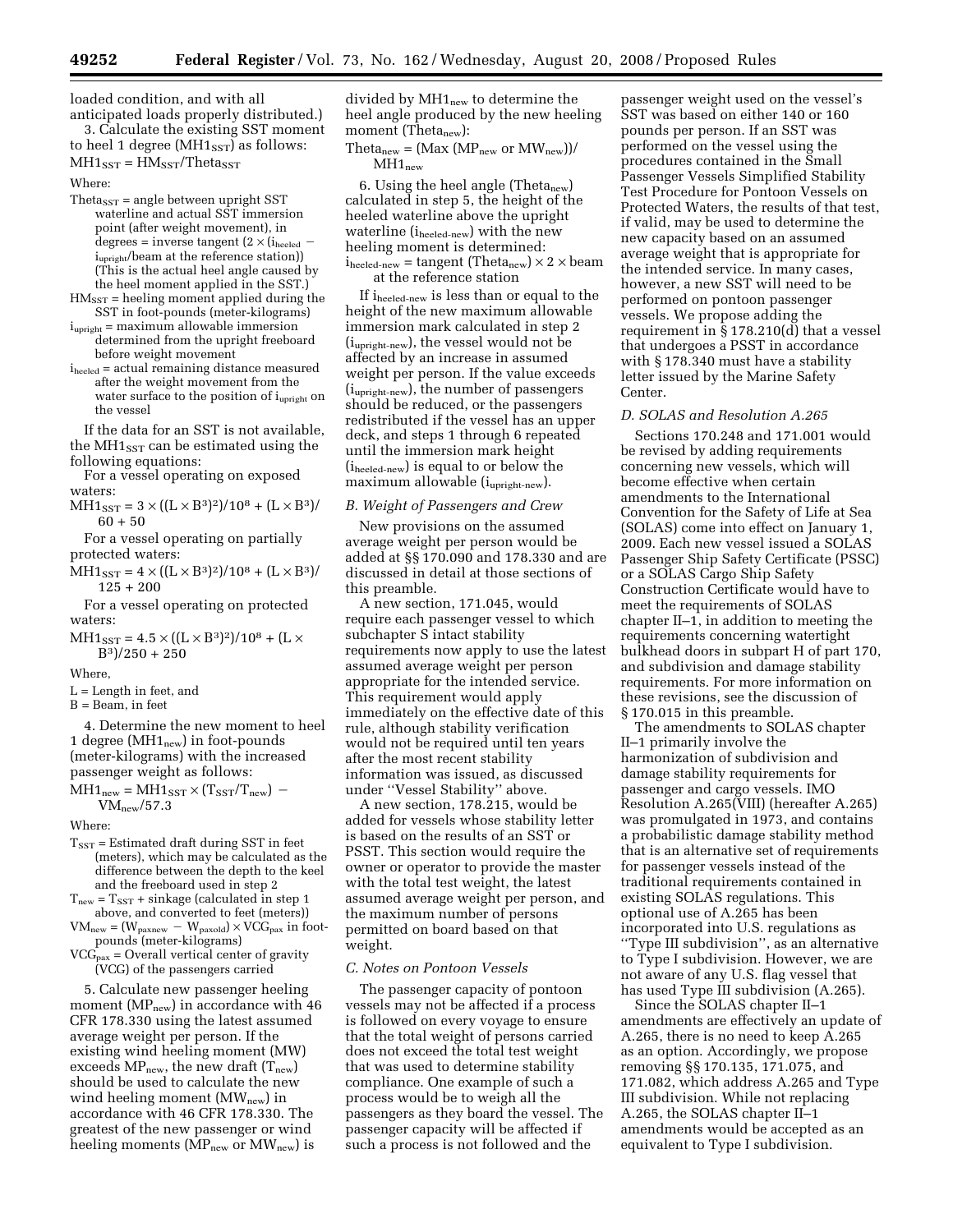loaded condition, and with all anticipated loads properly distributed.)

3. Calculate the existing SST moment to heel 1 degree ($MH1_{SST}$) as follows:

$$MH1_{SST} = HM_{SST}/Theta_{SST}$$

Where:

$Theta_{SST}$ = angle between upright SST waterline and actual SST immersion point (after weight movement), in degrees = inverse tangent ($2 \times (i_{heeled} - i_{upright}$/beam at the reference station)) (This is the actual heel angle caused by the heel moment applied in the SST.)

$HM_{SST}$ = heeling moment applied during the SST in foot-pounds (meter-kilograms)

$i_{upright}$ = maximum allowable immersion determined from the upright freeboard before weight movement

$i_{heeled}$ = actual remaining distance measured after the weight movement from the water surface to the position of $i_{upright}$ on the vessel

If the data for an SST is not available, the $MH1_{SST}$ can be estimated using the following equations:

For a vessel operating on exposed waters:

$$MH1_{SST} = 3 \times ((L \times B^3)^2)/10^8 + (L \times B^3)/60 + 50$$

For a vessel operating on partially protected waters:

$$MH1_{SST} = 4 \times ((L \times B^3)^2)/10^8 + (L \times B^3)/125 + 200$$

For a vessel operating on protected waters:

$$MH1_{SST} = 4.5 \times ((L \times B^3)^2)/10^8 + (L \times B^3)/250 + 250$$

Where,

L = Length in feet, and

B = Beam, in feet

4. Determine the new moment to heel 1 degree ($MH1_{new}$) in foot-pounds (meter-kilograms) with the increased passenger weight as follows:

$$MH1_{new} = MH1_{SST} \times (T_{SST}/T_{new}) - VM_{new}/57.3$$

Where:

$T_{SST}$ = Estimated draft during SST in feet (meters), which may be calculated as the difference between the depth to the keel and the freeboard used in step 2

$T_{new} = T_{SST}$ + sinkage (calculated in step 1 above, and converted to feet (meters))

$VM_{new} = (W_{paxnew} - W_{paxold}) \times VCG_{pax}$ in foot-pounds (meter-kilograms)

$VCG_{pax}$ = Overall vertical center of gravity (VCG) of the passengers carried

5. Calculate new passenger heeling moment ($MP_{new}$) in accordance with 46 CFR 178.330 using the latest assumed average weight per person. If the existing wind heeling moment (MW) exceeds $MP_{new}$, the new draft ($T_{new}$) should be used to calculate the new wind heeling moment ($MW_{new}$) in accordance with 46 CFR 178.330. The greatest of the new passenger or wind heeling moments ($MP_{new}$ or $MW_{new}$) is divided by $MH1_{new}$ to determine the heel angle produced by the new heeling moment ($Theta_{new}$):

$$Theta_{new} = (\text{Max } (MP_{new} \text{ or } MW_{new}))/MH1_{new}$$

6. Using the heel angle ($Theta_{new}$) calculated in step 5, the height of the heeled waterline above the upright waterline ($i_{heeled\text{-}new}$) with the new heeling moment is determined:

$$i_{heeled\text{-}new} = \text{tangent } (Theta_{new}) \times 2 \times \text{beam at the reference station}$$

If $i_{heeled\text{-}new}$ is less than or equal to the height of the new maximum allowable immersion mark calculated in step 2 ($i_{upright\text{-}new}$), the vessel would not be affected by an increase in assumed weight per person. If the value exceeds ($i_{upright\text{-}new}$), the number of passengers should be reduced, or the passengers redistributed if the vessel has an upper deck, and steps 1 through 6 repeated until the immersion mark height ($i_{heeled\text{-}new}$) is equal to or below the maximum allowable ($i_{upright\text{-}new}$).

### *B. Weight of Passengers and Crew*

New provisions on the assumed average weight per person would be added at §§ 170.090 and 178.330 and are discussed in detail at those sections of this preamble.

A new section, 171.045, would require each passenger vessel to which subchapter S intact stability requirements now apply to use the latest assumed average weight per person appropriate for the intended service. This requirement would apply immediately on the effective date of this rule, although stability verification would not be required until ten years after the most recent stability information was issued, as discussed under ''Vessel Stability'' above.

A new section, 178.215, would be added for vessels whose stability letter is based on the results of an SST or PSST. This section would require the owner or operator to provide the master with the total test weight, the latest assumed average weight per person, and the maximum number of persons permitted on board based on that weight.

### *C. Notes on Pontoon Vessels*

The passenger capacity of pontoon vessels may not be affected if a process is followed on every voyage to ensure that the total weight of persons carried does not exceed the total test weight that was used to determine stability compliance. One example of such a process would be to weigh all the passengers as they board the vessel. The passenger capacity will be affected if such a process is not followed and the passenger weight used on the vessel's SST was based on either 140 or 160 pounds per person. If an SST was performed on the vessel using the procedures contained in the Small Passenger Vessels Simplified Stability Test Procedure for Pontoon Vessels on Protected Waters, the results of that test, if valid, may be used to determine the new capacity based on an assumed average weight that is appropriate for the intended service. In many cases, however, a new SST will need to be performed on pontoon passenger vessels. We propose adding the requirement in § 178.210(d) that a vessel that undergoes a PSST in accordance with § 178.340 must have a stability letter issued by the Marine Safety Center.

### *D. SOLAS and Resolution A.265*

Sections 170.248 and 171.001 would be revised by adding requirements concerning new vessels, which will become effective when certain amendments to the International Convention for the Safety of Life at Sea (SOLAS) come into effect on January 1, 2009. Each new vessel issued a SOLAS Passenger Ship Safety Certificate (PSSC) or a SOLAS Cargo Ship Safety Construction Certificate would have to meet the requirements of SOLAS chapter II–1, in addition to meeting the requirements concerning watertight bulkhead doors in subpart H of part 170, and subdivision and damage stability requirements. For more information on these revisions, see the discussion of § 170.015 in this preamble.

The amendments to SOLAS chapter II–1 primarily involve the harmonization of subdivision and damage stability requirements for passenger and cargo vessels. IMO Resolution A.265(VIII) (hereafter A.265) was promulgated in 1973, and contains a probabilistic damage stability method that is an alternative set of requirements for passenger vessels instead of the traditional requirements contained in existing SOLAS regulations. This optional use of A.265 has been incorporated into U.S. regulations as ''Type III subdivision'', as an alternative to Type I subdivision. However, we are not aware of any U.S. flag vessel that has used Type III subdivision (A.265).

Since the SOLAS chapter II–1 amendments are effectively an update of A.265, there is no need to keep A.265 as an option. Accordingly, we propose removing §§ 170.135, 171.075, and 171.082, which address A.265 and Type III subdivision. While not replacing A.265, the SOLAS chapter II–1 amendments would be accepted as an equivalent to Type I subdivision.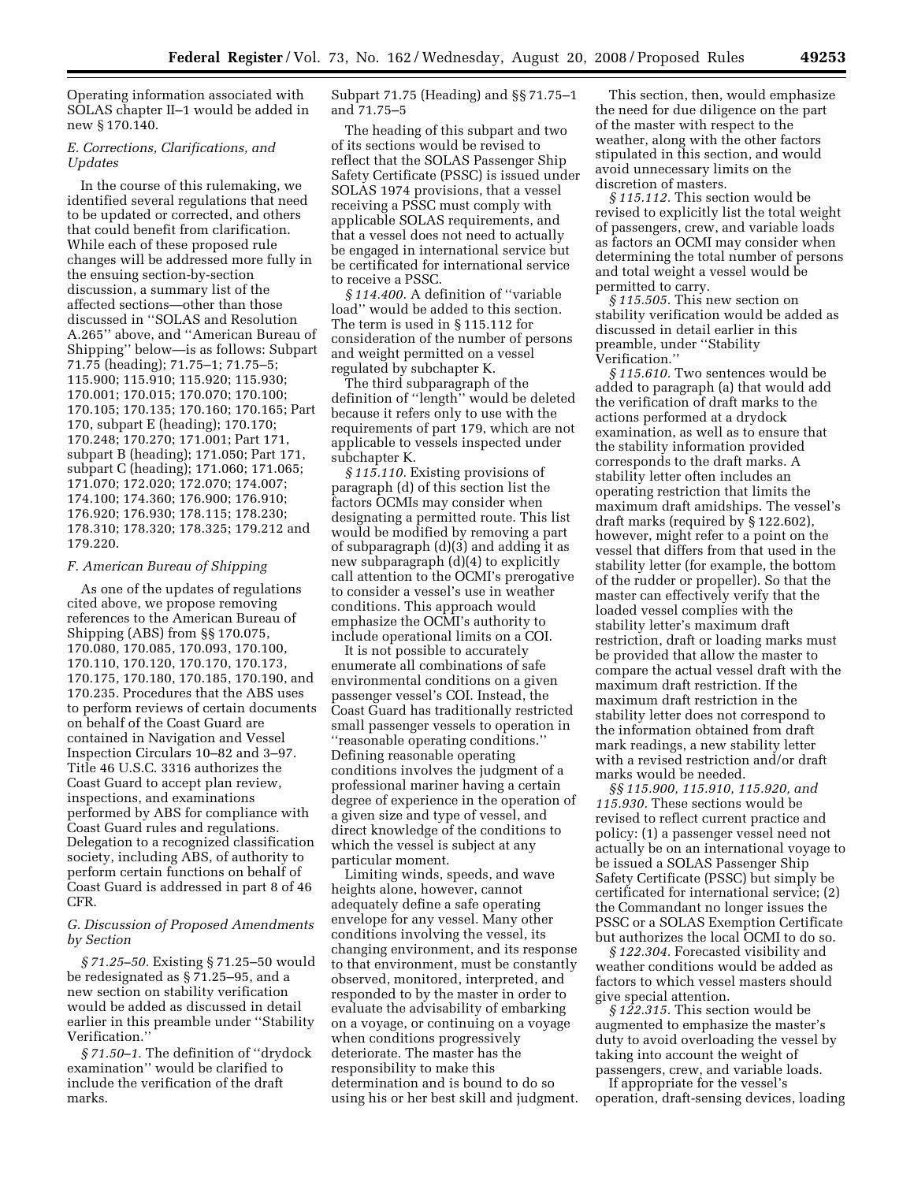Operating information associated with SOLAS chapter II–1 would be added in new § 170.140.

### *E. Corrections, Clarifications, and Updates*

In the course of this rulemaking, we identified several regulations that need to be updated or corrected, and others that could benefit from clarification. While each of these proposed rule changes will be addressed more fully in the ensuing section-by-section discussion, a summary list of the affected sections—other than those discussed in ''SOLAS and Resolution A.265'' above, and ''American Bureau of Shipping'' below—is as follows: Subpart 71.75 (heading); 71.75–1; 71.75–5; 115.900; 115.910; 115.920; 115.930; 170.001; 170.015; 170.070; 170.100; 170.105; 170.135; 170.160; 170.165; Part 170, subpart E (heading); 170.170; 170.248; 170.270; 171.001; Part 171, subpart B (heading); 171.050; Part 171, subpart C (heading); 171.060; 171.065; 171.070; 172.020; 172.070; 174.007; 174.100; 174.360; 176.900; 176.910; 176.920; 176.930; 178.115; 178.230; 178.310; 178.320; 178.325; 179.212 and 179.220.

### *F. American Bureau of Shipping*

As one of the updates of regulations cited above, we propose removing references to the American Bureau of Shipping (ABS) from §§ 170.075, 170.080, 170.085, 170.093, 170.100, 170.110, 170.120, 170.170, 170.173, 170.175, 170.180, 170.185, 170.190, and 170.235. Procedures that the ABS uses to perform reviews of certain documents on behalf of the Coast Guard are contained in Navigation and Vessel Inspection Circulars 10–82 and 3–97. Title 46 U.S.C. 3316 authorizes the Coast Guard to accept plan review, inspections, and examinations performed by ABS for compliance with Coast Guard rules and regulations. Delegation to a recognized classification society, including ABS, of authority to perform certain functions on behalf of Coast Guard is addressed in part 8 of 46 CFR.

### *G. Discussion of Proposed Amendments by Section*

*§ 71.25–50.* Existing § 71.25–50 would be redesignated as § 71.25–95, and a new section on stability verification would be added as discussed in detail earlier in this preamble under ''Stability Verification.''

*§ 71.50–1.* The definition of ''drydock examination'' would be clarified to include the verification of the draft marks.

Subpart 71.75 (Heading) and §§ 71.75–1 and 71.75–5

The heading of this subpart and two of its sections would be revised to reflect that the SOLAS Passenger Ship Safety Certificate (PSSC) is issued under SOLAS 1974 provisions, that a vessel receiving a PSSC must comply with applicable SOLAS requirements, and that a vessel does not need to actually be engaged in international service but be certificated for international service to receive a PSSC.

*§ 114.400.* A definition of ''variable load'' would be added to this section. The term is used in § 115.112 for consideration of the number of persons and weight permitted on a vessel regulated by subchapter K.

The third subparagraph of the definition of ''length'' would be deleted because it refers only to use with the requirements of part 179, which are not applicable to vessels inspected under subchapter K.

*§ 115.110.* Existing provisions of paragraph (d) of this section list the factors OCMIs may consider when designating a permitted route. This list would be modified by removing a part of subparagraph (d)(3) and adding it as new subparagraph (d)(4) to explicitly call attention to the OCMI's prerogative to consider a vessel's use in weather conditions. This approach would emphasize the OCMI's authority to include operational limits on a COI.

It is not possible to accurately enumerate all combinations of safe environmental conditions on a given passenger vessel's COI. Instead, the Coast Guard has traditionally restricted small passenger vessels to operation in ''reasonable operating conditions.'' Defining reasonable operating conditions involves the judgment of a professional mariner having a certain degree of experience in the operation of a given size and type of vessel, and direct knowledge of the conditions to which the vessel is subject at any particular moment.

Limiting winds, speeds, and wave heights alone, however, cannot adequately define a safe operating envelope for any vessel. Many other conditions involving the vessel, its changing environment, and its response to that environment, must be constantly observed, monitored, interpreted, and responded to by the master in order to evaluate the advisability of embarking on a voyage, or continuing on a voyage when conditions progressively deteriorate. The master has the responsibility to make this determination and is bound to do so using his or her best skill and judgment.

This section, then, would emphasize the need for due diligence on the part of the master with respect to the weather, along with the other factors stipulated in this section, and would avoid unnecessary limits on the discretion of masters.

*§ 115.112.* This section would be revised to explicitly list the total weight of passengers, crew, and variable loads as factors an OCMI may consider when determining the total number of persons and total weight a vessel would be permitted to carry.

*§ 115.505.* This new section on stability verification would be added as discussed in detail earlier in this preamble, under ''Stability Verification.''

*§ 115.610.* Two sentences would be added to paragraph (a) that would add the verification of draft marks to the actions performed at a drydock examination, as well as to ensure that the stability information provided corresponds to the draft marks. A stability letter often includes an operating restriction that limits the maximum draft amidships. The vessel's draft marks (required by § 122.602), however, might refer to a point on the vessel that differs from that used in the stability letter (for example, the bottom of the rudder or propeller). So that the master can effectively verify that the loaded vessel complies with the stability letter's maximum draft restriction, draft or loading marks must be provided that allow the master to compare the actual vessel draft with the maximum draft restriction. If the maximum draft restriction in the stability letter does not correspond to the information obtained from draft mark readings, a new stability letter with a revised restriction and/or draft marks would be needed.

*§§ 115.900, 115.910, 115.920, and 115.930.* These sections would be revised to reflect current practice and policy: (1) a passenger vessel need not actually be on an international voyage to be issued a SOLAS Passenger Ship Safety Certificate (PSSC) but simply be certificated for international service; (2) the Commandant no longer issues the PSSC or a SOLAS Exemption Certificate but authorizes the local OCMI to do so.

*§ 122.304.* Forecasted visibility and weather conditions would be added as factors to which vessel masters should give special attention.

*§ 122.315.* This section would be augmented to emphasize the master's duty to avoid overloading the vessel by taking into account the weight of passengers, crew, and variable loads.

If appropriate for the vessel's operation, draft-sensing devices, loading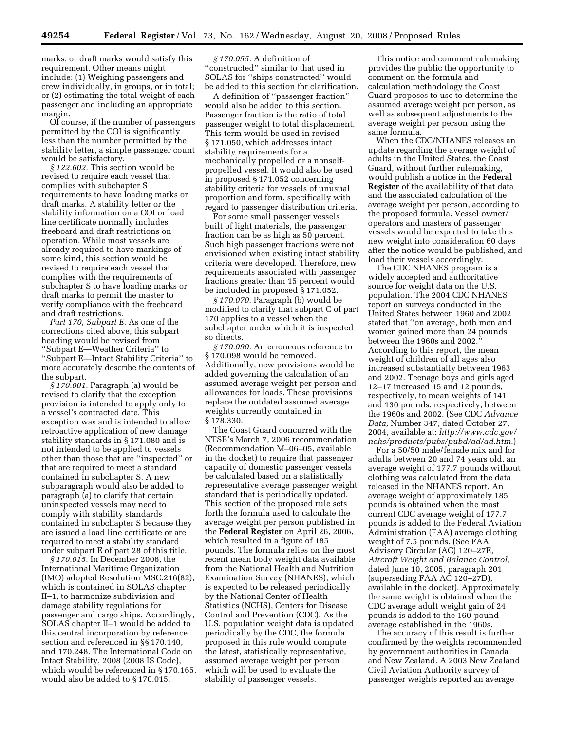marks, or draft marks would satisfy this requirement. Other means might include: (1) Weighing passengers and crew individually, in groups, or in total; or (2) estimating the total weight of each passenger and including an appropriate margin.

Of course, if the number of passengers permitted by the COI is significantly less than the number permitted by the stability letter, a simple passenger count would be satisfactory.

*§ 122.602.* This section would be revised to require each vessel that complies with subchapter S requirements to have loading marks or draft marks. A stability letter or the stability information on a COI or load line certificate normally includes freeboard and draft restrictions on operation. While most vessels are already required to have markings of some kind, this section would be revised to require each vessel that complies with the requirements of subchapter S to have loading marks or draft marks to permit the master to verify compliance with the freeboard and draft restrictions.

*Part 170, Subpart E.* As one of the corrections cited above, this subpart heading would be revised from ''Subpart E—Weather Criteria'' to ''Subpart E—Intact Stability Criteria'' to more accurately describe the contents of the subpart.

*§ 170.001.* Paragraph (a) would be revised to clarify that the exception provision is intended to apply only to a vessel's contracted date. This exception was and is intended to allow retroactive application of new damage stability standards in § 171.080 and is not intended to be applied to vessels other than those that are ''inspected'' or that are required to meet a standard contained in subchapter S. A new subparagraph would also be added to paragraph (a) to clarify that certain uninspected vessels may need to comply with stability standards contained in subchapter S because they are issued a load line certificate or are required to meet a stability standard under subpart E of part 28 of this title.

*§ 170.015.* In December 2006, the International Maritime Organization (IMO) adopted Resolution MSC.216(82), which is contained in SOLAS chapter II–1, to harmonize subdivision and damage stability regulations for passenger and cargo ships. Accordingly, SOLAS chapter II–1 would be added to this central incorporation by reference section and referenced in §§ 170.140, and 170.248. The International Code on Intact Stability, 2008 (2008 IS Code), which would be referenced in § 170.165, would also be added to § 170.015.

*§ 170.055.* A definition of ''constructed'' similar to that used in SOLAS for ''ships constructed'' would be added to this section for clarification.

A definition of ''passenger fraction'' would also be added to this section. Passenger fraction is the ratio of total passenger weight to total displacement. This term would be used in revised § 171.050, which addresses intact stability requirements for a mechanically propelled or a nonself-propelled vessel. It would also be used in proposed § 171.052 concerning stability criteria for vessels of unusual proportion and form, specifically with regard to passenger distribution criteria.

For some small passenger vessels built of light materials, the passenger fraction can be as high as 50 percent. Such high passenger fractions were not envisioned when existing intact stability criteria were developed. Therefore, new requirements associated with passenger fractions greater than 15 percent would be included in proposed § 171.052.

*§ 170.070.* Paragraph (b) would be modified to clarify that subpart C of part 170 applies to a vessel when the subchapter under which it is inspected so directs.

*§ 170.090.* An erroneous reference to § 170.098 would be removed. Additionally, new provisions would be added governing the calculation of an assumed average weight per person and allowances for loads. These provisions replace the outdated assumed average weights currently contained in § 178.330.

The Coast Guard concurred with the NTSB's March 7, 2006 recommendation (Recommendation M–06–05, available in the docket) to require that passenger capacity of domestic passenger vessels be calculated based on a statistically representative average passenger weight standard that is periodically updated. This section of the proposed rule sets forth the formula used to calculate the average weight per person published in the **Federal Register** on April 26, 2006, which resulted in a figure of 185 pounds. The formula relies on the most recent mean body weight data available from the National Health and Nutrition Examination Survey (NHANES), which is expected to be released periodically by the National Center of Health Statistics (NCHS), Centers for Disease Control and Prevention (CDC). As the U.S. population weight data is updated periodically by the CDC, the formula proposed in this rule would compute the latest, statistically representative, assumed average weight per person which will be used to evaluate the stability of passenger vessels.

This notice and comment rulemaking provides the public the opportunity to comment on the formula and calculation methodology the Coast Guard proposes to use to determine the assumed average weight per person, as well as subsequent adjustments to the average weight per person using the same formula.

When the CDC/NHANES releases an update regarding the average weight of adults in the United States, the Coast Guard, without further rulemaking, would publish a notice in the **Federal Register** of the availability of that data and the associated calculation of the average weight per person, according to the proposed formula. Vessel owner/operators and masters of passenger vessels would be expected to take this new weight into consideration 60 days after the notice would be published, and load their vessels accordingly.

The CDC NHANES program is a widely accepted and authoritative source for weight data on the U.S. population. The 2004 CDC NHANES report on surveys conducted in the United States between 1960 and 2002 stated that ''on average, both men and women gained more than 24 pounds between the 1960s and 2002.'' According to this report, the mean weight of children of all ages also increased substantially between 1963 and 2002. Teenage boys and girls aged 12–17 increased 15 and 12 pounds, respectively, to mean weights of 141 and 130 pounds, respectively, between the 1960s and 2002. (See CDC *Advance Data,* Number 347, dated October 27, 2004, available at: *http://www.cdc.gov/nchs/products/pubs/pubd/ad/ad.htm.*)

For a 50/50 male/female mix and for adults between 20 and 74 years old, an average weight of 177.7 pounds without clothing was calculated from the data released in the NHANES report. An average weight of approximately 185 pounds is obtained when the most current CDC average weight of 177.7 pounds is added to the Federal Aviation Administration (FAA) average clothing weight of 7.5 pounds. (See FAA Advisory Circular (AC) 120–27E, *Aircraft Weight and Balance Control,* dated June 10, 2005, paragraph 201 (superseding FAA AC 120–27D), available in the docket). Approximately the same weight is obtained when the CDC average adult weight gain of 24 pounds is added to the 160-pound average established in the 1960s.

The accuracy of this result is further confirmed by the weights recommended by government authorities in Canada and New Zealand. A 2003 New Zealand Civil Aviation Authority survey of passenger weights reported an average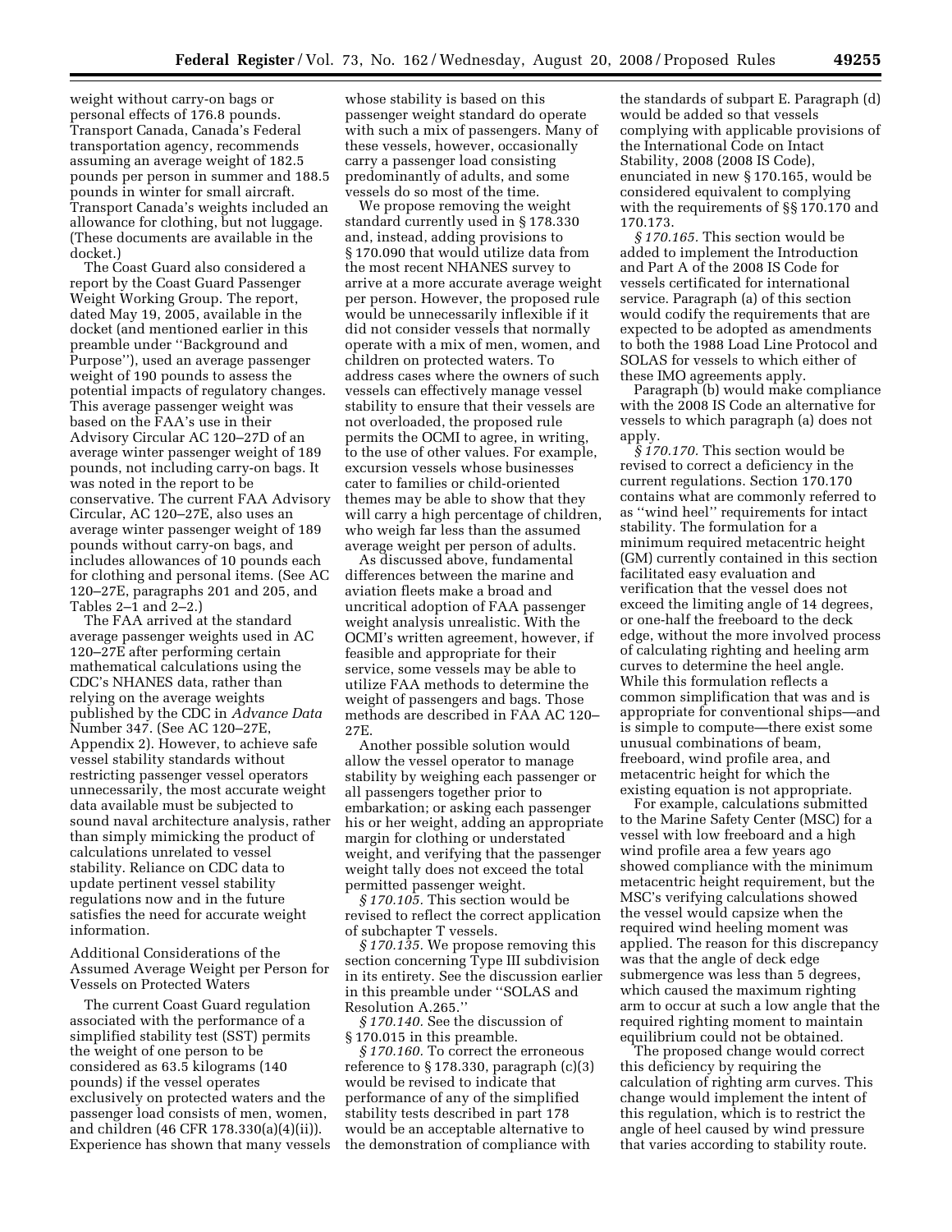weight without carry-on bags or personal effects of 176.8 pounds. Transport Canada, Canada's Federal transportation agency, recommends assuming an average weight of 182.5 pounds per person in summer and 188.5 pounds in winter for small aircraft. Transport Canada's weights included an allowance for clothing, but not luggage. (These documents are available in the docket.)

The Coast Guard also considered a report by the Coast Guard Passenger Weight Working Group. The report, dated May 19, 2005, available in the docket (and mentioned earlier in this preamble under ''Background and Purpose''), used an average passenger weight of 190 pounds to assess the potential impacts of regulatory changes. This average passenger weight was based on the FAA's use in their Advisory Circular AC 120–27D of an average winter passenger weight of 189 pounds, not including carry-on bags. It was noted in the report to be conservative. The current FAA Advisory Circular, AC 120–27E, also uses an average winter passenger weight of 189 pounds without carry-on bags, and includes allowances of 10 pounds each for clothing and personal items. (See AC 120–27E, paragraphs 201 and 205, and Tables 2–1 and 2–2.)

The FAA arrived at the standard average passenger weights used in AC 120–27E after performing certain mathematical calculations using the CDC's NHANES data, rather than relying on the average weights published by the CDC in *Advance Data* Number 347. (See AC 120–27E, Appendix 2). However, to achieve safe vessel stability standards without restricting passenger vessel operators unnecessarily, the most accurate weight data available must be subjected to sound naval architecture analysis, rather than simply mimicking the product of calculations unrelated to vessel stability. Reliance on CDC data to update pertinent vessel stability regulations now and in the future satisfies the need for accurate weight information.

Additional Considerations of the Assumed Average Weight per Person for Vessels on Protected Waters

The current Coast Guard regulation associated with the performance of a simplified stability test (SST) permits the weight of one person to be considered as 63.5 kilograms (140 pounds) if the vessel operates exclusively on protected waters and the passenger load consists of men, women, and children (46 CFR 178.330(a)(4)(ii)). Experience has shown that many vessels whose stability is based on this passenger weight standard do operate with such a mix of passengers. Many of these vessels, however, occasionally carry a passenger load consisting predominantly of adults, and some vessels do so most of the time.

We propose removing the weight standard currently used in § 178.330 and, instead, adding provisions to § 170.090 that would utilize data from the most recent NHANES survey to arrive at a more accurate average weight per person. However, the proposed rule would be unnecessarily inflexible if it did not consider vessels that normally operate with a mix of men, women, and children on protected waters. To address cases where the owners of such vessels can effectively manage vessel stability to ensure that their vessels are not overloaded, the proposed rule permits the OCMI to agree, in writing, to the use of other values. For example, excursion vessels whose businesses cater to families or child-oriented themes may be able to show that they will carry a high percentage of children, who weigh far less than the assumed average weight per person of adults.

As discussed above, fundamental differences between the marine and aviation fleets make a broad and uncritical adoption of FAA passenger weight analysis unrealistic. With the OCMI's written agreement, however, if feasible and appropriate for their service, some vessels may be able to utilize FAA methods to determine the weight of passengers and bags. Those methods are described in FAA AC 120–27E.

Another possible solution would allow the vessel operator to manage stability by weighing each passenger or all passengers together prior to embarkation; or asking each passenger his or her weight, adding an appropriate margin for clothing or understated weight, and verifying that the passenger weight tally does not exceed the total permitted passenger weight.

*§ 170.105.* This section would be revised to reflect the correct application of subchapter T vessels.

*§ 170.135.* We propose removing this section concerning Type III subdivision in its entirety. See the discussion earlier in this preamble under ''SOLAS and Resolution A.265.''

*§ 170.140.* See the discussion of § 170.015 in this preamble.

*§ 170.160.* To correct the erroneous reference to § 178.330, paragraph (c)(3) would be revised to indicate that performance of any of the simplified stability tests described in part 178 would be an acceptable alternative to the demonstration of compliance with the standards of subpart E. Paragraph (d) would be added so that vessels complying with applicable provisions of the International Code on Intact Stability, 2008 (2008 IS Code), enunciated in new § 170.165, would be considered equivalent to complying with the requirements of §§ 170.170 and 170.173.

*§ 170.165.* This section would be added to implement the Introduction and Part A of the 2008 IS Code for vessels certificated for international service. Paragraph (a) of this section would codify the requirements that are expected to be adopted as amendments to both the 1988 Load Line Protocol and SOLAS for vessels to which either of these IMO agreements apply.

Paragraph (b) would make compliance with the 2008 IS Code an alternative for vessels to which paragraph (a) does not apply.

*§ 170.170.* This section would be revised to correct a deficiency in the current regulations. Section 170.170 contains what are commonly referred to as ''wind heel'' requirements for intact stability. The formulation for a minimum required metacentric height (GM) currently contained in this section facilitated easy evaluation and verification that the vessel does not exceed the limiting angle of 14 degrees, or one-half the freeboard to the deck edge, without the more involved process of calculating righting and heeling arm curves to determine the heel angle. While this formulation reflects a common simplification that was and is appropriate for conventional ships—and is simple to compute—there exist some unusual combinations of beam, freeboard, wind profile area, and metacentric height for which the existing equation is not appropriate.

For example, calculations submitted to the Marine Safety Center (MSC) for a vessel with low freeboard and a high wind profile area a few years ago showed compliance with the minimum metacentric height requirement, but the MSC's verifying calculations showed the vessel would capsize when the required wind heeling moment was applied. The reason for this discrepancy was that the angle of deck edge submergence was less than 5 degrees, which caused the maximum righting arm to occur at such a low angle that the required righting moment to maintain equilibrium could not be obtained.

The proposed change would correct this deficiency by requiring the calculation of righting arm curves. This change would implement the intent of this regulation, which is to restrict the angle of heel caused by wind pressure that varies according to stability route.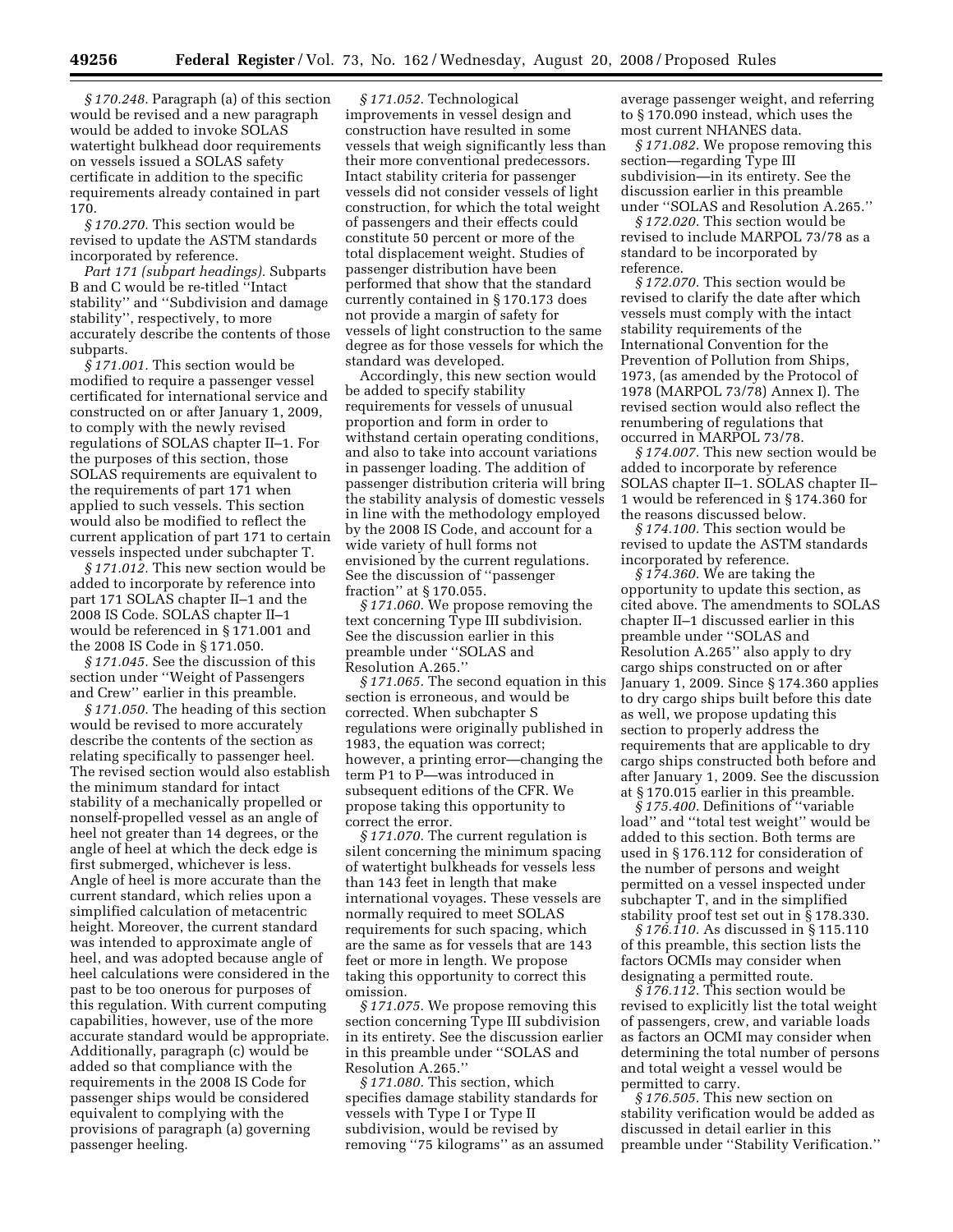*§ 170.248.* Paragraph (a) of this section would be revised and a new paragraph would be added to invoke SOLAS watertight bulkhead door requirements on vessels issued a SOLAS safety certificate in addition to the specific requirements already contained in part 170.

*§ 170.270.* This section would be revised to update the ASTM standards incorporated by reference.

*Part 171 (subpart headings).* Subparts B and C would be re-titled ''Intact stability'' and ''Subdivision and damage stability'', respectively, to more accurately describe the contents of those subparts.

*§ 171.001.* This section would be modified to require a passenger vessel certificated for international service and constructed on or after January 1, 2009, to comply with the newly revised regulations of SOLAS chapter II–1. For the purposes of this section, those SOLAS requirements are equivalent to the requirements of part 171 when applied to such vessels. This section would also be modified to reflect the current application of part 171 to certain vessels inspected under subchapter T.

*§ 171.012.* This new section would be added to incorporate by reference into part 171 SOLAS chapter II–1 and the 2008 IS Code. SOLAS chapter II–1 would be referenced in § 171.001 and the 2008 IS Code in § 171.050.

*§ 171.045.* See the discussion of this section under ''Weight of Passengers and Crew'' earlier in this preamble.

*§ 171.050.* The heading of this section would be revised to more accurately describe the contents of the section as relating specifically to passenger heel. The revised section would also establish the minimum standard for intact stability of a mechanically propelled or nonself-propelled vessel as an angle of heel not greater than 14 degrees, or the angle of heel at which the deck edge is first submerged, whichever is less. Angle of heel is more accurate than the current standard, which relies upon a simplified calculation of metacentric height. Moreover, the current standard was intended to approximate angle of heel, and was adopted because angle of heel calculations were considered in the past to be too onerous for purposes of this regulation. With current computing capabilities, however, use of the more accurate standard would be appropriate. Additionally, paragraph (c) would be added so that compliance with the requirements in the 2008 IS Code for passenger ships would be considered equivalent to complying with the provisions of paragraph (a) governing passenger heeling.

*§ 171.052.* Technological improvements in vessel design and construction have resulted in some vessels that weigh significantly less than their more conventional predecessors. Intact stability criteria for passenger vessels did not consider vessels of light construction, for which the total weight of passengers and their effects could constitute 50 percent or more of the total displacement weight. Studies of passenger distribution have been performed that show that the standard currently contained in § 170.173 does not provide a margin of safety for vessels of light construction to the same degree as for those vessels for which the standard was developed.

Accordingly, this new section would be added to specify stability requirements for vessels of unusual proportion and form in order to withstand certain operating conditions, and also to take into account variations in passenger loading. The addition of passenger distribution criteria will bring the stability analysis of domestic vessels in line with the methodology employed by the 2008 IS Code, and account for a wide variety of hull forms not envisioned by the current regulations. See the discussion of ''passenger fraction'' at § 170.055.

*§ 171.060.* We propose removing the text concerning Type III subdivision. See the discussion earlier in this preamble under ''SOLAS and Resolution A.265.''

*§ 171.065.* The second equation in this section is erroneous, and would be corrected. When subchapter S regulations were originally published in 1983, the equation was correct; however, a printing error—changing the term P1 to P—was introduced in subsequent editions of the CFR. We propose taking this opportunity to correct the error.

*§ 171.070.* The current regulation is silent concerning the minimum spacing of watertight bulkheads for vessels less than 143 feet in length that make international voyages. These vessels are normally required to meet SOLAS requirements for such spacing, which are the same as for vessels that are 143 feet or more in length. We propose taking this opportunity to correct this omission.

*§ 171.075.* We propose removing this section concerning Type III subdivision in its entirety. See the discussion earlier in this preamble under ''SOLAS and Resolution A.265.''

*§ 171.080.* This section, which specifies damage stability standards for vessels with Type I or Type II subdivision, would be revised by removing ''75 kilograms'' as an assumed average passenger weight, and referring to § 170.090 instead, which uses the most current NHANES data.

*§ 171.082.* We propose removing this section—regarding Type III subdivision—in its entirety. See the discussion earlier in this preamble under ''SOLAS and Resolution A.265.''

*§ 172.020.* This section would be revised to include MARPOL 73/78 as a standard to be incorporated by reference.

*§ 172.070.* This section would be revised to clarify the date after which vessels must comply with the intact stability requirements of the International Convention for the Prevention of Pollution from Ships, 1973, (as amended by the Protocol of 1978 (MARPOL 73/78) Annex I). The revised section would also reflect the renumbering of regulations that occurred in MARPOL 73/78.

*§ 174.007.* This new section would be added to incorporate by reference SOLAS chapter II–1. SOLAS chapter II–1 would be referenced in § 174.360 for the reasons discussed below.

*§ 174.100.* This section would be revised to update the ASTM standards incorporated by reference.

*§ 174.360.* We are taking the opportunity to update this section, as cited above. The amendments to SOLAS chapter II–1 discussed earlier in this preamble under ''SOLAS and Resolution A.265'' also apply to dry cargo ships constructed on or after January 1, 2009. Since § 174.360 applies to dry cargo ships built before this date as well, we propose updating this section to properly address the requirements that are applicable to dry cargo ships constructed both before and after January 1, 2009. See the discussion at § 170.015 earlier in this preamble.

*§ 175.400.* Definitions of ''variable load'' and ''total test weight'' would be added to this section. Both terms are used in § 176.112 for consideration of the number of persons and weight permitted on a vessel inspected under subchapter T, and in the simplified stability proof test set out in § 178.330.

*§ 176.110.* As discussed in § 115.110 of this preamble, this section lists the factors OCMIs may consider when designating a permitted route.

*§ 176.112.* This section would be revised to explicitly list the total weight of passengers, crew, and variable loads as factors an OCMI may consider when determining the total number of persons and total weight a vessel would be permitted to carry.

*§ 176.505.* This new section on stability verification would be added as discussed in detail earlier in this preamble under ''Stability Verification.''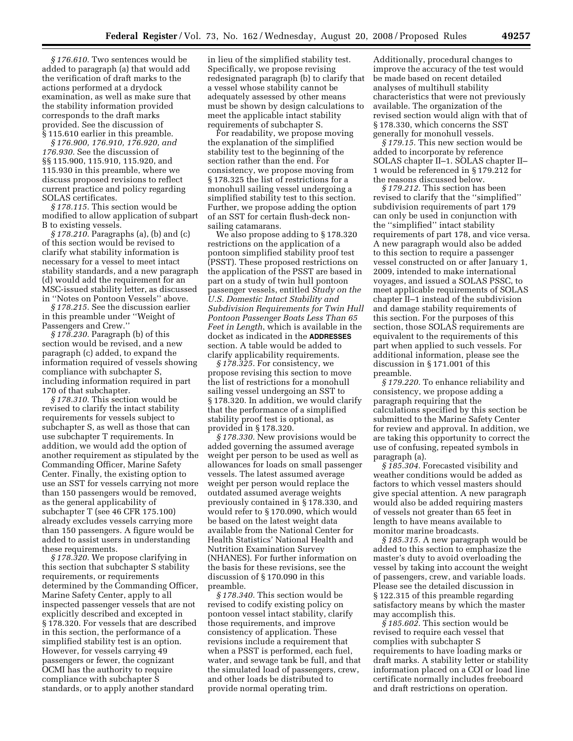*§ 176.610.* Two sentences would be added to paragraph (a) that would add the verification of draft marks to the actions performed at a drydock examination, as well as make sure that the stability information provided corresponds to the draft marks provided. See the discussion of § 115.610 earlier in this preamble.

*§ 176.900, 176.910, 176.920, and 176.930.* See the discussion of §§ 115.900, 115.910, 115.920, and 115.930 in this preamble, where we discuss proposed revisions to reflect current practice and policy regarding SOLAS certificates.

*§ 178.115.* This section would be modified to allow application of subpart B to existing vessels.

*§ 178.210.* Paragraphs (a), (b) and (c) of this section would be revised to clarify what stability information is necessary for a vessel to meet intact stability standards, and a new paragraph (d) would add the requirement for an MSC-issued stability letter, as discussed in ''Notes on Pontoon Vessels'' above.

*§ 178.215.* See the discussion earlier in this preamble under ''Weight of Passengers and Crew.''

*§ 178.230.* Paragraph (b) of this section would be revised, and a new paragraph (c) added, to expand the information required of vessels showing compliance with subchapter S, including information required in part 170 of that subchapter.

*§ 178.310.* This section would be revised to clarify the intact stability requirements for vessels subject to subchapter S, as well as those that can use subchapter T requirements. In addition, we would add the option of another requirement as stipulated by the Commanding Officer, Marine Safety Center. Finally, the existing option to use an SST for vessels carrying not more than 150 passengers would be removed, as the general applicability of subchapter T (see 46 CFR 175.100) already excludes vessels carrying more than 150 passengers. A figure would be added to assist users in understanding these requirements.

*§ 178.320.* We propose clarifying in this section that subchapter S stability requirements, or requirements determined by the Commanding Officer, Marine Safety Center, apply to all inspected passenger vessels that are not explicitly described and excepted in § 178.320. For vessels that are described in this section, the performance of a simplified stability test is an option. However, for vessels carrying 49 passengers or fewer, the cognizant OCMI has the authority to require compliance with subchapter S standards, or to apply another standard in lieu of the simplified stability test. Specifically, we propose revising redesignated paragraph (b) to clarify that a vessel whose stability cannot be adequately assessed by other means must be shown by design calculations to meet the applicable intact stability requirements of subchapter S.

For readability, we propose moving the explanation of the simplified stability test to the beginning of the section rather than the end. For consistency, we propose moving from § 178.325 the list of restrictions for a monohull sailing vessel undergoing a simplified stability test to this section. Further, we propose adding the option of an SST for certain flush-deck non-sailing catamarans.

We also propose adding to § 178.320 restrictions on the application of a pontoon simplified stability proof test (PSST). These proposed restrictions on the application of the PSST are based in part on a study of twin hull pontoon passenger vessels, entitled *Study on the U.S. Domestic Intact Stability and Subdivision Requirements for Twin Hull Pontoon Passenger Boats Less Than 65 Feet in Length*, which is available in the docket as indicated in the **ADDRESSES** section. A table would be added to clarify applicability requirements.

*§ 178.325.* For consistency, we propose revising this section to move the list of restrictions for a monohull sailing vessel undergoing an SST to § 178.320. In addition, we would clarify that the performance of a simplified stability proof test is optional, as provided in § 178.320.

*§ 178.330.* New provisions would be added governing the assumed average weight per person to be used as well as allowances for loads on small passenger vessels. The latest assumed average weight per person would replace the outdated assumed average weights previously contained in § 178.330, and would refer to § 170.090, which would be based on the latest weight data available from the National Center for Health Statistics' National Health and Nutrition Examination Survey (NHANES). For further information on the basis for these revisions, see the discussion of § 170.090 in this preamble.

*§ 178.340.* This section would be revised to codify existing policy on pontoon vessel intact stability, clarify those requirements, and improve consistency of application. These revisions include a requirement that when a PSST is performed, each fuel, water, and sewage tank be full, and that the simulated load of passengers, crew, and other loads be distributed to provide normal operating trim. Additionally, procedural changes to improve the accuracy of the test would be made based on recent detailed analyses of multihull stability characteristics that were not previously available. The organization of the revised section would align with that of § 178.330, which concerns the SST generally for monohull vessels.

*§ 179.15.* This new section would be added to incorporate by reference SOLAS chapter II–1. SOLAS chapter II–1 would be referenced in § 179.212 for the reasons discussed below.

*§ 179.212.* This section has been revised to clarify that the ''simplified'' subdivision requirements of part 179 can only be used in conjunction with the ''simplified'' intact stability requirements of part 178, and vice versa. A new paragraph would also be added to this section to require a passenger vessel constructed on or after January 1, 2009, intended to make international voyages, and issued a SOLAS PSSC, to meet applicable requirements of SOLAS chapter II–1 instead of the subdivision and damage stability requirements of this section. For the purposes of this section, those SOLAS requirements are equivalent to the requirements of this part when applied to such vessels. For additional information, please see the discussion in § 171.001 of this preamble.

*§ 179.220.* To enhance reliability and consistency, we propose adding a paragraph requiring that the calculations specified by this section be submitted to the Marine Safety Center for review and approval. In addition, we are taking this opportunity to correct the use of confusing, repeated symbols in paragraph (a).

*§ 185.304.* Forecasted visibility and weather conditions would be added as factors to which vessel masters should give special attention. A new paragraph would also be added requiring masters of vessels not greater than 65 feet in length to have means available to monitor marine broadcasts.

*§ 185.315.* A new paragraph would be added to this section to emphasize the master's duty to avoid overloading the vessel by taking into account the weight of passengers, crew, and variable loads. Please see the detailed discussion in § 122.315 of this preamble regarding satisfactory means by which the master may accomplish this.

*§ 185.602.* This section would be revised to require each vessel that complies with subchapter S requirements to have loading marks or draft marks. A stability letter or stability information placed on a COI or load line certificate normally includes freeboard and draft restrictions on operation.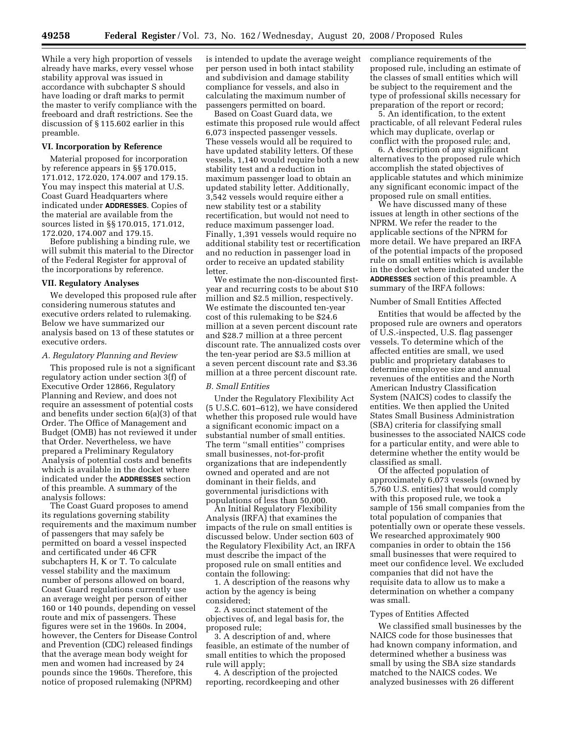While a very high proportion of vessels already have marks, every vessel whose stability approval was issued in accordance with subchapter S should have loading or draft marks to permit the master to verify compliance with the freeboard and draft restrictions. See the discussion of § 115.602 earlier in this preamble.

## VI. Incorporation by Reference

Material proposed for incorporation by reference appears in §§ 170.015, 171.012, 172.020, 174.007 and 179.15. You may inspect this material at U.S. Coast Guard Headquarters where indicated under **ADDRESSES**. Copies of the material are available from the sources listed in §§ 170.015, 171.012, 172.020, 174.007 and 179.15.

Before publishing a binding rule, we will submit this material to the Director of the Federal Register for approval of the incorporations by reference.

## VII. Regulatory Analyses

We developed this proposed rule after considering numerous statutes and executive orders related to rulemaking. Below we have summarized our analysis based on 13 of these statutes or executive orders.

### *A. Regulatory Planning and Review*

This proposed rule is not a significant regulatory action under section 3(f) of Executive Order 12866, Regulatory Planning and Review, and does not require an assessment of potential costs and benefits under section 6(a)(3) of that Order. The Office of Management and Budget (OMB) has not reviewed it under that Order. Nevertheless, we have prepared a Preliminary Regulatory Analysis of potential costs and benefits which is available in the docket where indicated under the **ADDRESSES** section of this preamble. A summary of the analysis follows:

The Coast Guard proposes to amend its regulations governing stability requirements and the maximum number of passengers that may safely be permitted on board a vessel inspected and certificated under 46 CFR subchapters H, K or T. To calculate vessel stability and the maximum number of persons allowed on board, Coast Guard regulations currently use an average weight per person of either 160 or 140 pounds, depending on vessel route and mix of passengers. These figures were set in the 1960s. In 2004, however, the Centers for Disease Control and Prevention (CDC) released findings that the average mean body weight for men and women had increased by 24 pounds since the 1960s. Therefore, this notice of proposed rulemaking (NPRM) is intended to update the average weight per person used in both intact stability and subdivision and damage stability compliance for vessels, and also in calculating the maximum number of passengers permitted on board.

Based on Coast Guard data, we estimate this proposed rule would affect 6,073 inspected passenger vessels. These vessels would all be required to have updated stability letters. Of these vessels, 1,140 would require both a new stability test and a reduction in maximum passenger load to obtain an updated stability letter. Additionally, 3,542 vessels would require either a new stability test or a stability recertification, but would not need to reduce maximum passenger load. Finally, 1,391 vessels would require no additional stability test or recertification and no reduction in passenger load in order to receive an updated stability letter.

We estimate the non-discounted first-year and recurring costs to be about $10 million and $2.5 million, respectively. We estimate the discounted ten-year cost of this rulemaking to be $24.6 million at a seven percent discount rate and $28.7 million at a three percent discount rate. The annualized costs over the ten-year period are $3.5 million at a seven percent discount rate and $3.36 million at a three percent discount rate.

### *B. Small Entities*

Under the Regulatory Flexibility Act (5 U.S.C. 601–612), we have considered whether this proposed rule would have a significant economic impact on a substantial number of small entities. The term ''small entities'' comprises small businesses, not-for-profit organizations that are independently owned and operated and are not dominant in their fields, and governmental jurisdictions with populations of less than 50,000.

An Initial Regulatory Flexibility Analysis (IRFA) that examines the impacts of the rule on small entities is discussed below. Under section 603 of the Regulatory Flexibility Act, an IRFA must describe the impact of the proposed rule on small entities and contain the following:

1. A description of the reasons why action by the agency is being considered;
2. A succinct statement of the objectives of, and legal basis for, the proposed rule;
3. A description of and, where feasible, an estimate of the number of small entities to which the proposed rule will apply;
4. A description of the projected reporting, recordkeeping and other compliance requirements of the proposed rule, including an estimate of the classes of small entities which will be subject to the requirement and the type of professional skills necessary for preparation of the report or record;
5. An identification, to the extent practicable, of all relevant Federal rules which may duplicate, overlap or conflict with the proposed rule; and,
6. A description of any significant alternatives to the proposed rule which accomplish the stated objectives of applicable statutes and which minimize any significant economic impact of the proposed rule on small entities.

We have discussed many of these issues at length in other sections of the NPRM. We refer the reader to the applicable sections of the NPRM for more detail. We have prepared an IRFA of the potential impacts of the proposed rule on small entities which is available in the docket where indicated under the **ADDRESSES** section of this preamble. A summary of the IRFA follows:

#### Number of Small Entities Affected

Entities that would be affected by the proposed rule are owners and operators of U.S.-inspected, U.S. flag passenger vessels. To determine which of the affected entities are small, we used public and proprietary databases to determine employee size and annual revenues of the entities and the North American Industry Classification System (NAICS) codes to classify the entities. We then applied the United States Small Business Administration (SBA) criteria for classifying small businesses to the associated NAICS code for a particular entity, and were able to determine whether the entity would be classified as small.

Of the affected population of approximately 6,073 vessels (owned by 5,760 U.S. entities) that would comply with this proposed rule, we took a sample of 156 small companies from the total population of companies that potentially own or operate these vessels. We researched approximately 900 companies in order to obtain the 156 small businesses that were required to meet our confidence level. We excluded companies that did not have the requisite data to allow us to make a determination on whether a company was small.

#### Types of Entities Affected

We classified small businesses by the NAICS code for those businesses that had known company information, and determined whether a business was small by using the SBA size standards matched to the NAICS codes. We analyzed businesses with 26 different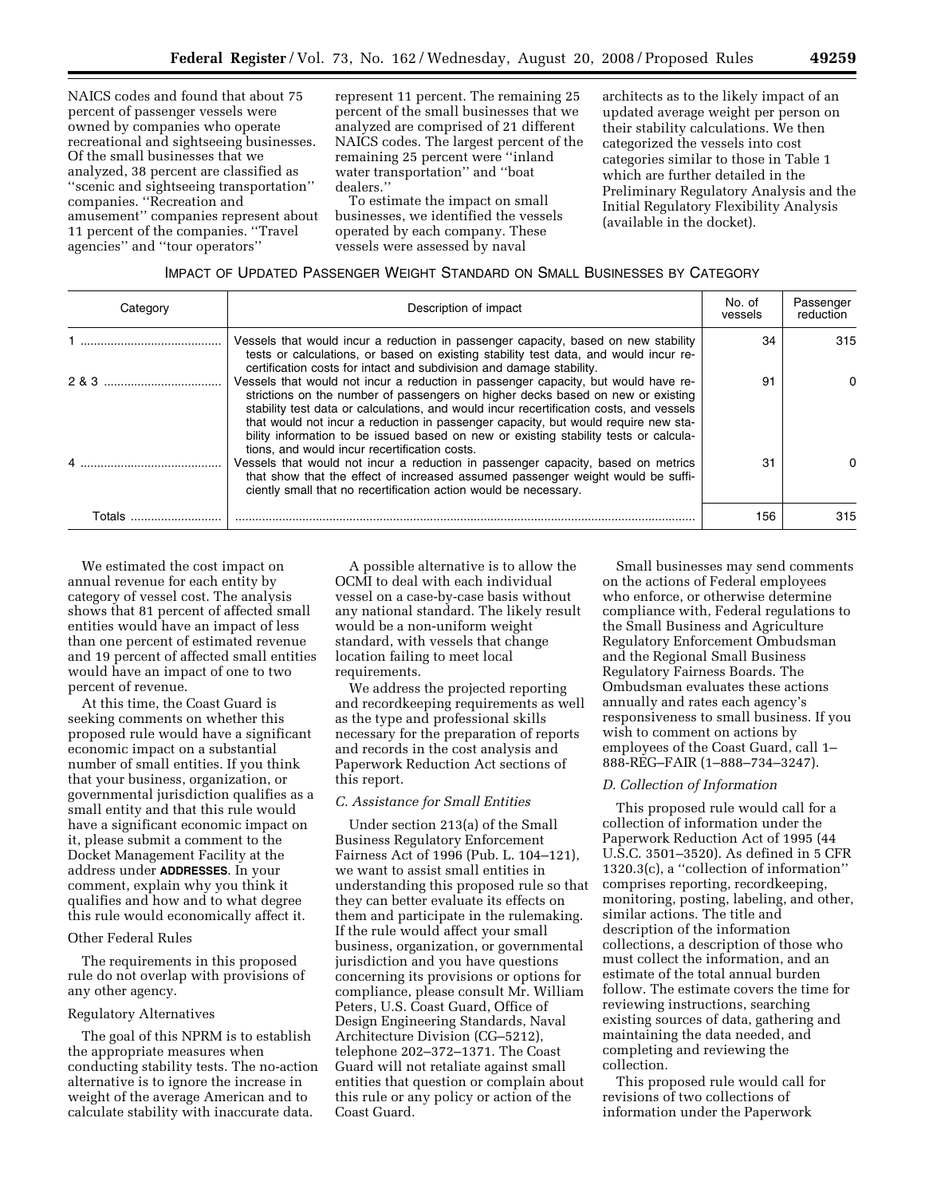NAICS codes and found that about 75 percent of passenger vessels were owned by companies who operate recreational and sightseeing businesses. Of the small businesses that we analyzed, 38 percent are classified as ''scenic and sightseeing transportation'' companies. ''Recreation and amusement'' companies represent about 11 percent of the companies. ''Travel agencies'' and ''tour operators'' represent 11 percent. The remaining 25 percent of the small businesses that we analyzed are comprised of 21 different NAICS codes. The largest percent of the remaining 25 percent were ''inland water transportation'' and ''boat dealers.''

To estimate the impact on small businesses, we identified the vessels operated by each company. These vessels were assessed by naval architects as to the likely impact of an updated average weight per person on their stability calculations. We then categorized the vessels into cost categories similar to those in Table 1 which are further detailed in the Preliminary Regulatory Analysis and the Initial Regulatory Flexibility Analysis (available in the docket).

IMPACT OF UPDATED PASSENGER WEIGHT STANDARD ON SMALL BUSINESSES BY CATEGORY

| Category | Description of impact | No. of vessels | Passenger reduction |
|---|---|---|---|
| 1 | Vessels that would incur a reduction in passenger capacity, based on new stability tests or calculations, or based on existing stability test data, and would incur recertification costs for intact and subdivision and damage stability. | 34 | 315 |
| 2 & 3 | Vessels that would not incur a reduction in passenger capacity, but would have restrictions on the number of passengers on higher decks based on new or existing stability test data or calculations, and would incur recertification costs, and vessels that would not incur a reduction in passenger capacity, but would require new stability information to be issued based on new or existing stability tests or calculations, and would incur recertification costs. | 91 | 0 |
| 4 | Vessels that would not incur a reduction in passenger capacity, based on metrics that show that the effect of increased assumed passenger weight would be sufficiently small that no recertification action would be necessary. | 31 | 0 |
| Totals | | 156 | 315 |

We estimated the cost impact on annual revenue for each entity by category of vessel cost. The analysis shows that 81 percent of affected small entities would have an impact of less than one percent of estimated revenue and 19 percent of affected small entities would have an impact of one to two percent of revenue.

At this time, the Coast Guard is seeking comments on whether this proposed rule would have a significant economic impact on a substantial number of small entities. If you think that your business, organization, or governmental jurisdiction qualifies as a small entity and that this rule would have a significant economic impact on it, please submit a comment to the Docket Management Facility at the address under **ADDRESSES**. In your comment, explain why you think it qualifies and how and to what degree this rule would economically affect it.

Other Federal Rules

The requirements in this proposed rule do not overlap with provisions of any other agency.

Regulatory Alternatives

The goal of this NPRM is to establish the appropriate measures when conducting stability tests. The no-action alternative is to ignore the increase in weight of the average American and to calculate stability with inaccurate data.

A possible alternative is to allow the OCMI to deal with each individual vessel on a case-by-case basis without any national standard. The likely result would be a non-uniform weight standard, with vessels that change location failing to meet local requirements.

We address the projected reporting and recordkeeping requirements as well as the type and professional skills necessary for the preparation of reports and records in the cost analysis and Paperwork Reduction Act sections of this report.

### *C. Assistance for Small Entities*

Under section 213(a) of the Small Business Regulatory Enforcement Fairness Act of 1996 (Pub. L. 104–121), we want to assist small entities in understanding this proposed rule so that they can better evaluate its effects on them and participate in the rulemaking. If the rule would affect your small business, organization, or governmental jurisdiction and you have questions concerning its provisions or options for compliance, please consult Mr. William Peters, U.S. Coast Guard, Office of Design Engineering Standards, Naval Architecture Division (CG–5212), telephone 202–372–1371. The Coast Guard will not retaliate against small entities that question or complain about this rule or any policy or action of the Coast Guard.

Small businesses may send comments on the actions of Federal employees who enforce, or otherwise determine compliance with, Federal regulations to the Small Business and Agriculture Regulatory Enforcement Ombudsman and the Regional Small Business Regulatory Fairness Boards. The Ombudsman evaluates these actions annually and rates each agency's responsiveness to small business. If you wish to comment on actions by employees of the Coast Guard, call 1–888-REG–FAIR (1–888–734–3247).

### *D. Collection of Information*

This proposed rule would call for a collection of information under the Paperwork Reduction Act of 1995 (44 U.S.C. 3501–3520). As defined in 5 CFR 1320.3(c), a ''collection of information'' comprises reporting, recordkeeping, monitoring, posting, labeling, and other, similar actions. The title and description of the information collections, a description of those who must collect the information, and an estimate of the total annual burden follow. The estimate covers the time for reviewing instructions, searching existing sources of data, gathering and maintaining the data needed, and completing and reviewing the collection.

This proposed rule would call for revisions of two collections of information under the Paperwork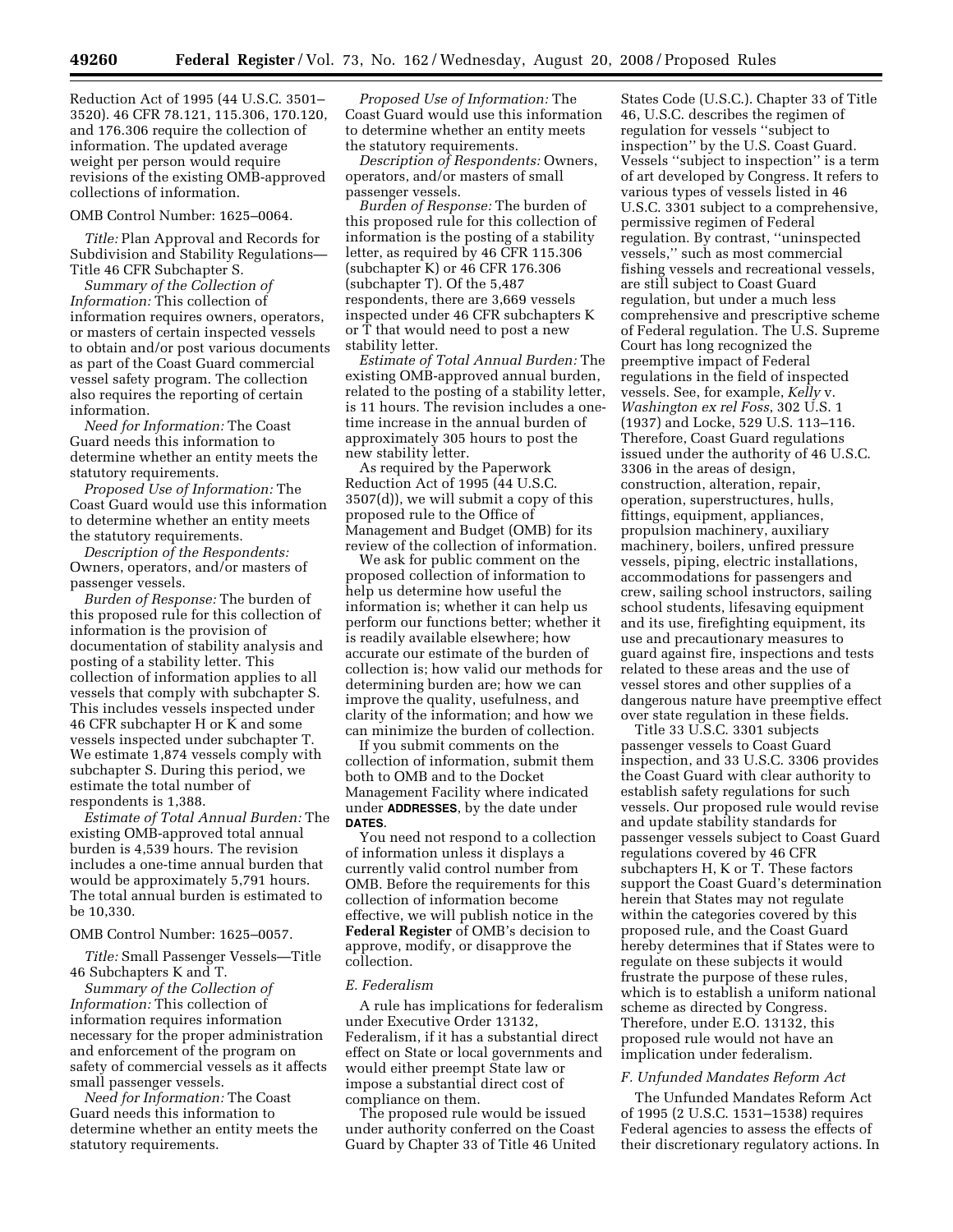Reduction Act of 1995 (44 U.S.C. 3501–3520). 46 CFR 78.121, 115.306, 170.120, and 176.306 require the collection of information. The updated average weight per person would require revisions of the existing OMB-approved collections of information.

OMB Control Number: 1625–0064.

*Title:* Plan Approval and Records for Subdivision and Stability Regulations—Title 46 CFR Subchapter S.

*Summary of the Collection of Information:* This collection of information requires owners, operators, or masters of certain inspected vessels to obtain and/or post various documents as part of the Coast Guard commercial vessel safety program. The collection also requires the reporting of certain information.

*Need for Information:* The Coast Guard needs this information to determine whether an entity meets the statutory requirements.

*Proposed Use of Information:* The Coast Guard would use this information to determine whether an entity meets the statutory requirements.

*Description of the Respondents:* Owners, operators, and/or masters of passenger vessels.

*Burden of Response:* The burden of this proposed rule for this collection of information is the provision of documentation of stability analysis and posting of a stability letter. This collection of information applies to all vessels that comply with subchapter S. This includes vessels inspected under 46 CFR subchapter H or K and some vessels inspected under subchapter T. We estimate 1,874 vessels comply with subchapter S. During this period, we estimate the total number of respondents is 1,388.

*Estimate of Total Annual Burden:* The existing OMB-approved total annual burden is 4,539 hours. The revision includes a one-time annual burden that would be approximately 5,791 hours. The total annual burden is estimated to be 10,330.

OMB Control Number: 1625–0057.

*Title:* Small Passenger Vessels—Title 46 Subchapters K and T.

*Summary of the Collection of Information:* This collection of information requires information necessary for the proper administration and enforcement of the program on safety of commercial vessels as it affects small passenger vessels.

*Need for Information:* The Coast Guard needs this information to determine whether an entity meets the statutory requirements.

*Proposed Use of Information:* The Coast Guard would use this information to determine whether an entity meets the statutory requirements.

*Description of Respondents:* Owners, operators, and/or masters of small passenger vessels.

*Burden of Response:* The burden of this proposed rule for this collection of information is the posting of a stability letter, as required by 46 CFR 115.306 (subchapter K) or 46 CFR 176.306 (subchapter T). Of the 5,487 respondents, there are 3,669 vessels inspected under 46 CFR subchapters K or T that would need to post a new stability letter.

*Estimate of Total Annual Burden:* The existing OMB-approved annual burden, related to the posting of a stability letter, is 11 hours. The revision includes a one-time increase in the annual burden of approximately 305 hours to post the new stability letter.

As required by the Paperwork Reduction Act of 1995 (44 U.S.C. 3507(d)), we will submit a copy of this proposed rule to the Office of Management and Budget (OMB) for its review of the collection of information.

We ask for public comment on the proposed collection of information to help us determine how useful the information is; whether it can help us perform our functions better; whether it is readily available elsewhere; how accurate our estimate of the burden of collection is; how valid our methods for determining burden are; how we can improve the quality, usefulness, and clarity of the information; and how we can minimize the burden of collection.

If you submit comments on the collection of information, submit them both to OMB and to the Docket Management Facility where indicated under **ADDRESSES**, by the date under **DATES**.

You need not respond to a collection of information unless it displays a currently valid control number from OMB. Before the requirements for this collection of information become effective, we will publish notice in the **Federal Register** of OMB's decision to approve, modify, or disapprove the collection.

### *E. Federalism*

A rule has implications for federalism under Executive Order 13132, Federalism, if it has a substantial direct effect on State or local governments and would either preempt State law or impose a substantial direct cost of compliance on them.

The proposed rule would be issued under authority conferred on the Coast Guard by Chapter 33 of Title 46 United States Code (U.S.C.). Chapter 33 of Title 46, U.S.C. describes the regimen of regulation for vessels ''subject to inspection'' by the U.S. Coast Guard. Vessels ''subject to inspection'' is a term of art developed by Congress. It refers to various types of vessels listed in 46 U.S.C. 3301 subject to a comprehensive, permissive regimen of Federal regulation. By contrast, ''uninspected vessels,'' such as most commercial fishing vessels and recreational vessels, are still subject to Coast Guard regulation, but under a much less comprehensive and prescriptive scheme of Federal regulation. The U.S. Supreme Court has long recognized the preemptive impact of Federal regulations in the field of inspected vessels. See, for example, *Kelly* v. *Washington ex rel Foss*, 302 U.S. 1 (1937) and Locke, 529 U.S. 113–116. Therefore, Coast Guard regulations issued under the authority of 46 U.S.C. 3306 in the areas of design, construction, alteration, repair, operation, superstructures, hulls, fittings, equipment, appliances, propulsion machinery, auxiliary machinery, boilers, unfired pressure vessels, piping, electric installations, accommodations for passengers and crew, sailing school instructors, sailing school students, lifesaving equipment and its use, firefighting equipment, its use and precautionary measures to guard against fire, inspections and tests related to these areas and the use of vessel stores and other supplies of a dangerous nature have preemptive effect over state regulation in these fields.

Title 33 U.S.C. 3301 subjects passenger vessels to Coast Guard inspection, and 33 U.S.C. 3306 provides the Coast Guard with clear authority to establish safety regulations for such vessels. Our proposed rule would revise and update stability standards for passenger vessels subject to Coast Guard regulations covered by 46 CFR subchapters H, K or T. These factors support the Coast Guard's determination herein that States may not regulate within the categories covered by this proposed rule, and the Coast Guard hereby determines that if States were to regulate on these subjects it would frustrate the purpose of these rules, which is to establish a uniform national scheme as directed by Congress. Therefore, under E.O. 13132, this proposed rule would not have an implication under federalism.

### *F. Unfunded Mandates Reform Act*

The Unfunded Mandates Reform Act of 1995 (2 U.S.C. 1531–1538) requires Federal agencies to assess the effects of their discretionary regulatory actions. In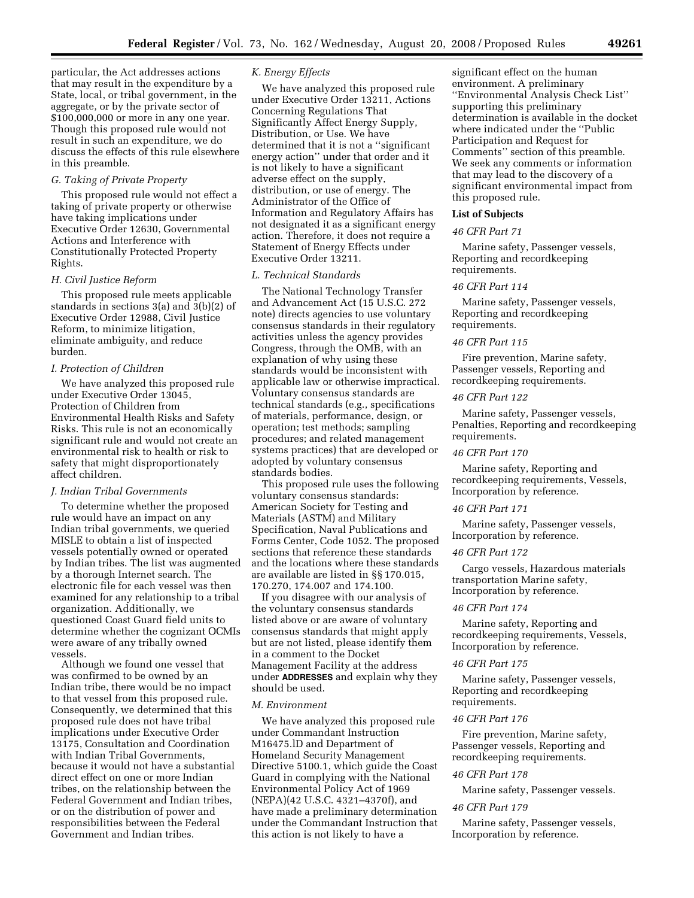particular, the Act addresses actions that may result in the expenditure by a State, local, or tribal government, in the aggregate, or by the private sector of $100,000,000 or more in any one year. Though this proposed rule would not result in such an expenditure, we do discuss the effects of this rule elsewhere in this preamble.

*G. Taking of Private Property*

This proposed rule would not effect a taking of private property or otherwise have taking implications under Executive Order 12630, Governmental Actions and Interference with Constitutionally Protected Property Rights.

*H. Civil Justice Reform*

This proposed rule meets applicable standards in sections 3(a) and 3(b)(2) of Executive Order 12988, Civil Justice Reform, to minimize litigation, eliminate ambiguity, and reduce burden.

*I. Protection of Children*

We have analyzed this proposed rule under Executive Order 13045, Protection of Children from Environmental Health Risks and Safety Risks. This rule is not an economically significant rule and would not create an environmental risk to health or risk to safety that might disproportionately affect children.

*J. Indian Tribal Governments*

To determine whether the proposed rule would have an impact on any Indian tribal governments, we queried MISLE to obtain a list of inspected vessels potentially owned or operated by Indian tribes. The list was augmented by a thorough Internet search. The electronic file for each vessel was then examined for any relationship to a tribal organization. Additionally, we questioned Coast Guard field units to determine whether the cognizant OCMIs were aware of any tribally owned vessels.

Although we found one vessel that was confirmed to be owned by an Indian tribe, there would be no impact to that vessel from this proposed rule. Consequently, we determined that this proposed rule does not have tribal implications under Executive Order 13175, Consultation and Coordination with Indian Tribal Governments, because it would not have a substantial direct effect on one or more Indian tribes, on the relationship between the Federal Government and Indian tribes, or on the distribution of power and responsibilities between the Federal Government and Indian tribes.

*K. Energy Effects*

We have analyzed this proposed rule under Executive Order 13211, Actions Concerning Regulations That Significantly Affect Energy Supply, Distribution, or Use. We have determined that it is not a "significant energy action" under that order and it is not likely to have a significant adverse effect on the supply, distribution, or use of energy. The Administrator of the Office of Information and Regulatory Affairs has not designated it as a significant energy action. Therefore, it does not require a Statement of Energy Effects under Executive Order 13211.

*L. Technical Standards*

The National Technology Transfer and Advancement Act (15 U.S.C. 272 note) directs agencies to use voluntary consensus standards in their regulatory activities unless the agency provides Congress, through the OMB, with an explanation of why using these standards would be inconsistent with applicable law or otherwise impractical. Voluntary consensus standards are technical standards (e.g., specifications of materials, performance, design, or operation; test methods; sampling procedures; and related management systems practices) that are developed or adopted by voluntary consensus standards bodies.

This proposed rule uses the following voluntary consensus standards: American Society for Testing and Materials (ASTM) and Military Specification, Naval Publications and Forms Center, Code 1052. The proposed sections that reference these standards and the locations where these standards are available are listed in §§ 170.015, 170.270, 174.007 and 174.100.

If you disagree with our analysis of the voluntary consensus standards listed above or are aware of voluntary consensus standards that might apply but are not listed, please identify them in a comment to the Docket Management Facility at the address under **ADDRESSES** and explain why they should be used.

*M. Environment*

We have analyzed this proposed rule under Commandant Instruction M16475.lD and Department of Homeland Security Management Directive 5100.1, which guide the Coast Guard in complying with the National Environmental Policy Act of 1969 (NEPA)(42 U.S.C. 4321–4370f), and have made a preliminary determination under the Commandant Instruction that this action is not likely to have a significant effect on the human environment. A preliminary "Environmental Analysis Check List" supporting this preliminary determination is available in the docket where indicated under the "Public Participation and Request for Comments" section of this preamble. We seek any comments or information that may lead to the discovery of a significant environmental impact from this proposed rule.

**List of Subjects**

*46 CFR Part 71*

Marine safety, Passenger vessels, Reporting and recordkeeping requirements.

*46 CFR Part 114*

Marine safety, Passenger vessels, Reporting and recordkeeping requirements.

*46 CFR Part 115*

Fire prevention, Marine safety, Passenger vessels, Reporting and recordkeeping requirements.

*46 CFR Part 122*

Marine safety, Passenger vessels, Penalties, Reporting and recordkeeping requirements.

*46 CFR Part 170*

Marine safety, Reporting and recordkeeping requirements, Vessels, Incorporation by reference.

*46 CFR Part 171*

Marine safety, Passenger vessels, Incorporation by reference.

*46 CFR Part 172*

Cargo vessels, Hazardous materials transportation Marine safety, Incorporation by reference.

*46 CFR Part 174*

Marine safety, Reporting and recordkeeping requirements, Vessels, Incorporation by reference.

*46 CFR Part 175*

Marine safety, Passenger vessels, Reporting and recordkeeping requirements.

*46 CFR Part 176*

Fire prevention, Marine safety, Passenger vessels, Reporting and recordkeeping requirements.

*46 CFR Part 178*

Marine safety, Passenger vessels.

*46 CFR Part 179*

Marine safety, Passenger vessels, Incorporation by reference.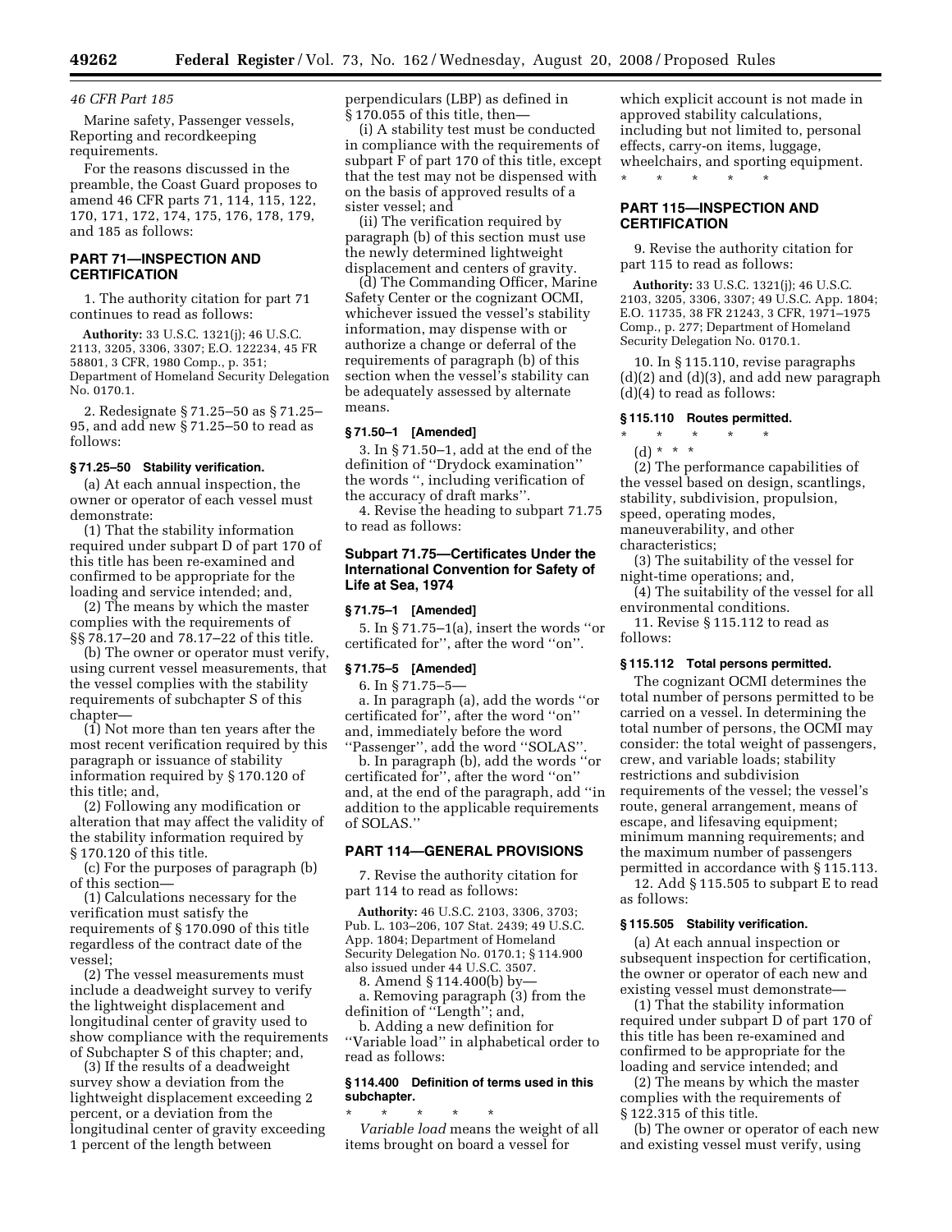*46 CFR Part 185*

Marine safety, Passenger vessels, Reporting and recordkeeping requirements.

For the reasons discussed in the preamble, the Coast Guard proposes to amend 46 CFR parts 71, 114, 115, 122, 170, 171, 172, 174, 175, 176, 178, 179, and 185 as follows:

## PART 71—INSPECTION AND CERTIFICATION

1. The authority citation for part 71 continues to read as follows:

**Authority:** 33 U.S.C. 1321(j); 46 U.S.C. 2113, 3205, 3306, 3307; E.O. 122234, 45 FR 58801, 3 CFR, 1980 Comp., p. 351; Department of Homeland Security Delegation No. 0170.1.

2. Redesignate § 71.25–50 as § 71.25–95, and add new § 71.25–50 to read as follows:

### § 71.25–50 Stability verification.

(a) At each annual inspection, the owner or operator of each vessel must demonstrate:

(1) That the stability information required under subpart D of part 170 of this title has been re-examined and confirmed to be appropriate for the loading and service intended; and,

(2) The means by which the master complies with the requirements of §§ 78.17–20 and 78.17–22 of this title.

(b) The owner or operator must verify, using current vessel measurements, that the vessel complies with the stability requirements of subchapter S of this chapter—

(1) Not more than ten years after the most recent verification required by this paragraph or issuance of stability information required by § 170.120 of this title; and,

(2) Following any modification or alteration that may affect the validity of the stability information required by § 170.120 of this title.

(c) For the purposes of paragraph (b) of this section—

(1) Calculations necessary for the verification must satisfy the requirements of § 170.090 of this title regardless of the contract date of the vessel;

(2) The vessel measurements must include a deadweight survey to verify the lightweight displacement and longitudinal center of gravity used to show compliance with the requirements of Subchapter S of this chapter; and,

(3) If the results of a deadweight survey show a deviation from the lightweight displacement exceeding 2 percent, or a deviation from the longitudinal center of gravity exceeding 1 percent of the length between perpendiculars (LBP) as defined in § 170.055 of this title, then—

(i) A stability test must be conducted in compliance with the requirements of subpart F of part 170 of this title, except that the test may not be dispensed with on the basis of approved results of a sister vessel; and

(ii) The verification required by paragraph (b) of this section must use the newly determined lightweight displacement and centers of gravity.

(d) The Commanding Officer, Marine Safety Center or the cognizant OCMI, whichever issued the vessel's stability information, may dispense with or authorize a change or deferral of the requirements of paragraph (b) of this section when the vessel's stability can be adequately assessed by alternate means.

### § 71.50–1 [Amended]

3. In § 71.50–1, add at the end of the definition of ''Drydock examination'' the words '', including verification of the accuracy of draft marks''.

4. Revise the heading to subpart 71.75 to read as follows:

### Subpart 71.75—Certificates Under the International Convention for Safety of Life at Sea, 1974

### § 71.75–1 [Amended]

5. In § 71.75–1(a), insert the words ''or certificated for'', after the word ''on''.

### § 71.75–5 [Amended]

6. In § 71.75–5—

a. In paragraph (a), add the words ''or certificated for'', after the word ''on'' and, immediately before the word ''Passenger'', add the word ''SOLAS''.

b. In paragraph (b), add the words ''or certificated for'', after the word ''on'' and, at the end of the paragraph, add ''in addition to the applicable requirements of SOLAS.''

## PART 114—GENERAL PROVISIONS

7. Revise the authority citation for part 114 to read as follows:

**Authority:** 46 U.S.C. 2103, 3306, 3703; Pub. L. 103–206, 107 Stat. 2439; 49 U.S.C. App. 1804; Department of Homeland Security Delegation No. 0170.1; § 114.900 also issued under 44 U.S.C. 3507.

8. Amend § 114.400(b) by—

a. Removing paragraph (3) from the definition of ''Length''; and,

b. Adding a new definition for ''Variable load'' in alphabetical order to read as follows:

### § 114.400 Definition of terms used in this subchapter.

\* \* \* \* \*

*Variable load* means the weight of all items brought on board a vessel for which explicit account is not made in approved stability calculations, including but not limited to, personal effects, carry-on items, luggage, wheelchairs, and sporting equipment.

\* \* \* \* \*

## PART 115—INSPECTION AND CERTIFICATION

9. Revise the authority citation for part 115 to read as follows:

**Authority:** 33 U.S.C. 1321(j); 46 U.S.C. 2103, 3205, 3306, 3307; 49 U.S.C. App. 1804; E.O. 11735, 38 FR 21243, 3 CFR, 1971–1975 Comp., p. 277; Department of Homeland Security Delegation No. 0170.1.

10. In § 115.110, revise paragraphs (d)(2) and (d)(3), and add new paragraph (d)(4) to read as follows:

### § 115.110 Routes permitted.

\* \* \* \* \*

(d) \* \* \*

(2) The performance capabilities of the vessel based on design, scantlings, stability, subdivision, propulsion, speed, operating modes, maneuverability, and other characteristics;

(3) The suitability of the vessel for night-time operations; and,

(4) The suitability of the vessel for all environmental conditions.

11. Revise § 115.112 to read as follows:

### § 115.112 Total persons permitted.

The cognizant OCMI determines the total number of persons permitted to be carried on a vessel. In determining the total number of persons, the OCMI may consider: the total weight of passengers, crew, and variable loads; stability restrictions and subdivision requirements of the vessel; the vessel's route, general arrangement, means of escape, and lifesaving equipment; minimum manning requirements; and the maximum number of passengers permitted in accordance with § 115.113.

12. Add § 115.505 to subpart E to read as follows:

### § 115.505 Stability verification.

(a) At each annual inspection or subsequent inspection for certification, the owner or operator of each new and existing vessel must demonstrate—

(1) That the stability information required under subpart D of part 170 of this title has been re-examined and confirmed to be appropriate for the loading and service intended; and

(2) The means by which the master complies with the requirements of § 122.315 of this title.

(b) The owner or operator of each new and existing vessel must verify, using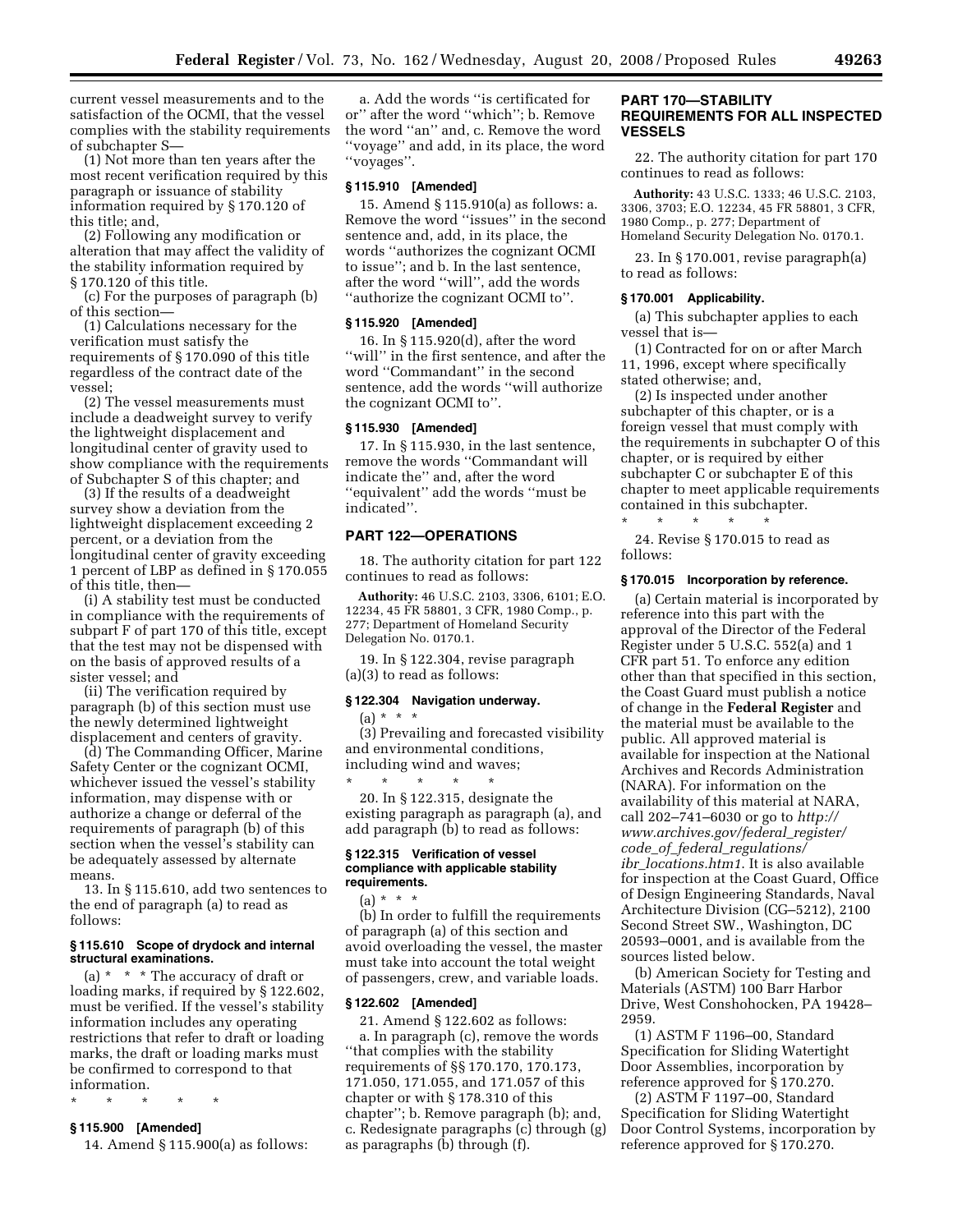current vessel measurements and to the satisfaction of the OCMI, that the vessel complies with the stability requirements of subchapter S—

(1) Not more than ten years after the most recent verification required by this paragraph or issuance of stability information required by § 170.120 of this title; and,

(2) Following any modification or alteration that may affect the validity of the stability information required by § 170.120 of this title.

(c) For the purposes of paragraph (b) of this section—

(1) Calculations necessary for the verification must satisfy the requirements of § 170.090 of this title regardless of the contract date of the vessel;

(2) The vessel measurements must include a deadweight survey to verify the lightweight displacement and longitudinal center of gravity used to show compliance with the requirements of Subchapter S of this chapter; and

(3) If the results of a deadweight survey show a deviation from the lightweight displacement exceeding 2 percent, or a deviation from the longitudinal center of gravity exceeding 1 percent of LBP as defined in § 170.055 of this title, then—

(i) A stability test must be conducted in compliance with the requirements of subpart F of part 170 of this title, except that the test may not be dispensed with on the basis of approved results of a sister vessel; and

(ii) The verification required by paragraph (b) of this section must use the newly determined lightweight displacement and centers of gravity.

(d) The Commanding Officer, Marine Safety Center or the cognizant OCMI, whichever issued the vessel's stability information, may dispense with or authorize a change or deferral of the requirements of paragraph (b) of this section when the vessel's stability can be adequately assessed by alternate means.

13. In § 115.610, add two sentences to the end of paragraph (a) to read as follows:

#### § 115.610 Scope of drydock and internal structural examinations.

(a) * * * The accuracy of draft or loading marks, if required by § 122.602, must be verified. If the vessel's stability information includes any operating restrictions that refer to draft or loading marks, the draft or loading marks must be confirmed to correspond to that information.

\* \* \* \* \*

#### § 115.900 [Amended]

14. Amend § 115.900(a) as follows: a. Add the words "is certificated for or" after the word "which"; b. Remove the word "an" and, c. Remove the word "voyage" and add, in its place, the word "voyages".

#### § 115.910 [Amended]

15. Amend § 115.910(a) as follows: a. Remove the word "issues" in the second sentence and, add, in its place, the words "authorizes the cognizant OCMI to issue"; and b. In the last sentence, after the word "will", add the words "authorize the cognizant OCMI to".

#### § 115.920 [Amended]

16. In § 115.920(d), after the word "will" in the first sentence, and after the word "Commandant" in the second sentence, add the words "will authorize the cognizant OCMI to".

#### § 115.930 [Amended]

17. In § 115.930, in the last sentence, remove the words "Commandant will indicate the" and, after the word "equivalent" add the words "must be indicated".

### PART 122—OPERATIONS

18. The authority citation for part 122 continues to read as follows:

**Authority:** 46 U.S.C. 2103, 3306, 6101; E.O. 12234, 45 FR 58801, 3 CFR, 1980 Comp., p. 277; Department of Homeland Security Delegation No. 0170.1.

19. In § 122.304, revise paragraph (a)(3) to read as follows:

#### § 122.304 Navigation underway.

(a) * * *

(3) Prevailing and forecasted visibility and environmental conditions, including wind and waves;

\* \* \* \* \*

20. In § 122.315, designate the existing paragraph as paragraph (a), and add paragraph (b) to read as follows:

#### § 122.315 Verification of vessel compliance with applicable stability requirements.

(a) * * *

(b) In order to fulfill the requirements of paragraph (a) of this section and avoid overloading the vessel, the master must take into account the total weight of passengers, crew, and variable loads.

#### § 122.602 [Amended]

21. Amend § 122.602 as follows:

a. In paragraph (c), remove the words "that complies with the stability requirements of §§ 170.170, 170.173, 171.050, 171.055, and 171.057 of this chapter or with § 178.310 of this chapter"; b. Remove paragraph (b); and, c. Redesignate paragraphs (c) through (g) as paragraphs (b) through (f).

### PART 170—STABILITY REQUIREMENTS FOR ALL INSPECTED VESSELS

22. The authority citation for part 170 continues to read as follows:

**Authority:** 43 U.S.C. 1333; 46 U.S.C. 2103, 3306, 3703; E.O. 12234, 45 FR 58801, 3 CFR, 1980 Comp., p. 277; Department of Homeland Security Delegation No. 0170.1.

23. In § 170.001, revise paragraph(a) to read as follows:

#### § 170.001 Applicability.

(a) This subchapter applies to each vessel that is—

(1) Contracted for on or after March 11, 1996, except where specifically stated otherwise; and,

(2) Is inspected under another subchapter of this chapter, or is a foreign vessel that must comply with the requirements in subchapter O of this chapter, or is required by either subchapter C or subchapter E of this chapter to meet applicable requirements contained in this subchapter.

\* \* \* \* \*

24. Revise § 170.015 to read as follows:

#### § 170.015 Incorporation by reference.

(a) Certain material is incorporated by reference into this part with the approval of the Director of the Federal Register under 5 U.S.C. 552(a) and 1 CFR part 51. To enforce any edition other than that specified in this section, the Coast Guard must publish a notice of change in the **Federal Register** and the material must be available to the public. All approved material is available for inspection at the National Archives and Records Administration (NARA). For information on the availability of this material at NARA, call 202–741–6030 or go to *http://www.archives.gov/federal_register/code_of_federal_regulations/ibr_locations.html*. It is also available for inspection at the Coast Guard, Office of Design Engineering Standards, Naval Architecture Division (CG–5212), 2100 Second Street SW., Washington, DC 20593–0001, and is available from the sources listed below.

(b) American Society for Testing and Materials (ASTM) 100 Barr Harbor Drive, West Conshohocken, PA 19428–2959.

(1) ASTM F 1196–00, Standard Specification for Sliding Watertight Door Assemblies, incorporation by reference approved for § 170.270.

(2) ASTM F 1197–00, Standard Specification for Sliding Watertight Door Control Systems, incorporation by reference approved for § 170.270.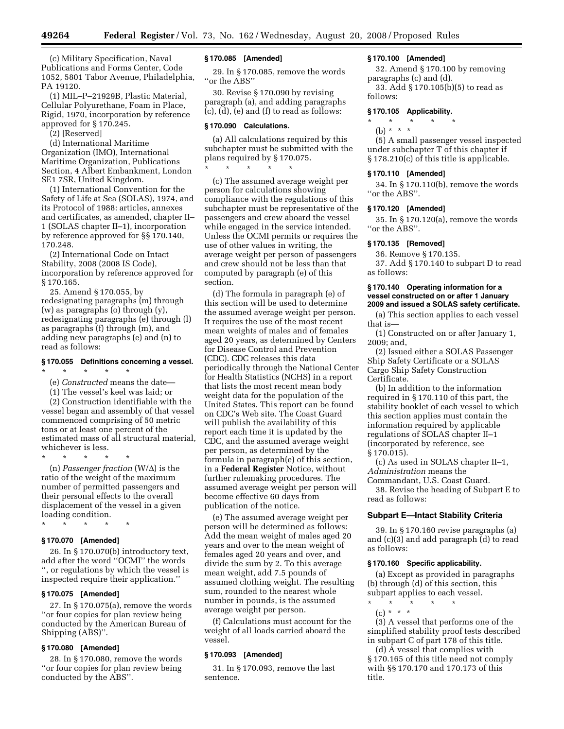(c) Military Specification, Naval Publications and Forms Center, Code 1052, 5801 Tabor Avenue, Philadelphia, PA 19120.

(1) MIL–P–21929B, Plastic Material, Cellular Polyurethane, Foam in Place, Rigid, 1970, incorporation by reference approved for § 170.245.

(2) [Reserved]

(d) International Maritime Organization (IMO), International Maritime Organization, Publications Section, 4 Albert Embankment, London SE1 7SR, United Kingdom.

(1) International Convention for the Safety of Life at Sea (SOLAS), 1974, and its Protocol of 1988: articles, annexes and certificates, as amended, chapter II–1 (SOLAS chapter II–1), incorporation by reference approved for §§ 170.140, 170.248.

(2) International Code on Intact Stability, 2008 (2008 IS Code), incorporation by reference approved for § 170.165.

25. Amend § 170.055, by redesignating paragraphs (m) through (w) as paragraphs (o) through (y), redesignating paragraphs (e) through (l) as paragraphs (f) through (m), and adding new paragraphs (e) and (n) to read as follows:

#### § 170.055 Definitions concerning a vessel.

\* \* \* \* \*

(e) *Constructed* means the date—

(1) The vessel's keel was laid; or

(2) Construction identifiable with the vessel began and assembly of that vessel commenced comprising of 50 metric tons or at least one percent of the estimated mass of all structural material, whichever is less.

\* \* \* \* \*

(n) *Passenger fraction* (W/Δ) is the ratio of the weight of the maximum number of permitted passengers and their personal effects to the overall displacement of the vessel in a given loading condition.

\* \* \* \* \*

#### § 170.070 [Amended]

26. In § 170.070(b) introductory text, add after the word ''OCMI'' the words '', or regulations by which the vessel is inspected require their application.''

#### § 170.075 [Amended]

27. In § 170.075(a), remove the words ''or four copies for plan review being conducted by the American Bureau of Shipping (ABS)''.

#### § 170.080 [Amended]

28. In § 170.080, remove the words ''or four copies for plan review being conducted by the ABS''.

#### § 170.085 [Amended]

29. In § 170.085, remove the words ''or the ABS''

30. Revise § 170.090 by revising paragraph (a), and adding paragraphs (c), (d), (e) and (f) to read as follows:

#### § 170.090 Calculations.

(a) All calculations required by this subchapter must be submitted with the plans required by § 170.075.

\* \* \* \* \*

(c) The assumed average weight per person for calculations showing compliance with the regulations of this subchapter must be representative of the passengers and crew aboard the vessel while engaged in the service intended. Unless the OCMI permits or requires the use of other values in writing, the average weight per person of passengers and crew should not be less than that computed by paragraph (e) of this section.

(d) The formula in paragraph (e) of this section will be used to determine the assumed average weight per person. It requires the use of the most recent mean weights of males and of females aged 20 years, as determined by Centers for Disease Control and Prevention (CDC). CDC releases this data periodically through the National Center for Health Statistics (NCHS) in a report that lists the most recent mean body weight data for the population of the United States. This report can be found on CDC's Web site. The Coast Guard will publish the availability of this report each time it is updated by the CDC, and the assumed average weight per person, as determined by the formula in paragraph(e) of this section, in a **Federal Register** Notice, without further rulemaking procedures. The assumed average weight per person will become effective 60 days from publication of the notice.

(e) The assumed average weight per person will be determined as follows: Add the mean weight of males aged 20 years and over to the mean weight of females aged 20 years and over, and divide the sum by 2. To this average mean weight, add 7.5 pounds of assumed clothing weight. The resulting sum, rounded to the nearest whole number in pounds, is the assumed average weight per person.

(f) Calculations must account for the weight of all loads carried aboard the vessel.

#### § 170.093 [Amended]

31. In § 170.093, remove the last sentence.

#### § 170.100 [Amended]

32. Amend § 170.100 by removing paragraphs (c) and (d).

33. Add § 170.105(b)(5) to read as follows:

#### § 170.105 Applicability.

\* \* \* \* \*

(b) \* \* \*

(5) A small passenger vessel inspected under subchapter T of this chapter if § 178.210(c) of this title is applicable.

#### § 170.110 [Amended]

34. In § 170.110(b), remove the words ''or the ABS''.

#### § 170.120 [Amended]

35. In § 170.120(a), remove the words ''or the ABS''.

#### § 170.135 [Removed]

36. Remove § 170.135.

37. Add § 170.140 to subpart D to read as follows:

#### § 170.140 Operating information for a vessel constructed on or after 1 January 2009 and issued a SOLAS safety certificate.

(a) This section applies to each vessel that is—

(1) Constructed on or after January 1, 2009; and,

(2) Issued either a SOLAS Passenger Ship Safety Certificate or a SOLAS Cargo Ship Safety Construction Certificate.

(b) In addition to the information required in § 170.110 of this part, the stability booklet of each vessel to which this section applies must contain the information required by applicable regulations of SOLAS chapter II–1 (incorporated by reference, see § 170.015).

(c) As used in SOLAS chapter II–1, *Administration* means the Commandant, U.S. Coast Guard.

38. Revise the heading of Subpart E to read as follows:

### Subpart E—Intact Stability Criteria

39. In § 170.160 revise paragraphs (a) and (c)(3) and add paragraph (d) to read as follows:

#### § 170.160 Specific applicability.

(a) Except as provided in paragraphs (b) through (d) of this section, this subpart applies to each vessel.

\* \* \* \* \*

(c) \* \* \*

(3) A vessel that performs one of the simplified stability proof tests described in subpart C of part 178 of this title.

(d) A vessel that complies with § 170.165 of this title need not comply with §§ 170.170 and 170.173 of this title.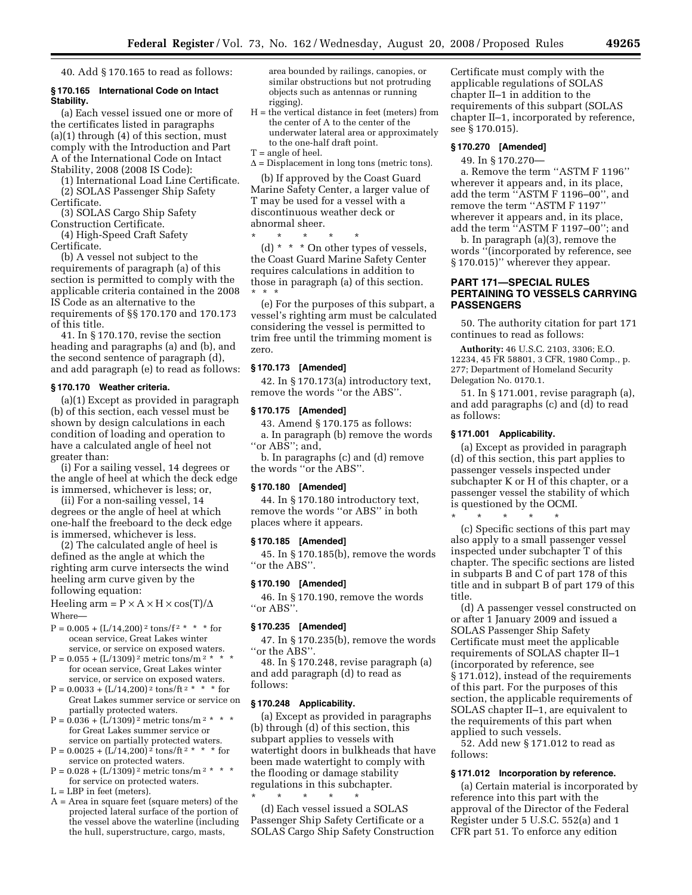40. Add § 170.165 to read as follows:

**§ 170.165 International Code on Intact Stability.**

(a) Each vessel issued one or more of the certificates listed in paragraphs (a)(1) through (4) of this section, must comply with the Introduction and Part A of the International Code on Intact Stability, 2008 (2008 IS Code):

(1) International Load Line Certificate.

(2) SOLAS Passenger Ship Safety Certificate.

(3) SOLAS Cargo Ship Safety Construction Certificate.

(4) High-Speed Craft Safety Certificate.

(b) A vessel not subject to the requirements of paragraph (a) of this section is permitted to comply with the applicable criteria contained in the 2008 IS Code as an alternative to the requirements of §§ 170.170 and 170.173 of this title.

41. In § 170.170, revise the section heading and paragraphs (a) and (b), and the second sentence of paragraph (d), and add paragraph (e) to read as follows:

**§ 170.170 Weather criteria.**

(a)(1) Except as provided in paragraph (b) of this section, each vessel must be shown by design calculations in each condition of loading and operation to have a calculated angle of heel not greater than:

(i) For a sailing vessel, 14 degrees or the angle of heel at which the deck edge is immersed, whichever is less; or,

(ii) For a non-sailing vessel, 14 degrees or the angle of heel at which one-half the freeboard to the deck edge is immersed, whichever is less.

(2) The calculated angle of heel is defined as the angle at which the righting arm curve intersects the wind heeling arm curve given by the following equation:

Heeling arm = $P \times A \times H \times \cos(T)/\Delta$

Where—

$P = 0.005 + (L/14,200)^2$ tons/f$^2$ * * * for ocean service, Great Lakes winter service, or service on exposed waters.

$P = 0.055 + (L/1309)^2$ metric tons/m$^2$ * * * for ocean service, Great Lakes winter service, or service on exposed waters.

$P = 0.0033 + (L/14,200)^2$ tons/ft$^2$ * * * for Great Lakes summer service or service on partially protected waters.

$P = 0.036 + (L/1309)^2$ metric tons/m$^2$ * * * for Great Lakes summer service or service on partially protected waters.

$P = 0.0025 + (L/14,200)^2$ tons/ft$^2$ * * * for service on protected waters.

$P = 0.028 + (L/1309)^2$ metric tons/m$^2$ * * * for service on protected waters.

L = LBP in feet (meters).

A = Area in square feet (square meters) of the projected lateral surface of the portion of the vessel above the waterline (including the hull, superstructure, cargo, masts, area bounded by railings, canopies, or similar obstructions but not protruding objects such as antennas or running rigging).

H = the vertical distance in feet (meters) from the center of A to the center of the underwater lateral area or approximately to the one-half draft point.

T = angle of heel.

$\Delta$ = Displacement in long tons (metric tons).

(b) If approved by the Coast Guard Marine Safety Center, a larger value of T may be used for a vessel with a discontinuous weather deck or abnormal sheer.

\* \* \* \* \*

(d) * * * On other types of vessels, the Coast Guard Marine Safety Center requires calculations in addition to those in paragraph (a) of this section. * * *

(e) For the purposes of this subpart, a vessel's righting arm must be calculated considering the vessel is permitted to trim free until the trimming moment is zero.

**§ 170.173 [Amended]**

42. In § 170.173(a) introductory text, remove the words ''or the ABS''.

**§ 170.175 [Amended]**

43. Amend § 170.175 as follows:

a. In paragraph (b) remove the words ''or ABS''; and,

b. In paragraphs (c) and (d) remove the words ''or the ABS''.

**§ 170.180 [Amended]**

44. In § 170.180 introductory text, remove the words ''or ABS'' in both places where it appears.

**§ 170.185 [Amended]**

45. In § 170.185(b), remove the words ''or the ABS''.

**§ 170.190 [Amended]**

46. In § 170.190, remove the words ''or ABS''.

**§ 170.235 [Amended]**

47. In § 170.235(b), remove the words ''or the ABS''.

48. In § 170.248, revise paragraph (a) and add paragraph (d) to read as follows:

**§ 170.248 Applicability.**

(a) Except as provided in paragraphs (b) through (d) of this section, this subpart applies to vessels with watertight doors in bulkheads that have been made watertight to comply with the flooding or damage stability regulations in this subchapter.

\* \* \* \* \*

(d) Each vessel issued a SOLAS Passenger Ship Safety Certificate or a SOLAS Cargo Ship Safety Construction Certificate must comply with the applicable regulations of SOLAS chapter II–1 in addition to the requirements of this subpart (SOLAS chapter II–1, incorporated by reference, see § 170.015).

**§ 170.270 [Amended]**

49. In § 170.270—

a. Remove the term ''ASTM F 1196'' wherever it appears and, in its place, add the term ''ASTM F 1196–00'', and remove the term ''ASTM F 1197'' wherever it appears and, in its place, add the term ''ASTM F 1197–00''; and

b. In paragraph (a)(3), remove the words ''(incorporated by reference, see § 170.015)'' wherever they appear.

## PART 171—SPECIAL RULES PERTAINING TO VESSELS CARRYING PASSENGERS

50. The authority citation for part 171 continues to read as follows:

**Authority:** 46 U.S.C. 2103, 3306; E.O. 12234, 45 FR 58801, 3 CFR, 1980 Comp., p. 277; Department of Homeland Security Delegation No. 0170.1.

51. In § 171.001, revise paragraph (a), and add paragraphs (c) and (d) to read as follows:

**§ 171.001 Applicability.**

(a) Except as provided in paragraph (d) of this section, this part applies to passenger vessels inspected under subchapter K or H of this chapter, or a passenger vessel the stability of which is questioned by the OCMI.

\* \* \* \* \*

(c) Specific sections of this part may also apply to a small passenger vessel inspected under subchapter T of this chapter. The specific sections are listed in subparts B and C of part 178 of this title and in subpart B of part 179 of this title.

(d) A passenger vessel constructed on or after 1 January 2009 and issued a SOLAS Passenger Ship Safety Certificate must meet the applicable requirements of SOLAS chapter II–1 (incorporated by reference, see § 171.012), instead of the requirements of this part. For the purposes of this section, the applicable requirements of SOLAS chapter II–1, are equivalent to the requirements of this part when applied to such vessels.

52. Add new § 171.012 to read as follows:

**§ 171.012 Incorporation by reference.**

(a) Certain material is incorporated by reference into this part with the approval of the Director of the Federal Register under 5 U.S.C. 552(a) and 1 CFR part 51. To enforce any edition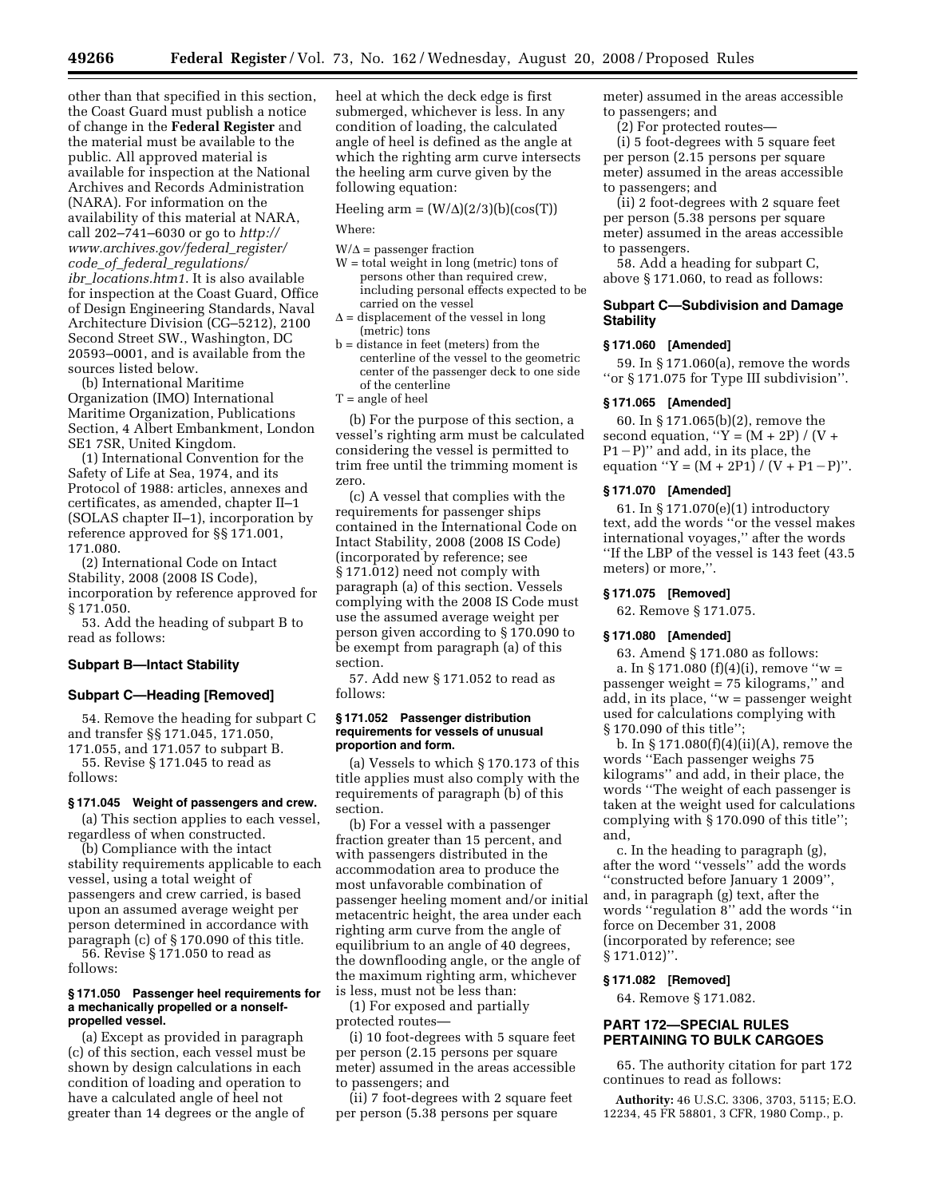other than that specified in this section, the Coast Guard must publish a notice of change in the **Federal Register** and the material must be available to the public. All approved material is available for inspection at the National Archives and Records Administration (NARA). For information on the availability of this material at NARA, call 202–741–6030 or go to *http://www.archives.gov/federal_register/code_of_federal_regulations/ibr_locations.htm1*. It is also available for inspection at the Coast Guard, Office of Design Engineering Standards, Naval Architecture Division (CG–5212), 2100 Second Street SW., Washington, DC 20593–0001, and is available from the sources listed below.

(b) International Maritime Organization (IMO) International Maritime Organization, Publications Section, 4 Albert Embankment, London SE1 7SR, United Kingdom.

(1) International Convention for the Safety of Life at Sea, 1974, and its Protocol of 1988: articles, annexes and certificates, as amended, chapter II–1 (SOLAS chapter II–1), incorporation by reference approved for §§ 171.001, 171.080.

(2) International Code on Intact Stability, 2008 (2008 IS Code), incorporation by reference approved for § 171.050.

53. Add the heading of subpart B to read as follows:

### Subpart B—Intact Stability

### Subpart C—Heading [Removed]

54. Remove the heading for subpart C and transfer §§ 171.045, 171.050, 171.055, and 171.057 to subpart B.

55. Revise § 171.045 to read as follows:

#### § 171.045 Weight of passengers and crew.

(a) This section applies to each vessel, regardless of when constructed.

(b) Compliance with the intact stability requirements applicable to each vessel, using a total weight of passengers and crew carried, is based upon an assumed average weight per person determined in accordance with paragraph (c) of § 170.090 of this title.

56. Revise § 171.050 to read as follows:

#### § 171.050 Passenger heel requirements for a mechanically propelled or a nonself-propelled vessel.

(a) Except as provided in paragraph (c) of this section, each vessel must be shown by design calculations in each condition of loading and operation to have a calculated angle of heel not greater than 14 degrees or the angle of heel at which the deck edge is first submerged, whichever is less. In any condition of loading, the calculated angle of heel is defined as the angle at which the righting arm curve intersects the heeling arm curve given by the following equation:

Heeling arm = $(W/\Delta)(2/3)(b)(\cos(T))$

Where:

$W/\Delta$ = passenger fraction

W = total weight in long (metric) tons of persons other than required crew, including personal effects expected to be carried on the vessel

$\Delta$ = displacement of the vessel in long (metric) tons

b = distance in feet (meters) from the centerline of the vessel to the geometric center of the passenger deck to one side of the centerline

T = angle of heel

(b) For the purpose of this section, a vessel's righting arm must be calculated considering the vessel is permitted to trim free until the trimming moment is zero.

(c) A vessel that complies with the requirements for passenger ships contained in the International Code on Intact Stability, 2008 (2008 IS Code) (incorporated by reference; see § 171.012) need not comply with paragraph (a) of this section. Vessels complying with the 2008 IS Code must use the assumed average weight per person given according to § 170.090 to be exempt from paragraph (a) of this section.

57. Add new § 171.052 to read as follows:

#### § 171.052 Passenger distribution requirements for vessels of unusual proportion and form.

(a) Vessels to which § 170.173 of this title applies must also comply with the requirements of paragraph (b) of this section.

(b) For a vessel with a passenger fraction greater than 15 percent, and with passengers distributed in the accommodation area to produce the most unfavorable combination of passenger heeling moment and/or initial metacentric height, the area under each righting arm curve from the angle of equilibrium to an angle of 40 degrees, the downflooding angle, or the angle of the maximum righting arm, whichever is less, must not be less than:

(1) For exposed and partially protected routes—

(i) 10 foot-degrees with 5 square feet per person (2.15 persons per square meter) assumed in the areas accessible to passengers; and

(ii) 7 foot-degrees with 2 square feet per person (5.38 persons per square meter) assumed in the areas accessible to passengers; and

(2) For protected routes—

(i) 5 foot-degrees with 5 square feet per person (2.15 persons per square meter) assumed in the areas accessible to passengers; and

(ii) 2 foot-degrees with 2 square feet per person (5.38 persons per square meter) assumed in the areas accessible to passengers.

58. Add a heading for subpart C, above § 171.060, to read as follows:

### Subpart C—Subdivision and Damage Stability

#### § 171.060 [Amended]

59. In § 171.060(a), remove the words "or § 171.075 for Type III subdivision".

#### § 171.065 [Amended]

60. In § 171.065(b)(2), remove the second equation, "$Y = (M + 2P) / (V + P1 - P)$" and add, in its place, the equation "$Y = (M + 2P1) / (V + P1 - P)$".

#### § 171.070 [Amended]

61. In § 171.070(e)(1) introductory text, add the words "or the vessel makes international voyages," after the words "If the LBP of the vessel is 143 feet (43.5 meters) or more,".

#### § 171.075 [Removed]

62. Remove § 171.075.

#### § 171.080 [Amended]

63. Amend § 171.080 as follows:

a. In § 171.080 (f)(4)(i), remove "w = passenger weight = 75 kilograms," and add, in its place, "w = passenger weight used for calculations complying with § 170.090 of this title";

b. In § 171.080(f)(4)(ii)(A), remove the words "Each passenger weighs 75 kilograms" and add, in their place, the words "The weight of each passenger is taken at the weight used for calculations complying with § 170.090 of this title"; and,

c. In the heading to paragraph (g), after the word "vessels" add the words "constructed before January 1 2009", and, in paragraph (g) text, after the words "regulation 8" add the words "in force on December 31, 2008 (incorporated by reference; see § 171.012)".

#### § 171.082 [Removed]

64. Remove § 171.082.

## PART 172—SPECIAL RULES PERTAINING TO BULK CARGOES

65. The authority citation for part 172 continues to read as follows:

**Authority:** 46 U.S.C. 3306, 3703, 5115; E.O. 12234, 45 FR 58801, 3 CFR, 1980 Comp., p.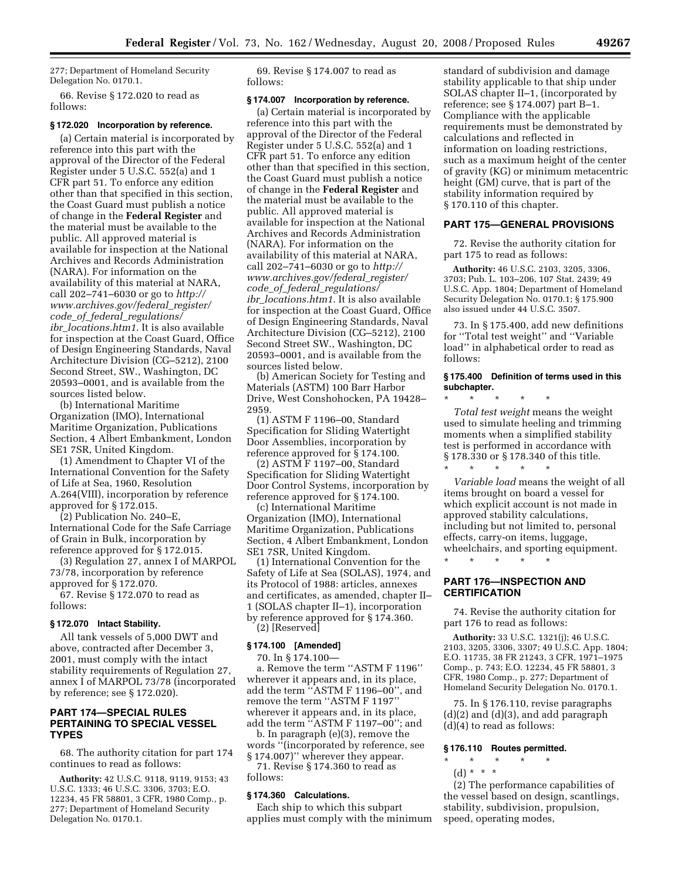277; Department of Homeland Security Delegation No. 0170.1.

66. Revise § 172.020 to read as follows:

### § 172.020 Incorporation by reference.

(a) Certain material is incorporated by reference into this part with the approval of the Director of the Federal Register under 5 U.S.C. 552(a) and 1 CFR part 51. To enforce any edition other than that specified in this section, the Coast Guard must publish a notice of change in the **Federal Register** and the material must be available to the public. All approved material is available for inspection at the National Archives and Records Administration (NARA). For information on the availability of this material at NARA, call 202–741–6030 or go to *http://www.archives.gov/federal_register/code_of_federal_regulations/ibr_locations.htm1*. It is also available for inspection at the Coast Guard, Office of Design Engineering Standards, Naval Architecture Division (CG–5212), 2100 Second Street, SW., Washington, DC 20593–0001, and is available from the sources listed below.

(b) International Maritime Organization (IMO), International Maritime Organization, Publications Section, 4 Albert Embankment, London SE1 7SR, United Kingdom.

(1) Amendment to Chapter VI of the International Convention for the Safety of Life at Sea, 1960, Resolution A.264(VIII), incorporation by reference approved for § 172.015.

(2) Publication No. 240–E, International Code for the Safe Carriage of Grain in Bulk, incorporation by reference approved for § 172.015.

(3) Regulation 27, annex I of MARPOL 73/78, incorporation by reference approved for § 172.070.

67. Revise § 172.070 to read as follows:

### § 172.070 Intact Stability.

All tank vessels of 5,000 DWT and above, contracted after December 3, 2001, must comply with the intact stability requirements of Regulation 27, annex I of MARPOL 73/78 (incorporated by reference; see § 172.020).

## PART 174—SPECIAL RULES PERTAINING TO SPECIAL VESSEL TYPES

68. The authority citation for part 174 continues to read as follows:

**Authority:** 42 U.S.C. 9118, 9119, 9153; 43 U.S.C. 1333; 46 U.S.C. 3306, 3703; E.O. 12234, 45 FR 58801, 3 CFR, 1980 Comp., p. 277; Department of Homeland Security Delegation No. 0170.1.

69. Revise § 174.007 to read as follows:

### § 174.007 Incorporation by reference.

(a) Certain material is incorporated by reference into this part with the approval of the Director of the Federal Register under 5 U.S.C. 552(a) and 1 CFR part 51. To enforce any edition other than that specified in this section, the Coast Guard must publish a notice of change in the **Federal Register** and the material must be available to the public. All approved material is available for inspection at the National Archives and Records Administration (NARA). For information on the availability of this material at NARA, call 202–741–6030 or go to *http://www.archives.gov/federal_register/code_of_federal_regulations/ibr_locations.htm1*. It is also available for inspection at the Coast Guard, Office of Design Engineering Standards, Naval Architecture Division (CG–5212), 2100 Second Street SW., Washington, DC 20593–0001, and is available from the sources listed below.

(b) American Society for Testing and Materials (ASTM) 100 Barr Harbor Drive, West Conshohocken, PA 19428–2959.

(1) ASTM F 1196–00, Standard Specification for Sliding Watertight Door Assemblies, incorporation by reference approved for § 174.100.

(2) ASTM F 1197–00, Standard Specification for Sliding Watertight Door Control Systems, incorporation by reference approved for § 174.100.

(c) International Maritime Organization (IMO), International Maritime Organization, Publications Section, 4 Albert Embankment, London SE1 7SR, United Kingdom.

(1) International Convention for the Safety of Life at Sea (SOLAS), 1974, and its Protocol of 1988: articles, annexes and certificates, as amended, chapter II–1 (SOLAS chapter II–1), incorporation by reference approved for § 174.360.

(2) [Reserved]

### § 174.100 [Amended]

70. In § 174.100—

a. Remove the term "ASTM F 1196" wherever it appears and, in its place, add the term "ASTM F 1196–00", and remove the term "ASTM F 1197" wherever it appears and, in its place, add the term "ASTM F 1197–00"; and

b. In paragraph (e)(3), remove the words "(incorporated by reference, see § 174.007)" wherever they appear.

71. Revise § 174.360 to read as follows:

### § 174.360 Calculations.

Each ship to which this subpart applies must comply with the minimum standard of subdivision and damage stability applicable to that ship under SOLAS chapter II–1, (incorporated by reference; see § 174.007) part B–1. Compliance with the applicable requirements must be demonstrated by calculations and reflected in information on loading restrictions, such as a maximum height of the center of gravity (KG) or minimum metacentric height (GM) curve, that is part of the stability information required by § 170.110 of this chapter.

## PART 175—GENERAL PROVISIONS

72. Revise the authority citation for part 175 to read as follows:

**Authority:** 46 U.S.C. 2103, 3205, 3306, 3703; Pub. L. 103–206, 107 Stat. 2439; 49 U.S.C. App. 1804; Department of Homeland Security Delegation No. 0170.1; § 175.900 also issued under 44 U.S.C. 3507.

73. In § 175.400, add new definitions for "Total test weight" and "Variable load" in alphabetical order to read as follows:

### § 175.400 Definition of terms used in this subchapter.

\* \* \* \* \*

*Total test weight* means the weight used to simulate heeling and trimming moments when a simplified stability test is performed in accordance with § 178.330 or § 178.340 of this title.

\* \* \* \* \*

*Variable load* means the weight of all items brought on board a vessel for which explicit account is not made in approved stability calculations, including but not limited to, personal effects, carry-on items, luggage, wheelchairs, and sporting equipment.

\* \* \* \* \*

## PART 176—INSPECTION AND CERTIFICATION

74. Revise the authority citation for part 176 to read as follows:

**Authority:** 33 U.S.C. 1321(j); 46 U.S.C. 2103, 3205, 3306, 3307; 49 U.S.C. App. 1804; E.O. 11735, 38 FR 21243, 3 CFR, 1971–1975 Comp., p. 743; E.O. 12234, 45 FR 58801, 3 CFR, 1980 Comp., p. 277; Department of Homeland Security Delegation No. 0170.1.

75. In § 176.110, revise paragraphs (d)(2) and (d)(3), and add paragraph (d)(4) to read as follows:

### § 176.110 Routes permitted.

\* \* \* \* \*

(d) \* \* \*

(2) The performance capabilities of the vessel based on design, scantlings, stability, subdivision, propulsion, speed, operating modes,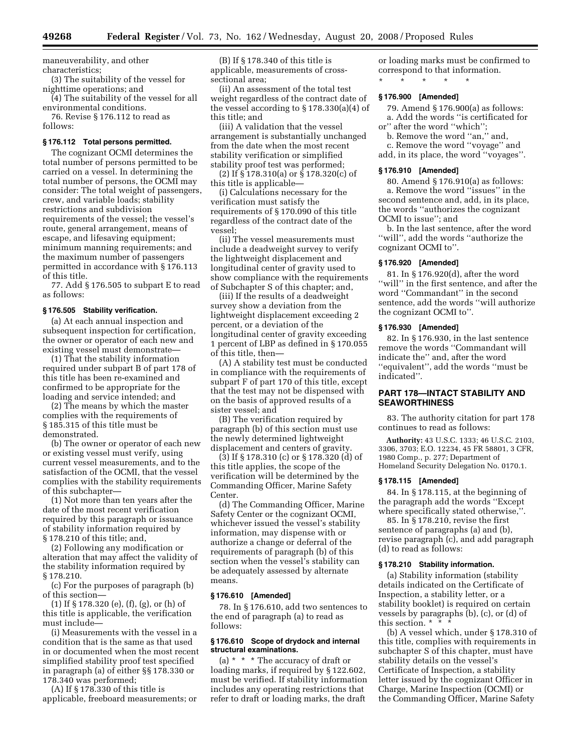maneuverability, and other characteristics;

(3) The suitability of the vessel for nighttime operations; and

(4) The suitability of the vessel for all environmental conditions.

76. Revise § 176.112 to read as follows:

**§ 176.112 Total persons permitted.**

The cognizant OCMI determines the total number of persons permitted to be carried on a vessel. In determining the total number of persons, the OCMI may consider: The total weight of passengers, crew, and variable loads; stability restrictions and subdivision requirements of the vessel; the vessel's route, general arrangement, means of escape, and lifesaving equipment; minimum manning requirements; and the maximum number of passengers permitted in accordance with § 176.113 of this title.

77. Add § 176.505 to subpart E to read as follows:

**§ 176.505 Stability verification.**

(a) At each annual inspection and subsequent inspection for certification, the owner or operator of each new and existing vessel must demonstrate—

(1) That the stability information required under subpart B of part 178 of this title has been re-examined and confirmed to be appropriate for the loading and service intended; and

(2) The means by which the master complies with the requirements of § 185.315 of this title must be demonstrated.

(b) The owner or operator of each new or existing vessel must verify, using current vessel measurements, and to the satisfaction of the OCMI, that the vessel complies with the stability requirements of this subchapter—

(1) Not more than ten years after the date of the most recent verification required by this paragraph or issuance of stability information required by § 178.210 of this title; and,

(2) Following any modification or alteration that may affect the validity of the stability information required by § 178.210.

(c) For the purposes of paragraph (b) of this section—

(1) If § 178.320 (e), (f), (g), or (h) of this title is applicable, the verification must include—

(i) Measurements with the vessel in a condition that is the same as that used in or documented when the most recent simplified stability proof test specified in paragraph (a) of either §§ 178.330 or 178.340 was performed;

(A) If § 178.330 of this title is applicable, freeboard measurements; or

(B) If § 178.340 of this title is applicable, measurements of cross-sectional area;

(ii) An assessment of the total test weight regardless of the contract date of the vessel according to § 178.330(a)(4) of this title; and

(iii) A validation that the vessel arrangement is substantially unchanged from the date when the most recent stability verification or simplified stability proof test was performed;

(2) If § 178.310(a) or § 178.320(c) of this title is applicable—

(i) Calculations necessary for the verification must satisfy the requirements of § 170.090 of this title regardless of the contract date of the vessel;

(ii) The vessel measurements must include a deadweight survey to verify the lightweight displacement and longitudinal center of gravity used to show compliance with the requirements of Subchapter S of this chapter; and,

(iii) If the results of a deadweight survey show a deviation from the lightweight displacement exceeding 2 percent, or a deviation of the longitudinal center of gravity exceeding 1 percent of LBP as defined in § 170.055 of this title, then—

(A) A stability test must be conducted in compliance with the requirements of subpart F of part 170 of this title, except that the test may not be dispensed with on the basis of approved results of a sister vessel; and

(B) The verification required by paragraph (b) of this section must use the newly determined lightweight displacement and centers of gravity.

(3) If § 178.310 (c) or § 178.320 (d) of this title applies, the scope of the verification will be determined by the Commanding Officer, Marine Safety Center.

(d) The Commanding Officer, Marine Safety Center or the cognizant OCMI, whichever issued the vessel's stability information, may dispense with or authorize a change or deferral of the requirements of paragraph (b) of this section when the vessel's stability can be adequately assessed by alternate means.

**§ 176.610 [Amended]**

78. In § 176.610, add two sentences to the end of paragraph (a) to read as follows:

**§ 176.610 Scope of drydock and internal structural examinations.**

(a) * * * The accuracy of draft or loading marks, if required by § 122.602, must be verified. If stability information includes any operating restrictions that refer to draft or loading marks, the draft or loading marks must be confirmed to correspond to that information.

\* \* \* \* \*

**§ 176.900 [Amended]**

79. Amend § 176.900(a) as follows:

a. Add the words "is certificated for or" after the word "which";

b. Remove the word "an," and,

c. Remove the word "voyage" and add, in its place, the word "voyages".

**§ 176.910 [Amended]**

80. Amend § 176.910(a) as follows:

a. Remove the word "issues" in the second sentence and, add, in its place, the words "authorizes the cognizant OCMI to issue"; and

b. In the last sentence, after the word "will", add the words "authorize the cognizant OCMI to".

**§ 176.920 [Amended]**

81. In § 176.920(d), after the word "will" in the first sentence, and after the word "Commandant" in the second sentence, add the words "will authorize the cognizant OCMI to".

**§ 176.930 [Amended]**

82. In § 176.930, in the last sentence remove the words "Commandant will indicate the" and, after the word "equivalent", add the words "must be indicated".

## PART 178—INTACT STABILITY AND SEAWORTHINESS

83. The authority citation for part 178 continues to read as follows:

**Authority:** 43 U.S.C. 1333; 46 U.S.C. 2103, 3306, 3703; E.O. 12234, 45 FR 58801, 3 CFR, 1980 Comp., p. 277; Department of Homeland Security Delegation No. 0170.1.

**§ 178.115 [Amended]**

84. In § 178.115, at the beginning of the paragraph add the words "Except where specifically stated otherwise,".

85. In § 178.210, revise the first sentence of paragraphs (a) and (b), revise paragraph (c), and add paragraph (d) to read as follows:

**§ 178.210 Stability information.**

(a) Stability information (stability details indicated on the Certificate of Inspection, a stability letter, or a stability booklet) is required on certain vessels by paragraphs (b), (c), or (d) of this section. * * *

(b) A vessel which, under § 178.310 of this title, complies with requirements in subchapter S of this chapter, must have stability details on the vessel's Certificate of Inspection, a stability letter issued by the cognizant Officer in Charge, Marine Inspection (OCMI) or the Commanding Officer, Marine Safety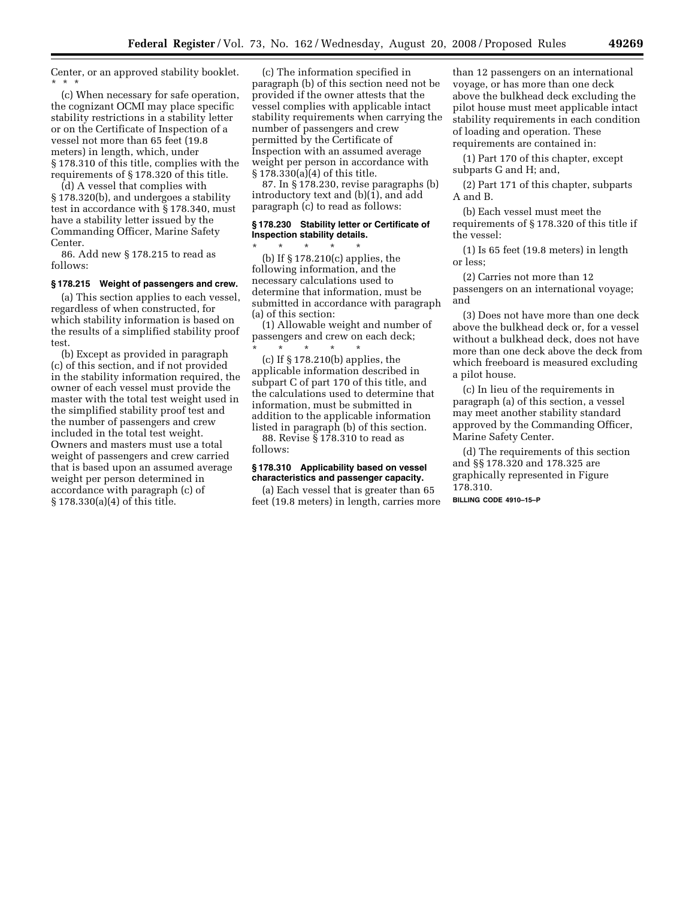Center, or an approved stability booklet.

\* \* \*

(c) When necessary for safe operation, the cognizant OCMI may place specific stability restrictions in a stability letter or on the Certificate of Inspection of a vessel not more than 65 feet (19.8 meters) in length, which, under § 178.310 of this title, complies with the requirements of § 178.320 of this title.

(d) A vessel that complies with § 178.320(b), and undergoes a stability test in accordance with § 178.340, must have a stability letter issued by the Commanding Officer, Marine Safety Center.

86. Add new § 178.215 to read as follows:

**§ 178.215 Weight of passengers and crew.**

(a) This section applies to each vessel, regardless of when constructed, for which stability information is based on the results of a simplified stability proof test.

(b) Except as provided in paragraph (c) of this section, and if not provided in the stability information required, the owner of each vessel must provide the master with the total test weight used in the simplified stability proof test and the number of passengers and crew included in the total test weight. Owners and masters must use a total weight of passengers and crew carried that is based upon an assumed average weight per person determined in accordance with paragraph (c) of § 178.330(a)(4) of this title.

(c) The information specified in paragraph (b) of this section need not be provided if the owner attests that the vessel complies with applicable intact stability requirements when carrying the number of passengers and crew permitted by the Certificate of Inspection with an assumed average weight per person in accordance with § 178.330(a)(4) of this title.

87. In § 178.230, revise paragraphs (b) introductory text and (b)(1), and add paragraph (c) to read as follows:

**§ 178.230 Stability letter or Certificate of Inspection stability details.**

\* \* \* \* \*

(b) If § 178.210(c) applies, the following information, and the necessary calculations used to determine that information, must be submitted in accordance with paragraph (a) of this section:

(1) Allowable weight and number of passengers and crew on each deck;

\* \* \* \* \*

(c) If § 178.210(b) applies, the applicable information described in subpart C of part 170 of this title, and the calculations used to determine that information, must be submitted in addition to the applicable information listed in paragraph (b) of this section.

88. Revise § 178.310 to read as follows:

**§ 178.310 Applicability based on vessel characteristics and passenger capacity.**

(a) Each vessel that is greater than 65 feet (19.8 meters) in length, carries more than 12 passengers on an international voyage, or has more than one deck above the bulkhead deck excluding the pilot house must meet applicable intact stability requirements in each condition of loading and operation. These requirements are contained in:

(1) Part 170 of this chapter, except subparts G and H; and,

(2) Part 171 of this chapter, subparts A and B.

(b) Each vessel must meet the requirements of § 178.320 of this title if the vessel:

(1) Is 65 feet (19.8 meters) in length or less;

(2) Carries not more than 12 passengers on an international voyage; and

(3) Does not have more than one deck above the bulkhead deck or, for a vessel without a bulkhead deck, does not have more than one deck above the deck from which freeboard is measured excluding a pilot house.

(c) In lieu of the requirements in paragraph (a) of this section, a vessel may meet another stability standard approved by the Commanding Officer, Marine Safety Center.

(d) The requirements of this section and §§ 178.320 and 178.325 are graphically represented in Figure 178.310.

BILLING CODE 4910–15–P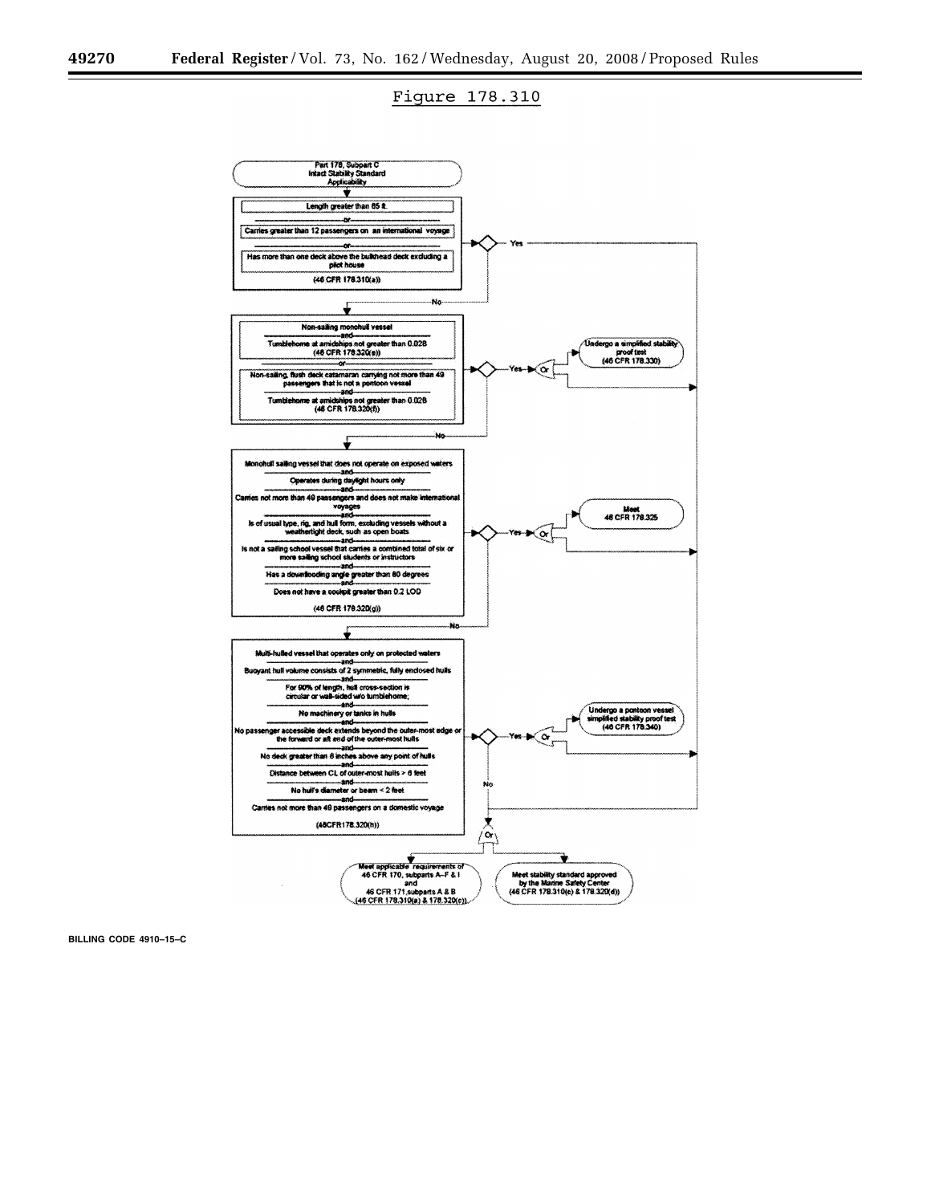Figure 178.310

Part 178, Subpart C
Intact Stability Standard
Applicability

Length greater than 65 ft.
—or—
Carries greater than 12 passengers on an international voyage
—or—
Has more than one deck above the bulkhead deck excluding a pilot house
(46 CFR 178.310(a))

Yes / No

Non-sailing monohull vessel
—and—
Tumblehome at amidships not greater than 0.02B
(46 CFR 178.320(e))
—or—
Non-sailing, flush deck catamaran carrying not more than 49 passengers that is not a pontoon vessel
—and—
Tumblehome at amidships not greater than 0.02B
(46 CFR 178.320(f))

Yes → Or → Undergo a simplified stability proof test (46 CFR 178.330)

No

Monohull sailing vessel that does not operate on exposed waters
—and—
Operates during daylight hours only
—and—
Carries not more than 49 passengers and does not make international voyages
—and—
Is of usual type, rig, and hull form, excluding vessels without a weathertight deck, such as open boats
—and—
Is not a sailing school vessel that carries a combined total of six or more sailing school students or instructors
—and—
Has a downflooding angle greater than 60 degrees
—and—
Does not have a cockpit greater than 0.2 LOD
(46 CFR 178.320(g))

Yes → Or → Meet 46 CFR 178.325

No

Multi-hulled vessel that operates only on protected waters
—and—
Buoyant hull volume consists of 2 symmetric, fully enclosed hulls
—and—
For 90% of length, hull cross-section is circular or wall-sided w/o tumblehome;
—and—
No machinery or tanks in hulls
—and—
No passenger accessible deck extends beyond the outer-most edge or the forward or aft end of the outer-most hulls
—and—
No deck greater than 6 inches above any point of hulls
—and—
Distance between CL of outer-most hulls > 6 feet
—and—
No hull's diameter or beam < 2 feet
—and—
Carries not more than 49 passengers on a domestic voyage
(46CFR178.320(h))

Yes → Or → Undergo a pontoon vessel simplified stability proof test (46 CFR 178.340)

No → Or

Meet applicable requirements of 46 CFR 170, subparts A–F & I and 46 CFR 171, subparts A & B (46 CFR 178.310(a) & 178.320(c))

Meet stability standard approved by the Marine Safety Center (46 CFR 178.310(c) & 178.320(d))

BILLING CODE 4910–15–C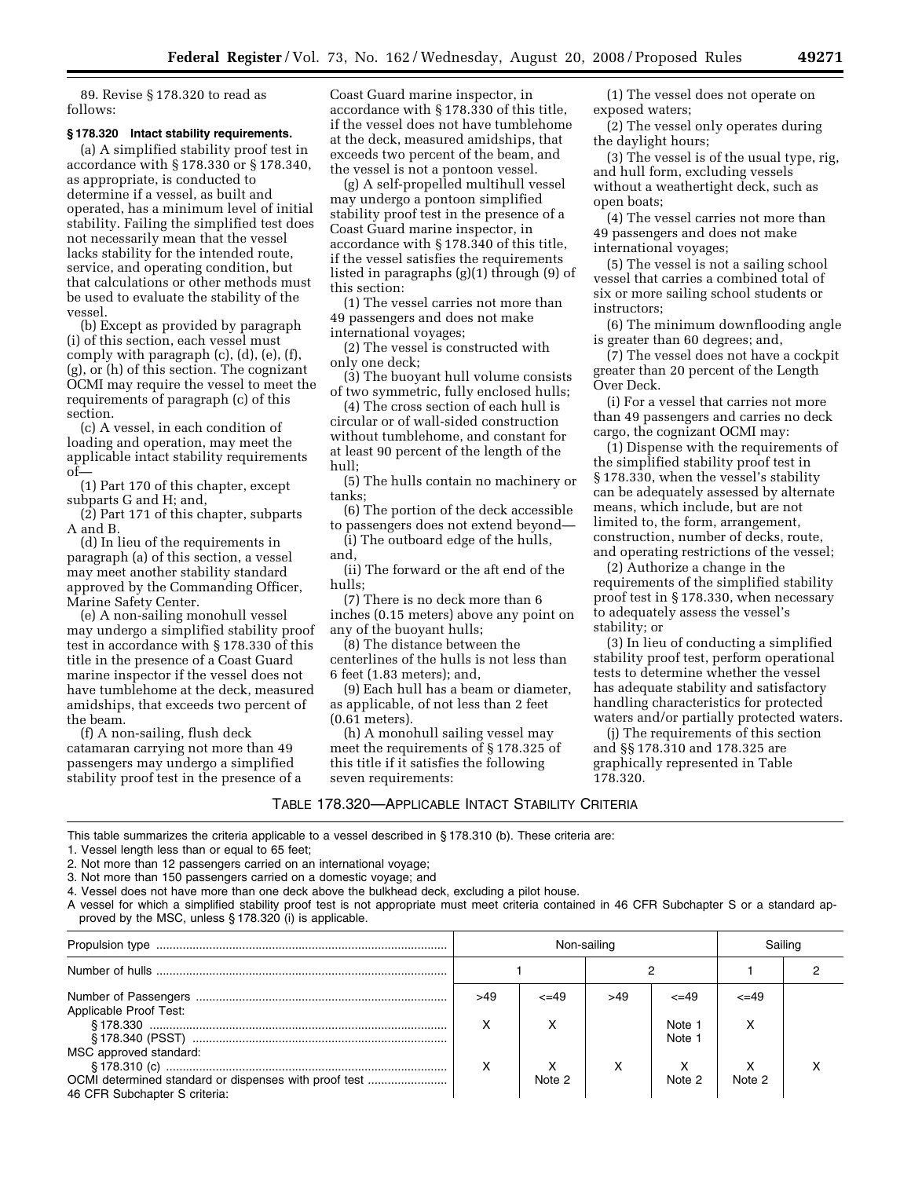89. Revise § 178.320 to read as follows:

**§ 178.320 Intact stability requirements.**

(a) A simplified stability proof test in accordance with § 178.330 or § 178.340, as appropriate, is conducted to determine if a vessel, as built and operated, has a minimum level of initial stability. Failing the simplified test does not necessarily mean that the vessel lacks stability for the intended route, service, and operating condition, but that calculations or other methods must be used to evaluate the stability of the vessel.

(b) Except as provided by paragraph (i) of this section, each vessel must comply with paragraph (c), (d), (e), (f), (g), or (h) of this section. The cognizant OCMI may require the vessel to meet the requirements of paragraph (c) of this section.

(c) A vessel, in each condition of loading and operation, may meet the applicable intact stability requirements of—

(1) Part 170 of this chapter, except subparts G and H; and,

(2) Part 171 of this chapter, subparts A and B.

(d) In lieu of the requirements in paragraph (a) of this section, a vessel may meet another stability standard approved by the Commanding Officer, Marine Safety Center.

(e) A non-sailing monohull vessel may undergo a simplified stability proof test in accordance with § 178.330 of this title in the presence of a Coast Guard marine inspector if the vessel does not have tumblehome at the deck, measured amidships, that exceeds two percent of the beam.

(f) A non-sailing, flush deck catamaran carrying not more than 49 passengers may undergo a simplified stability proof test in the presence of a Coast Guard marine inspector, in accordance with § 178.330 of this title, if the vessel does not have tumblehome at the deck, measured amidships, that exceeds two percent of the beam, and the vessel is not a pontoon vessel.

(g) A self-propelled multihull vessel may undergo a pontoon simplified stability proof test in the presence of a Coast Guard marine inspector, in accordance with § 178.340 of this title, if the vessel satisfies the requirements listed in paragraphs (g)(1) through (9) of this section:

(1) The vessel carries not more than 49 passengers and does not make international voyages;

(2) The vessel is constructed with only one deck;

(3) The buoyant hull volume consists of two symmetric, fully enclosed hulls;

(4) The cross section of each hull is circular or of wall-sided construction without tumblehome, and constant for at least 90 percent of the length of the hull;

(5) The hulls contain no machinery or tanks;

(6) The portion of the deck accessible to passengers does not extend beyond—

(i) The outboard edge of the hulls, and,

(ii) The forward or the aft end of the hulls;

(7) There is no deck more than 6 inches (0.15 meters) above any point on any of the buoyant hulls;

(8) The distance between the centerlines of the hulls is not less than 6 feet (1.83 meters); and,

(9) Each hull has a beam or diameter, as applicable, of not less than 2 feet (0.61 meters).

(h) A monohull sailing vessel may meet the requirements of § 178.325 of this title if it satisfies the following seven requirements:

(1) The vessel does not operate on exposed waters;

(2) The vessel only operates during the daylight hours;

(3) The vessel is of the usual type, rig, and hull form, excluding vessels without a weathertight deck, such as open boats;

(4) The vessel carries not more than 49 passengers and does not make international voyages;

(5) The vessel is not a sailing school vessel that carries a combined total of six or more sailing school students or instructors;

(6) The minimum downflooding angle is greater than 60 degrees; and,

(7) The vessel does not have a cockpit greater than 20 percent of the Length Over Deck.

(i) For a vessel that carries not more than 49 passengers and carries no deck cargo, the cognizant OCMI may:

(1) Dispense with the requirements of the simplified stability proof test in § 178.330, when the vessel's stability can be adequately assessed by alternate means, which include, but are not limited to, the form, arrangement, construction, number of decks, route, and operating restrictions of the vessel;

(2) Authorize a change in the requirements of the simplified stability proof test in § 178.330, when necessary to adequately assess the vessel's stability; or

(3) In lieu of conducting a simplified stability proof test, perform operational tests to determine whether the vessel has adequate stability and satisfactory handling characteristics for protected waters and/or partially protected waters.

(j) The requirements of this section and §§ 178.310 and 178.325 are graphically represented in Table 178.320.

TABLE 178.320—APPLICABLE INTACT STABILITY CRITERIA

This table summarizes the criteria applicable to a vessel described in § 178.310 (b). These criteria are:

1. Vessel length less than or equal to 65 feet;
2. Not more than 12 passengers carried on an international voyage;
3. Not more than 150 passengers carried on a domestic voyage; and
4. Vessel does not have more than one deck above the bulkhead deck, excluding a pilot house.

A vessel for which a simplified stability proof test is not appropriate must meet criteria contained in 46 CFR Subchapter S or a standard approved by the MSC, unless § 178.320 (i) is applicable.

| Propulsion type | Non-sailing | | | | Sailing | |
|---|---|---|---|---|---|---|
| Number of hulls | 1 | | 2 | | 1 | 2 |
| Number of Passengers | >49 | <=49 | >49 | <=49 | <=49 | |
| Applicable Proof Test: | | | | | | |
| § 178.330 | X | X | | Note 1 | X | |
| § 178.340 (PSST) | | | | Note 1 | | |
| MSC approved standard: | | | | | | |
| § 178.310 (c) | X | X | X | X | X | X |
| OCMI determined standard or dispenses with proof test | | Note 2 | | Note 2 | Note 2 | |
| 46 CFR Subchapter S criteria: | | | | | | |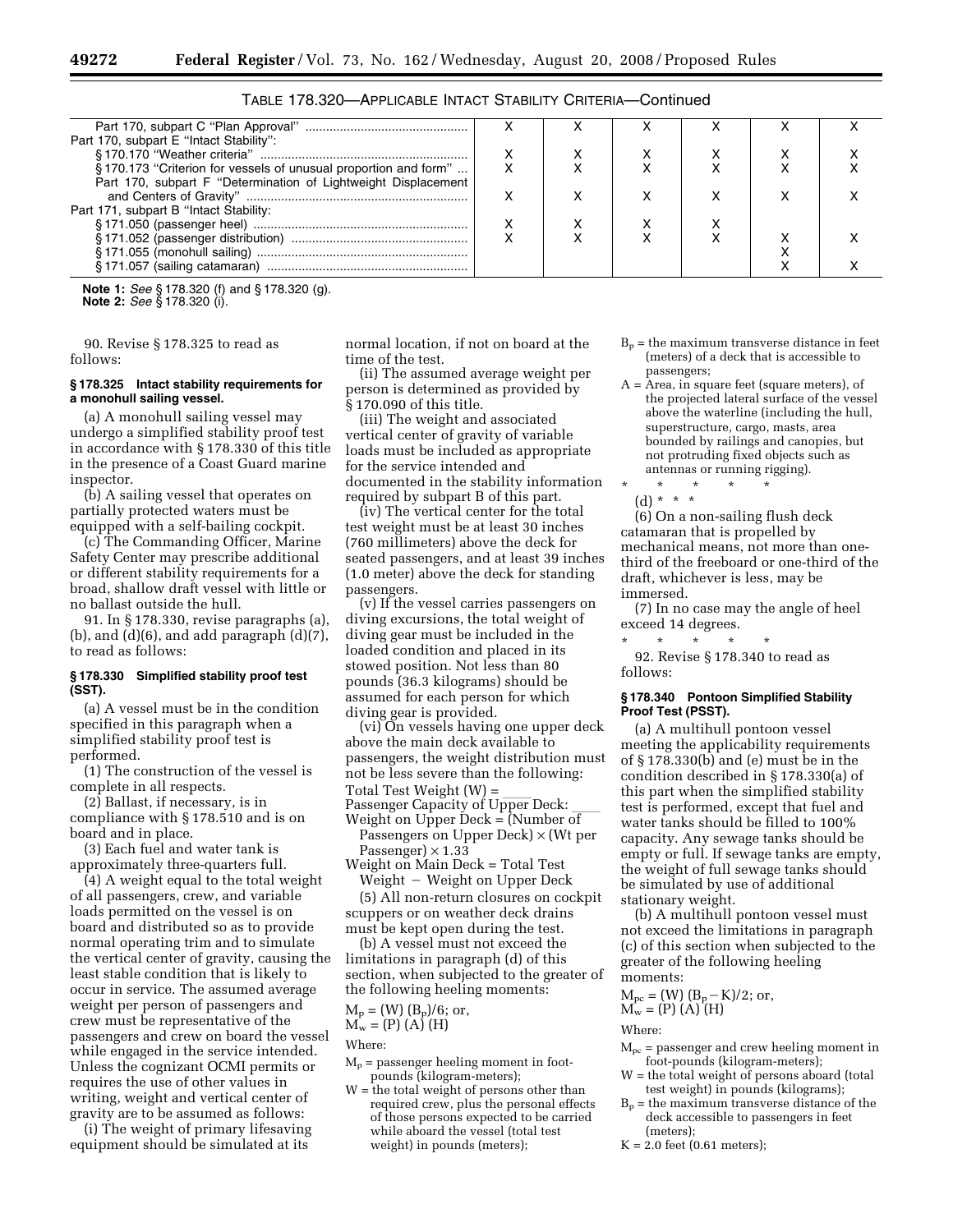TABLE 178.320—APPLICABLE INTACT STABILITY CRITERIA—Continued

| | | | | | | |
|---|---|---|---|---|---|---|
| Part 170, subpart C "Plan Approval" | X | X | X | X | X | X |
| Part 170, subpart E "Intact Stability": | | | | | | |
| § 170.170 "Weather criteria" | X | X | X | X | X | X |
| § 170.173 "Criterion for vessels of unusual proportion and form" | X | X | X | X | X | X |
| Part 170, subpart F "Determination of Lightweight Displacement and Centers of Gravity" | X | X | X | X | X | X |
| Part 171, subpart B "Intact Stability: | | | | | | |
| § 171.050 (passenger heel) | X | X | X | X | | |
| § 171.052 (passenger distribution) | X | X | X | X | X | X |
| § 171.055 (monohull sailing) | | | | | X | |
| § 171.057 (sailing catamaran) | | | | | X | X |

**Note 1:** *See* § 178.320 (f) and § 178.320 (g).
**Note 2:** *See* § 178.320 (i).

90. Revise § 178.325 to read as follows:

**§ 178.325 Intact stability requirements for a monohull sailing vessel.**

(a) A monohull sailing vessel may undergo a simplified stability proof test in accordance with § 178.330 of this title in the presence of a Coast Guard marine inspector.

(b) A sailing vessel that operates on partially protected waters must be equipped with a self-bailing cockpit.

(c) The Commanding Officer, Marine Safety Center may prescribe additional or different stability requirements for a broad, shallow draft vessel with little or no ballast outside the hull.

91. In § 178.330, revise paragraphs (a), (b), and (d)(6), and add paragraph (d)(7), to read as follows:

**§ 178.330 Simplified stability proof test (SST).**

(a) A vessel must be in the condition specified in this paragraph when a simplified stability proof test is performed.

(1) The construction of the vessel is complete in all respects.

(2) Ballast, if necessary, is in compliance with § 178.510 and is on board and in place.

(3) Each fuel and water tank is approximately three-quarters full.

(4) A weight equal to the total weight of all passengers, crew, and variable loads permitted on the vessel is on board and distributed so as to provide normal operating trim and to simulate the vertical center of gravity, causing the least stable condition that is likely to occur in service. The assumed average weight per person of passengers and crew must be representative of the passengers and crew on board the vessel while engaged in the service intended. Unless the cognizant OCMI permits or requires the use of other values in writing, weight and vertical center of gravity are to be assumed as follows:

(i) The weight of primary lifesaving equipment should be simulated at its normal location, if not on board at the time of the test.

(ii) The assumed average weight per person is determined as provided by § 170.090 of this title.

(iii) The weight and associated vertical center of gravity of variable loads must be included as appropriate for the service intended and documented in the stability information required by subpart B of this part.

(iv) The vertical center for the total test weight must be at least 30 inches (760 millimeters) above the deck for seated passengers, and at least 39 inches (1.0 meter) above the deck for standing passengers.

(v) If the vessel carries passengers on diving excursions, the total weight of diving gear must be included in the loaded condition and placed in its stowed position. Not less than 80 pounds (36.3 kilograms) should be assumed for each person for which diving gear is provided.

(vi) On vessels having one upper deck above the main deck available to passengers, the weight distribution must not be less severe than the following:

Total Test Weight (W) = \_\_\_\_
Passenger Capacity of Upper Deck: \_\_\_\_
Weight on Upper Deck = (Number of Passengers on Upper Deck) × (Wt per Passenger) × 1.33
Weight on Main Deck = Total Test Weight − Weight on Upper Deck

(5) All non-return closures on cockpit scuppers or on weather deck drains must be kept open during the test.

(b) A vessel must not exceed the limitations in paragraph (d) of this section, when subjected to the greater of the following heeling moments:

$M_p = (W)(B_p)/6$; or,
$M_w = (P)(A)(H)$

Where:

$M_p$ = passenger heeling moment in foot-pounds (kilogram-meters);

W = the total weight of persons other than required crew, plus the personal effects of those persons expected to be carried while aboard the vessel (total test weight) in pounds (meters);

$B_p$ = the maximum transverse distance in feet (meters) of a deck that is accessible to passengers;

A = Area, in square feet (square meters), of the projected lateral surface of the vessel above the waterline (including the hull, superstructure, cargo, masts, area bounded by railings and canopies, but not protruding fixed objects such as antennas or running rigging).

\* \* \* \* \*

(d) \* \* \*

(6) On a non-sailing flush deck catamaran that is propelled by mechanical means, not more than one-third of the freeboard or one-third of the draft, whichever is less, may be immersed.

(7) In no case may the angle of heel exceed 14 degrees.

\* \* \* \* \*

92. Revise § 178.340 to read as follows:

**§ 178.340 Pontoon Simplified Stability Proof Test (PSST).**

(a) A multihull pontoon vessel meeting the applicability requirements of § 178.330(b) and (e) must be in the condition described in § 178.330(a) of this part when the simplified stability test is performed, except that fuel and water tanks should be filled to 100% capacity. Any sewage tanks should be empty or full. If sewage tanks are empty, the weight of full sewage tanks should be simulated by use of additional stationary weight.

(b) A multihull pontoon vessel must not exceed the limitations in paragraph (c) of this section when subjected to the greater of the following heeling moments:

$M_{pc} = (W)(B_p - K)/2$; or,
$M_w = (P)(A)(H)$

Where:

$M_{pc}$ = passenger and crew heeling moment in foot-pounds (kilogram-meters);

W = the total weight of persons aboard (total test weight) in pounds (kilograms);

$B_p$ = the maximum transverse distance of the deck accessible to passengers in feet (meters);

K = 2.0 feet (0.61 meters);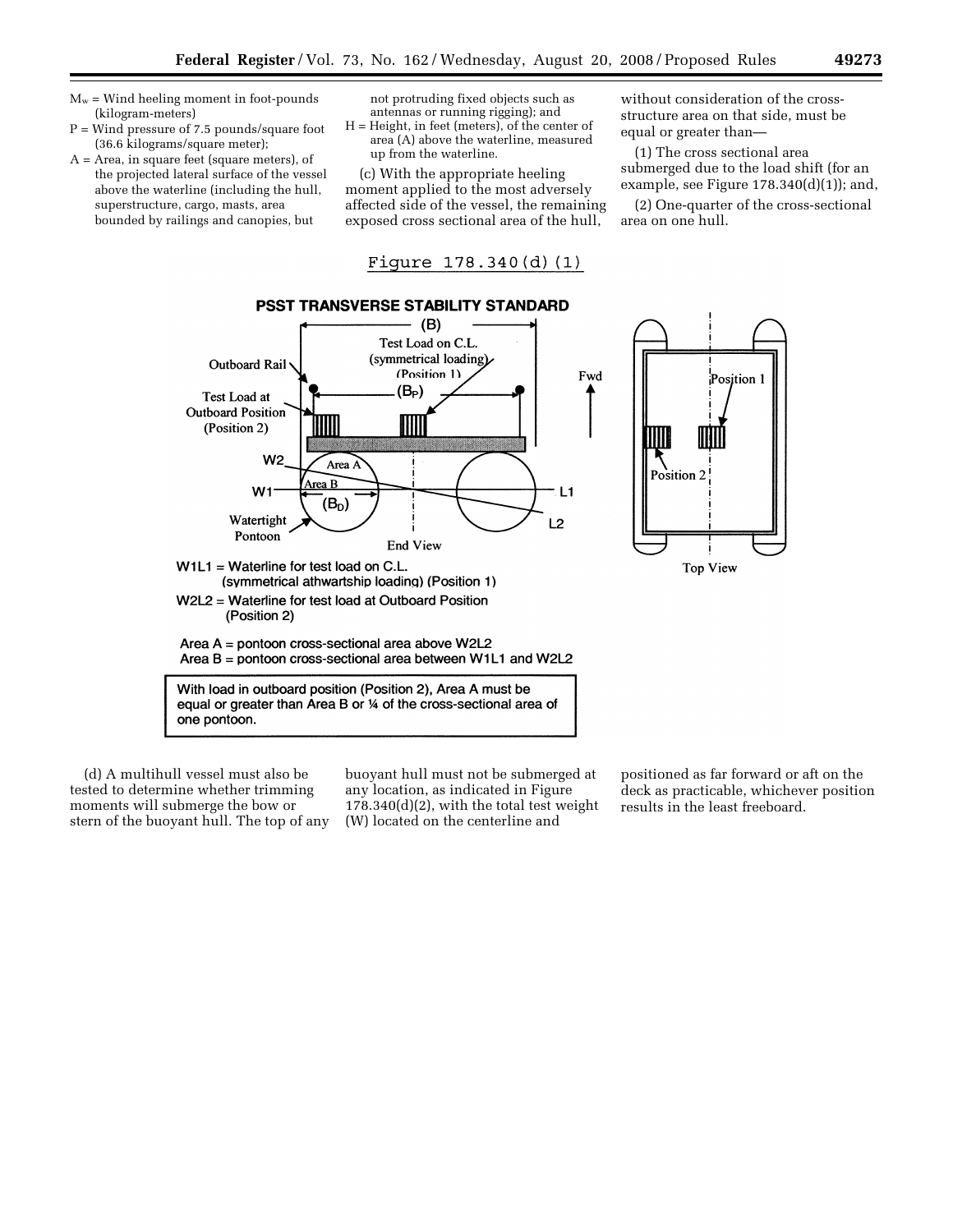$M_w$ = Wind heeling moment in foot-pounds (kilogram-meters)

P = Wind pressure of 7.5 pounds/square foot (36.6 kilograms/square meter);

A = Area, in square feet (square meters), of the projected lateral surface of the vessel above the waterline (including the hull, superstructure, cargo, masts, area bounded by railings and canopies, but not protruding fixed objects such as antennas or running rigging); and

H = Height, in feet (meters), of the center of area (A) above the waterline, measured up from the waterline.

(c) With the appropriate heeling moment applied to the most adversely affected side of the vessel, the remaining exposed cross sectional area of the hull, without consideration of the cross-structure area on that side, must be equal or greater than—

(1) The cross sectional area submerged due to the load shift (for an example, see Figure 178.340(d)(1)); and,

(2) One-quarter of the cross-sectional area on one hull.

Figure 178.340(d)(1)

**PSST TRANSVERSE STABILITY STANDARD**

W1L1 = Waterline for test load on C.L. (symmetrical athwartship loading) (Position 1)

W2L2 = Waterline for test load at Outboard Position (Position 2)

Area A = pontoon cross-sectional area above W2L2

Area B = pontoon cross-sectional area between W1L1 and W2L2

With load in outboard position (Position 2), Area A must be equal or greater than Area B or ¼ of the cross-sectional area of one pontoon.

(d) A multihull vessel must also be tested to determine whether trimming moments will submerge the bow or stern of the buoyant hull. The top of any buoyant hull must not be submerged at any location, as indicated in Figure 178.340(d)(2), with the total test weight (W) located on the centerline and positioned as far forward or aft on the deck as practicable, whichever position results in the least freeboard.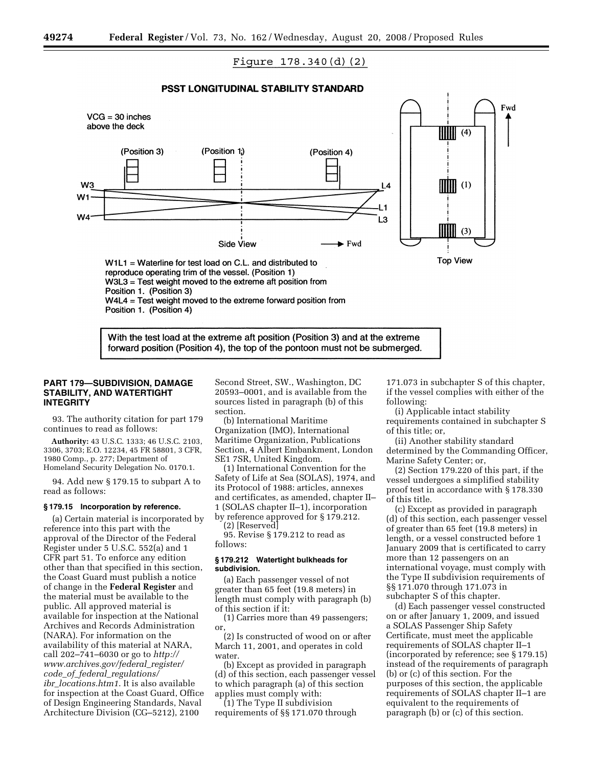Figure 178.340(d)(2)

**PSST LONGITUDINAL STABILITY STANDARD**

VCG = 30 inches above the deck

(Position 3) (Position 1) (Position 4)

W3 W1 W4 L4 L1 L3

Side View → Fwd

Top View

Fwd

(4) (1) (3)

W1L1 = Waterline for test load on C.L. and distributed to reproduce operating trim of the vessel. (Position 1)
W3L3 = Test weight moved to the extreme aft position from Position 1. (Position 3)
W4L4 = Test weight moved to the extreme forward position from Position 1. (Position 4)

With the test load at the extreme aft position (Position 3) and at the extreme forward position (Position 4), the top of the pontoon must not be submerged.

## PART 179—SUBDIVISION, DAMAGE STABILITY, AND WATERTIGHT INTEGRITY

93. The authority citation for part 179 continues to read as follows:

**Authority:** 43 U.S.C. 1333; 46 U.S.C. 2103, 3306, 3703; E.O. 12234, 45 FR 58801, 3 CFR, 1980 Comp., p. 277; Department of Homeland Security Delegation No. 0170.1.

94. Add new § 179.15 to subpart A to read as follows:

### § 179.15 Incorporation by reference.

(a) Certain material is incorporated by reference into this part with the approval of the Director of the Federal Register under 5 U.S.C. 552(a) and 1 CFR part 51. To enforce any edition other than that specified in this section, the Coast Guard must publish a notice of change in the **Federal Register** and the material must be available to the public. All approved material is available for inspection at the National Archives and Records Administration (NARA). For information on the availability of this material at NARA, call 202–741–6030 or go to *http://www.archives.gov/federal_register/code_of_federal_regulations/ibr_locations.htm1*. It is also available for inspection at the Coast Guard, Office of Design Engineering Standards, Naval Architecture Division (CG–5212), 2100 Second Street, SW., Washington, DC 20593–0001, and is available from the sources listed in paragraph (b) of this section.

(b) International Maritime Organization (IMO), International Maritime Organization, Publications Section, 4 Albert Embankment, London SE1 7SR, United Kingdom.

(1) International Convention for the Safety of Life at Sea (SOLAS), 1974, and its Protocol of 1988: articles, annexes and certificates, as amended, chapter II–1 (SOLAS chapter II–1), incorporation by reference approved for § 179.212.

(2) [Reserved]

95. Revise § 179.212 to read as follows:

### § 179.212 Watertight bulkheads for subdivision.

(a) Each passenger vessel of not greater than 65 feet (19.8 meters) in length must comply with paragraph (b) of this section if it:

(1) Carries more than 49 passengers; or,

(2) Is constructed of wood on or after March 11, 2001, and operates in cold water.

(b) Except as provided in paragraph (d) of this section, each passenger vessel to which paragraph (a) of this section applies must comply with:

(1) The Type II subdivision requirements of §§ 171.070 through 171.073 in subchapter S of this chapter, if the vessel complies with either of the following:

(i) Applicable intact stability requirements contained in subchapter S of this title; or,

(ii) Another stability standard determined by the Commanding Officer, Marine Safety Center; or,

(2) Section 179.220 of this part, if the vessel undergoes a simplified stability proof test in accordance with § 178.330 of this title.

(c) Except as provided in paragraph (d) of this section, each passenger vessel of greater than 65 feet (19.8 meters) in length, or a vessel constructed before 1 January 2009 that is certificated to carry more than 12 passengers on an international voyage, must comply with the Type II subdivision requirements of §§ 171.070 through 171.073 in subchapter S of this chapter.

(d) Each passenger vessel constructed on or after January 1, 2009, and issued a SOLAS Passenger Ship Safety Certificate, must meet the applicable requirements of SOLAS chapter II–1 (incorporated by reference; see § 179.15) instead of the requirements of paragraph (b) or (c) of this section. For the purposes of this section, the applicable requirements of SOLAS chapter II–1 are equivalent to the requirements of paragraph (b) or (c) of this section.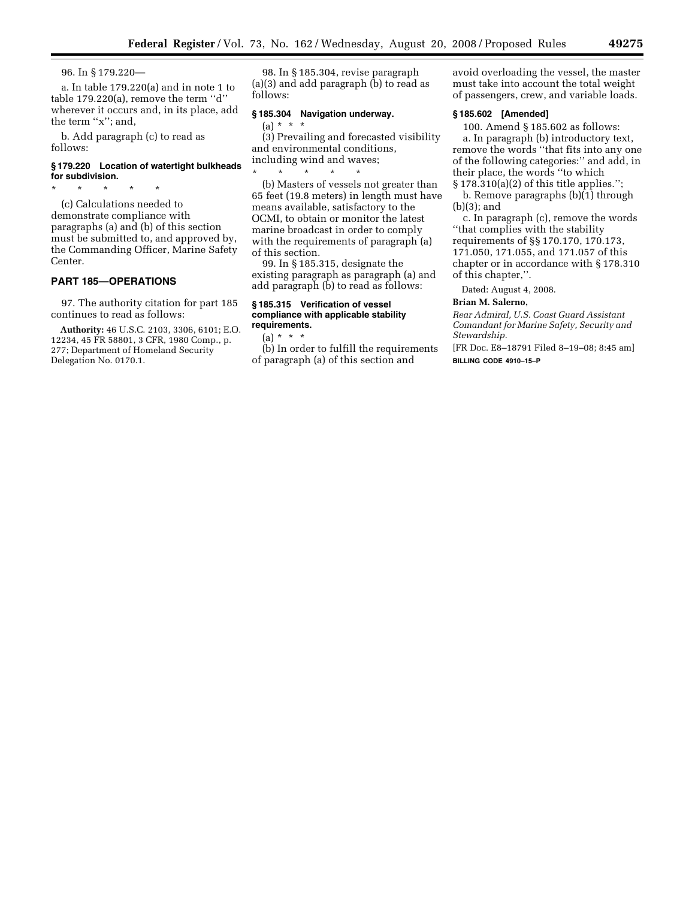96. In § 179.220—

a. In table 179.220(a) and in note 1 to table 179.220(a), remove the term ''d'' wherever it occurs and, in its place, add the term ''x''; and,

b. Add paragraph (c) to read as follows:

### § 179.220 Location of watertight bulkheads for subdivision.

\* \* \* \* \*

(c) Calculations needed to demonstrate compliance with paragraphs (a) and (b) of this section must be submitted to, and approved by, the Commanding Officer, Marine Safety Center.

## PART 185—OPERATIONS

97. The authority citation for part 185 continues to read as follows:

**Authority:** 46 U.S.C. 2103, 3306, 6101; E.O. 12234, 45 FR 58801, 3 CFR, 1980 Comp., p. 277; Department of Homeland Security Delegation No. 0170.1.

98. In § 185.304, revise paragraph (a)(3) and add paragraph (b) to read as follows:

### § 185.304 Navigation underway.

(a) \* \* \*

(3) Prevailing and forecasted visibility and environmental conditions, including wind and waves;

\* \* \* \* \*

(b) Masters of vessels not greater than 65 feet (19.8 meters) in length must have means available, satisfactory to the OCMI, to obtain or monitor the latest marine broadcast in order to comply with the requirements of paragraph (a) of this section.

99. In § 185.315, designate the existing paragraph as paragraph (a) and add paragraph (b) to read as follows:

### § 185.315 Verification of vessel compliance with applicable stability requirements.

(a) \* \* \*

(b) In order to fulfill the requirements of paragraph (a) of this section and avoid overloading the vessel, the master must take into account the total weight of passengers, crew, and variable loads.

### § 185.602 [Amended]

100. Amend § 185.602 as follows:

a. In paragraph (b) introductory text, remove the words ''that fits into any one of the following categories:'' and add, in their place, the words ''to which § 178.310(a)(2) of this title applies.'';

b. Remove paragraphs (b)(1) through (b)(3); and

c. In paragraph (c), remove the words ''that complies with the stability requirements of §§ 170.170, 170.173, 171.050, 171.055, and 171.057 of this chapter or in accordance with § 178.310 of this chapter,''.

Dated: August 4, 2008.

**Brian M. Salerno,**

*Rear Admiral, U.S. Coast Guard Assistant Comandant for Marine Safety, Security and Stewardship.*

[FR Doc. E8–18791 Filed 8–19–08; 8:45 am]

**BILLING CODE 4910–15–P**